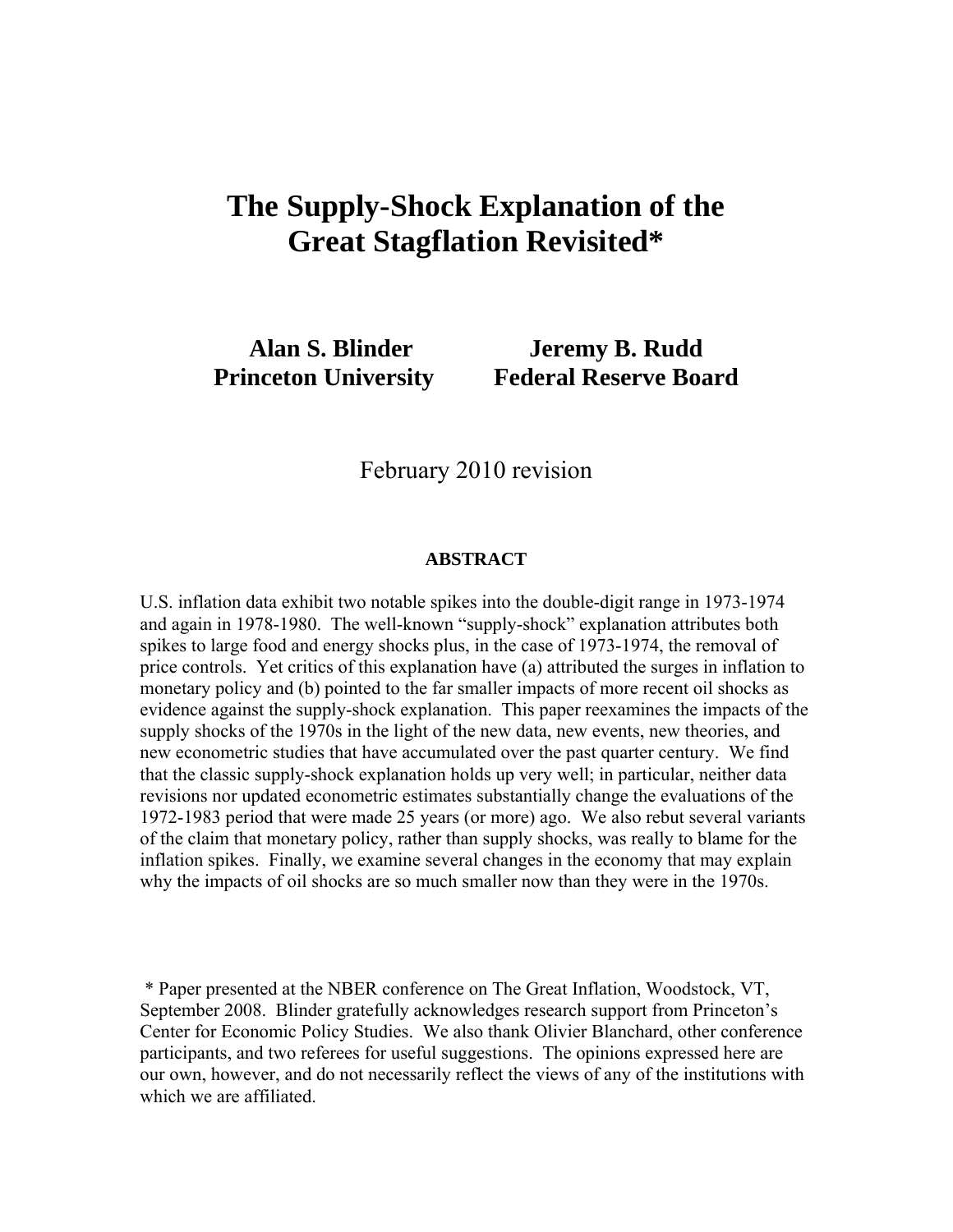# The Supply-Shock Explanation of the Great Stagflation Revisited*

**Alan S. Blinder**
**Princeton University**

**Jeremy B. Rudd**
**Federal Reserve Board**

February 2010 revision

**ABSTRACT**

U.S. inflation data exhibit two notable spikes into the double-digit range in 1973-1974 and again in 1978-1980. The well-known "supply-shock" explanation attributes both spikes to large food and energy shocks plus, in the case of 1973-1974, the removal of price controls. Yet critics of this explanation have (a) attributed the surges in inflation to monetary policy and (b) pointed to the far smaller impacts of more recent oil shocks as evidence against the supply-shock explanation. This paper reexamines the impacts of the supply shocks of the 1970s in the light of the new data, new events, new theories, and new econometric studies that have accumulated over the past quarter century. We find that the classic supply-shock explanation holds up very well; in particular, neither data revisions nor updated econometric estimates substantially change the evaluations of the 1972-1983 period that were made 25 years (or more) ago. We also rebut several variants of the claim that monetary policy, rather than supply shocks, was really to blame for the inflation spikes. Finally, we examine several changes in the economy that may explain why the impacts of oil shocks are so much smaller now than they were in the 1970s.

\* Paper presented at the NBER conference on The Great Inflation, Woodstock, VT, September 2008. Blinder gratefully acknowledges research support from Princeton's Center for Economic Policy Studies. We also thank Olivier Blanchard, other conference participants, and two referees for useful suggestions. The opinions expressed here are our own, however, and do not necessarily reflect the views of any of the institutions with which we are affiliated.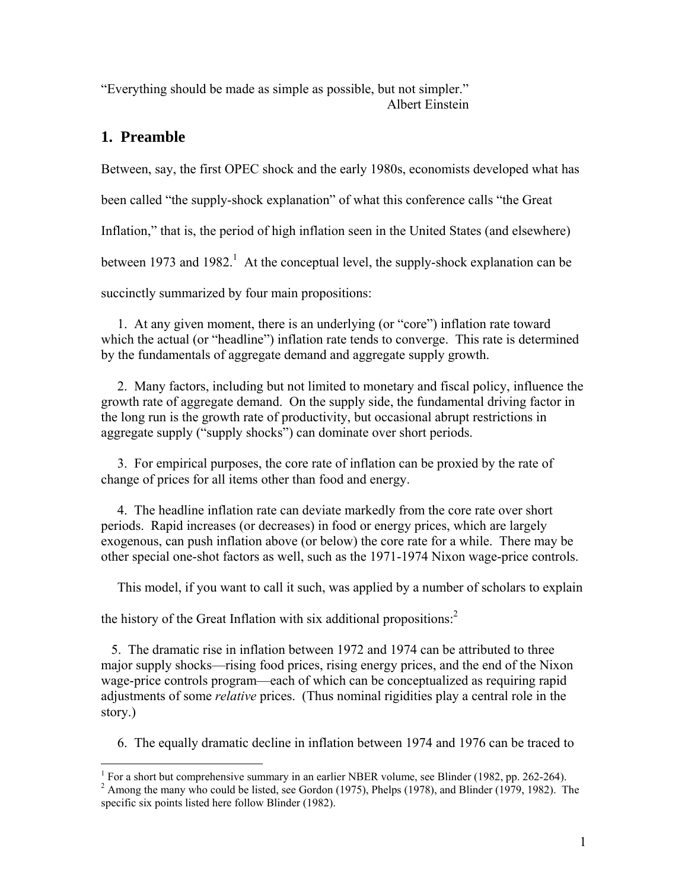"Everything should be made as simple as possible, but not simpler."
Albert Einstein

## 1. Preamble

Between, say, the first OPEC shock and the early 1980s, economists developed what has been called "the supply-shock explanation" of what this conference calls "the Great Inflation," that is, the period of high inflation seen in the United States (and elsewhere) between 1973 and 1982.[1] At the conceptual level, the supply-shock explanation can be succinctly summarized by four main propositions:

1. At any given moment, there is an underlying (or "core") inflation rate toward which the actual (or "headline") inflation rate tends to converge. This rate is determined by the fundamentals of aggregate demand and aggregate supply growth.

2. Many factors, including but not limited to monetary and fiscal policy, influence the growth rate of aggregate demand. On the supply side, the fundamental driving factor in the long run is the growth rate of productivity, but occasional abrupt restrictions in aggregate supply ("supply shocks") can dominate over short periods.

3. For empirical purposes, the core rate of inflation can be proxied by the rate of change of prices for all items other than food and energy.

4. The headline inflation rate can deviate markedly from the core rate over short periods. Rapid increases (or decreases) in food or energy prices, which are largely exogenous, can push inflation above (or below) the core rate for a while. There may be other special one-shot factors as well, such as the 1971-1974 Nixon wage-price controls.

This model, if you want to call it such, was applied by a number of scholars to explain the history of the Great Inflation with six additional propositions:[2]

5. The dramatic rise in inflation between 1972 and 1974 can be attributed to three major supply shocks—rising food prices, rising energy prices, and the end of the Nixon wage-price controls program—each of which can be conceptualized as requiring rapid adjustments of some *relative* prices. (Thus nominal rigidities play a central role in the story.)

6. The equally dramatic decline in inflation between 1974 and 1976 can be traced to

[1] For a short but comprehensive summary in an earlier NBER volume, see Blinder (1982, pp. 262-264).

[2] Among the many who could be listed, see Gordon (1975), Phelps (1978), and Blinder (1979, 1982). The specific six points listed here follow Blinder (1982).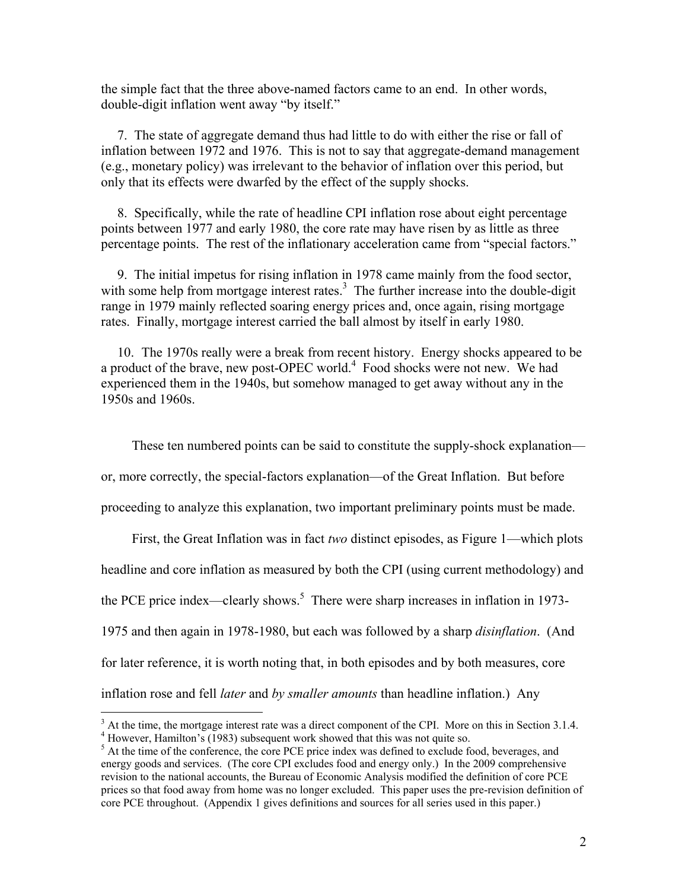the simple fact that the three above-named factors came to an end. In other words, double-digit inflation went away "by itself."

7. The state of aggregate demand thus had little to do with either the rise or fall of inflation between 1972 and 1976. This is not to say that aggregate-demand management (e.g., monetary policy) was irrelevant to the behavior of inflation over this period, but only that its effects were dwarfed by the effect of the supply shocks.

8. Specifically, while the rate of headline CPI inflation rose about eight percentage points between 1977 and early 1980, the core rate may have risen by as little as three percentage points. The rest of the inflationary acceleration came from "special factors."

9. The initial impetus for rising inflation in 1978 came mainly from the food sector, with some help from mortgage interest rates.[3] The further increase into the double-digit range in 1979 mainly reflected soaring energy prices and, once again, rising mortgage rates. Finally, mortgage interest carried the ball almost by itself in early 1980.

10. The 1970s really were a break from recent history. Energy shocks appeared to be a product of the brave, new post-OPEC world.[4] Food shocks were not new. We had experienced them in the 1940s, but somehow managed to get away without any in the 1950s and 1960s.

These ten numbered points can be said to constitute the supply-shock explanation—or, more correctly, the special-factors explanation—of the Great Inflation. But before proceeding to analyze this explanation, two important preliminary points must be made.

First, the Great Inflation was in fact *two* distinct episodes, as Figure 1—which plots headline and core inflation as measured by both the CPI (using current methodology) and the PCE price index—clearly shows.[5] There were sharp increases in inflation in 1973-1975 and then again in 1978-1980, but each was followed by a sharp *disinflation*. (And for later reference, it is worth noting that, in both episodes and by both measures, core inflation rose and fell *later* and *by smaller amounts* than headline inflation.) Any

---

[3] At the time, the mortgage interest rate was a direct component of the CPI. More on this in Section 3.1.4.

[4] However, Hamilton's (1983) subsequent work showed that this was not quite so.

[5] At the time of the conference, the core PCE price index was defined to exclude food, beverages, and energy goods and services. (The core CPI excludes food and energy only.) In the 2009 comprehensive revision to the national accounts, the Bureau of Economic Analysis modified the definition of core PCE prices so that food away from home was no longer excluded. This paper uses the pre-revision definition of core PCE throughout. (Appendix 1 gives definitions and sources for all series used in this paper.)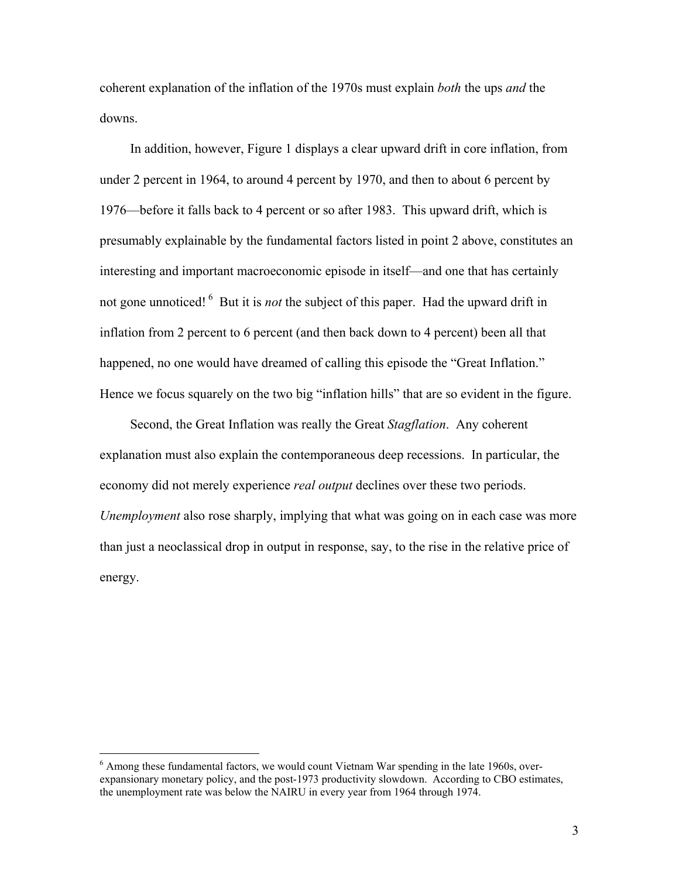coherent explanation of the inflation of the 1970s must explain *both* the ups *and* the downs.

In addition, however, Figure 1 displays a clear upward drift in core inflation, from under 2 percent in 1964, to around 4 percent by 1970, and then to about 6 percent by 1976—before it falls back to 4 percent or so after 1983. This upward drift, which is presumably explainable by the fundamental factors listed in point 2 above, constitutes an interesting and important macroeconomic episode in itself—and one that has certainly not gone unnoticed! [6] But it is *not* the subject of this paper. Had the upward drift in inflation from 2 percent to 6 percent (and then back down to 4 percent) been all that happened, no one would have dreamed of calling this episode the "Great Inflation." Hence we focus squarely on the two big "inflation hills" that are so evident in the figure.

Second, the Great Inflation was really the Great *Stagflation*. Any coherent explanation must also explain the contemporaneous deep recessions. In particular, the economy did not merely experience *real output* declines over these two periods. *Unemployment* also rose sharply, implying that what was going on in each case was more than just a neoclassical drop in output in response, say, to the rise in the relative price of energy.

---

[6] Among these fundamental factors, we would count Vietnam War spending in the late 1960s, over-expansionary monetary policy, and the post-1973 productivity slowdown. According to CBO estimates, the unemployment rate was below the NAIRU in every year from 1964 through 1974.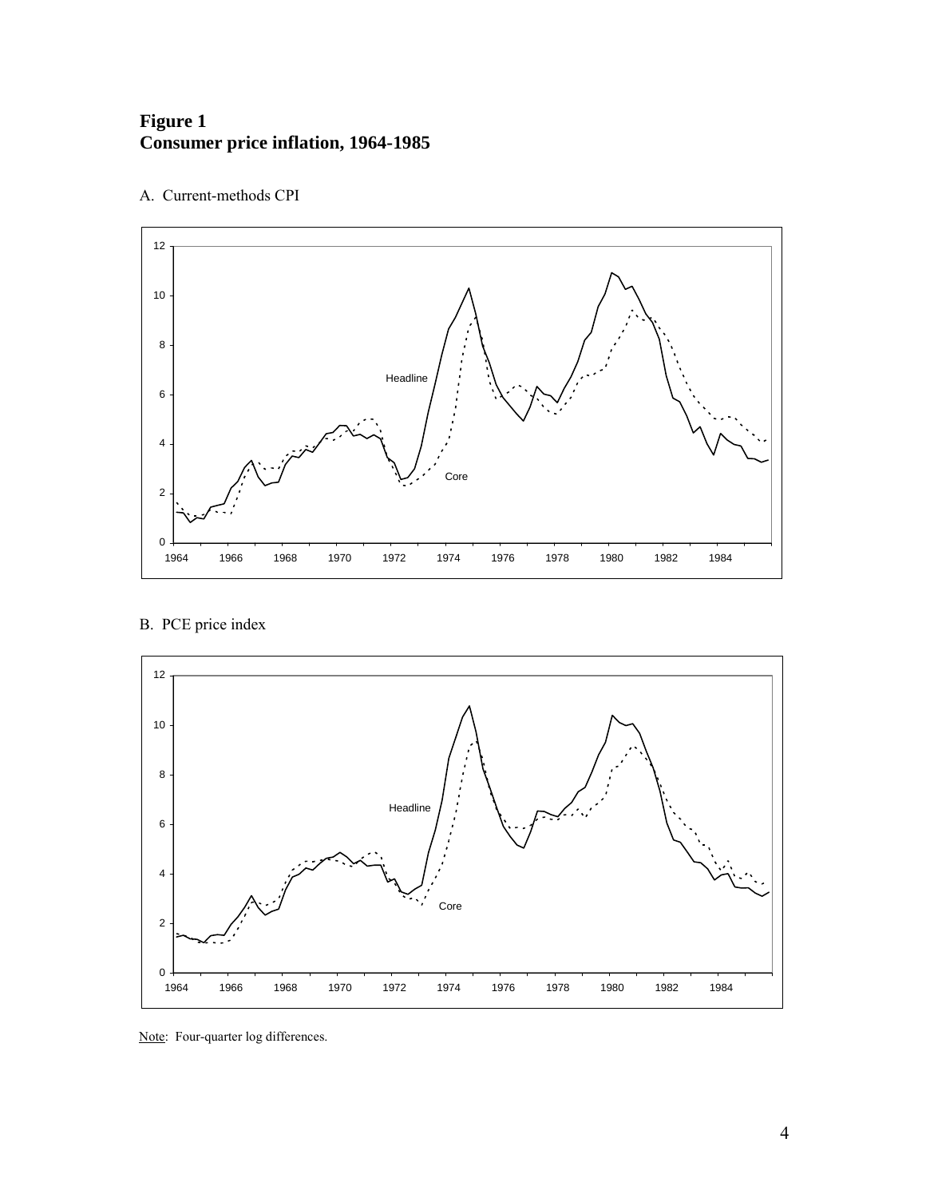**Figure 1**
**Consumer price inflation, 1964-1985**

A. Current-methods CPI

B. PCE price index

Note: Four-quarter log differences.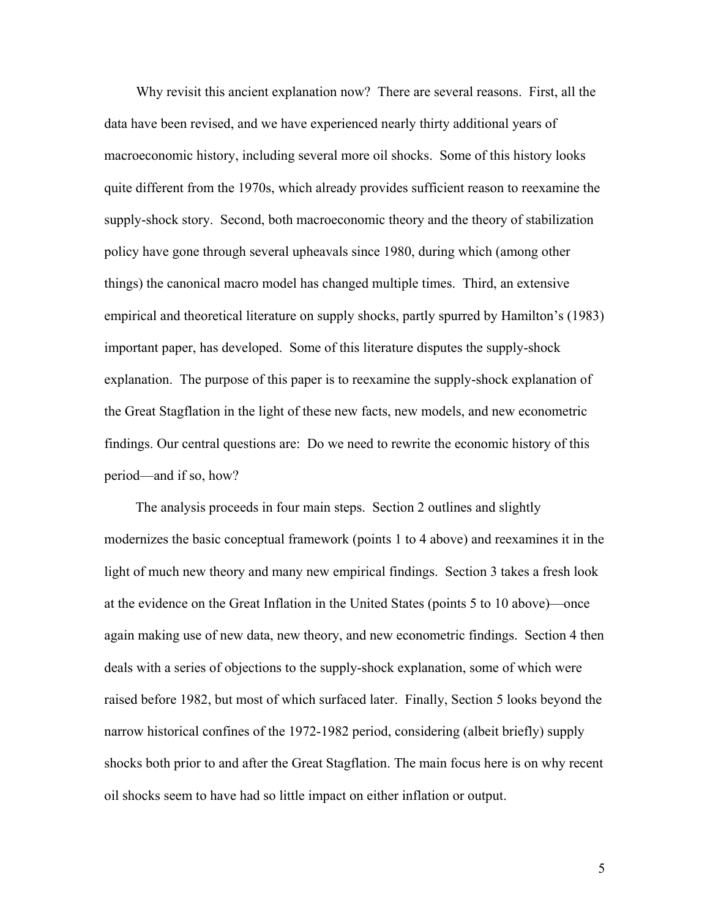Why revisit this ancient explanation now? There are several reasons. First, all the data have been revised, and we have experienced nearly thirty additional years of macroeconomic history, including several more oil shocks. Some of this history looks quite different from the 1970s, which already provides sufficient reason to reexamine the supply-shock story. Second, both macroeconomic theory and the theory of stabilization policy have gone through several upheavals since 1980, during which (among other things) the canonical macro model has changed multiple times. Third, an extensive empirical and theoretical literature on supply shocks, partly spurred by Hamilton's (1983) important paper, has developed. Some of this literature disputes the supply-shock explanation. The purpose of this paper is to reexamine the supply-shock explanation of the Great Stagflation in the light of these new facts, new models, and new econometric findings. Our central questions are: Do we need to rewrite the economic history of this period—and if so, how?

The analysis proceeds in four main steps. Section 2 outlines and slightly modernizes the basic conceptual framework (points 1 to 4 above) and reexamines it in the light of much new theory and many new empirical findings. Section 3 takes a fresh look at the evidence on the Great Inflation in the United States (points 5 to 10 above)—once again making use of new data, new theory, and new econometric findings. Section 4 then deals with a series of objections to the supply-shock explanation, some of which were raised before 1982, but most of which surfaced later. Finally, Section 5 looks beyond the narrow historical confines of the 1972-1982 period, considering (albeit briefly) supply shocks both prior to and after the Great Stagflation. The main focus here is on why recent oil shocks seem to have had so little impact on either inflation or output.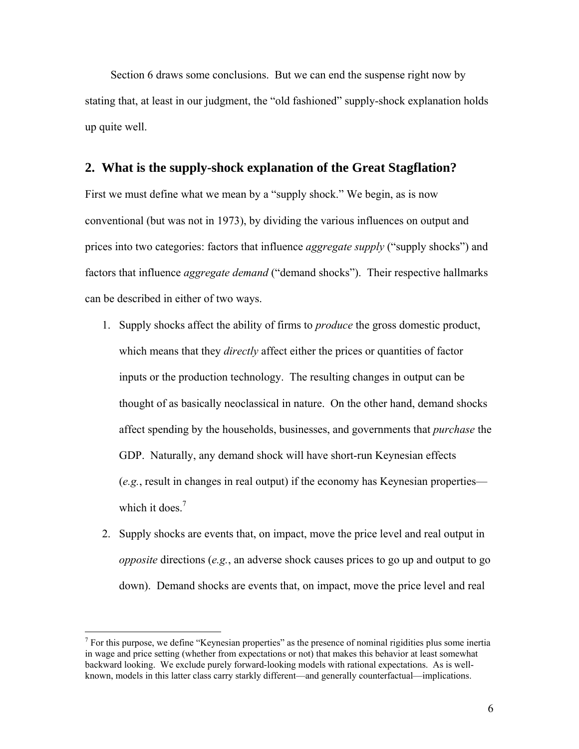Section 6 draws some conclusions. But we can end the suspense right now by stating that, at least in our judgment, the "old fashioned" supply-shock explanation holds up quite well.

## 2. What is the supply-shock explanation of the Great Stagflation?

First we must define what we mean by a "supply shock." We begin, as is now conventional (but was not in 1973), by dividing the various influences on output and prices into two categories: factors that influence *aggregate supply* ("supply shocks") and factors that influence *aggregate demand* ("demand shocks"). Their respective hallmarks can be described in either of two ways.

1. Supply shocks affect the ability of firms to *produce* the gross domestic product, which means that they *directly* affect either the prices or quantities of factor inputs or the production technology. The resulting changes in output can be thought of as basically neoclassical in nature. On the other hand, demand shocks affect spending by the households, businesses, and governments that *purchase* the GDP. Naturally, any demand shock will have short-run Keynesian effects (*e.g.*, result in changes in real output) if the economy has Keynesian properties—which it does.[7]

2. Supply shocks are events that, on impact, move the price level and real output in *opposite* directions (*e.g.*, an adverse shock causes prices to go up and output to go down). Demand shocks are events that, on impact, move the price level and real

[7] For this purpose, we define "Keynesian properties" as the presence of nominal rigidities plus some inertia in wage and price setting (whether from expectations or not) that makes this behavior at least somewhat backward looking. We exclude purely forward-looking models with rational expectations. As is well-known, models in this latter class carry starkly different—and generally counterfactual—implications.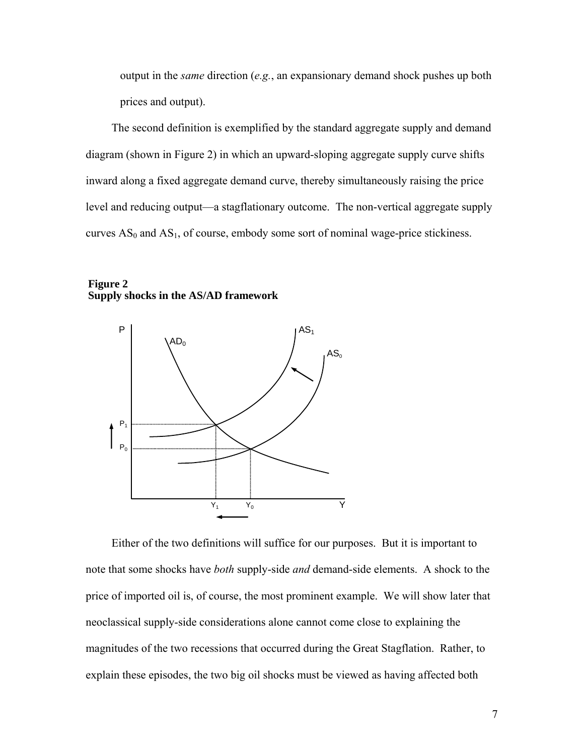output in the *same* direction (*e.g.*, an expansionary demand shock pushes up both prices and output).

The second definition is exemplified by the standard aggregate supply and demand diagram (shown in Figure 2) in which an upward-sloping aggregate supply curve shifts inward along a fixed aggregate demand curve, thereby simultaneously raising the price level and reducing output—a stagflationary outcome. The non-vertical aggregate supply curves $AS_0$ and $AS_1$, of course, embody some sort of nominal wage-price stickiness.

**Figure 2**
**Supply shocks in the AS/AD framework**

Either of the two definitions will suffice for our purposes. But it is important to note that some shocks have *both* supply-side *and* demand-side elements. A shock to the price of imported oil is, of course, the most prominent example. We will show later that neoclassical supply-side considerations alone cannot come close to explaining the magnitudes of the two recessions that occurred during the Great Stagflation. Rather, to explain these episodes, the two big oil shocks must be viewed as having affected both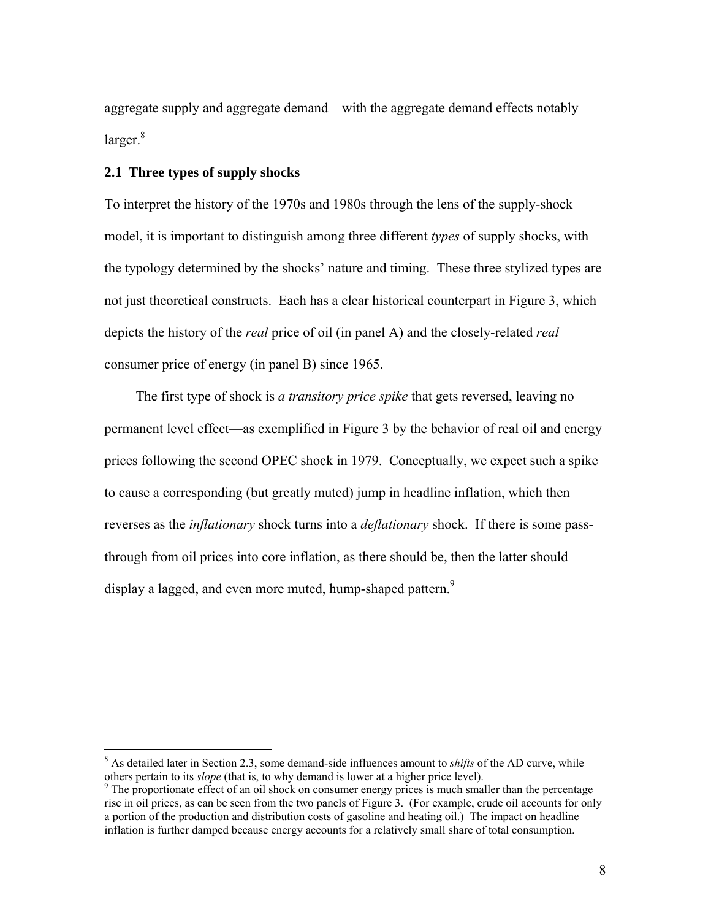aggregate supply and aggregate demand—with the aggregate demand effects notably larger.[8]

### 2.1 Three types of supply shocks

To interpret the history of the 1970s and 1980s through the lens of the supply-shock model, it is important to distinguish among three different *types* of supply shocks, with the typology determined by the shocks' nature and timing. These three stylized types are not just theoretical constructs. Each has a clear historical counterpart in Figure 3, which depicts the history of the *real* price of oil (in panel A) and the closely-related *real* consumer price of energy (in panel B) since 1965.

The first type of shock is *a transitory price spike* that gets reversed, leaving no permanent level effect—as exemplified in Figure 3 by the behavior of real oil and energy prices following the second OPEC shock in 1979. Conceptually, we expect such a spike to cause a corresponding (but greatly muted) jump in headline inflation, which then reverses as the *inflationary* shock turns into a *deflationary* shock. If there is some pass-through from oil prices into core inflation, as there should be, then the latter should display a lagged, and even more muted, hump-shaped pattern.[9]

---

[8] As detailed later in Section 2.3, some demand-side influences amount to *shifts* of the AD curve, while others pertain to its *slope* (that is, to why demand is lower at a higher price level).

[9] The proportionate effect of an oil shock on consumer energy prices is much smaller than the percentage rise in oil prices, as can be seen from the two panels of Figure 3. (For example, crude oil accounts for only a portion of the production and distribution costs of gasoline and heating oil.) The impact on headline inflation is further damped because energy accounts for a relatively small share of total consumption.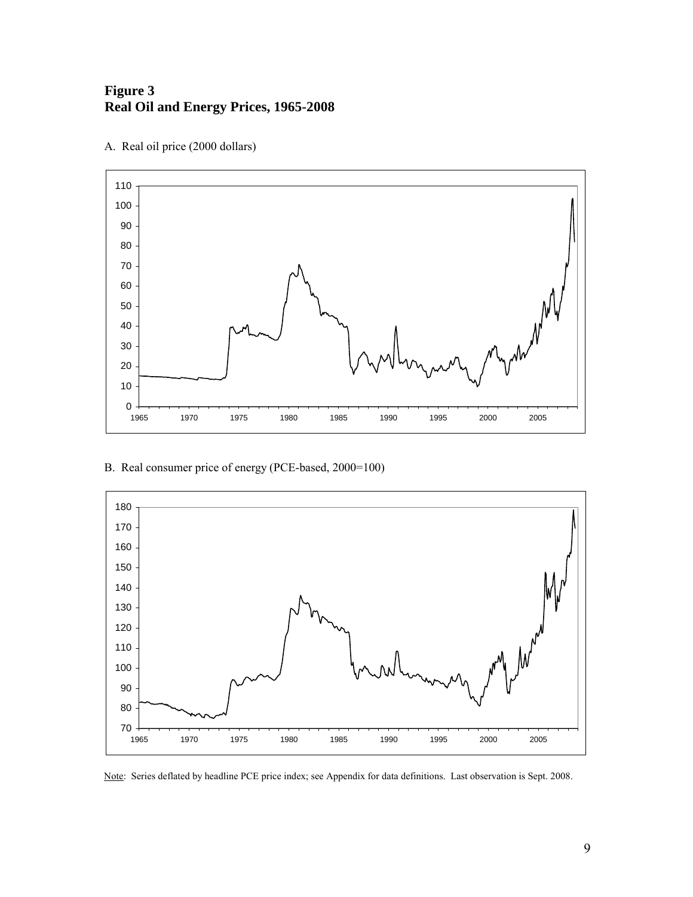**Figure 3**
**Real Oil and Energy Prices, 1965-2008**

A. Real oil price (2000 dollars)

B. Real consumer price of energy (PCE-based, 2000=100)

Note: Series deflated by headline PCE price index; see Appendix for data definitions. Last observation is Sept. 2008.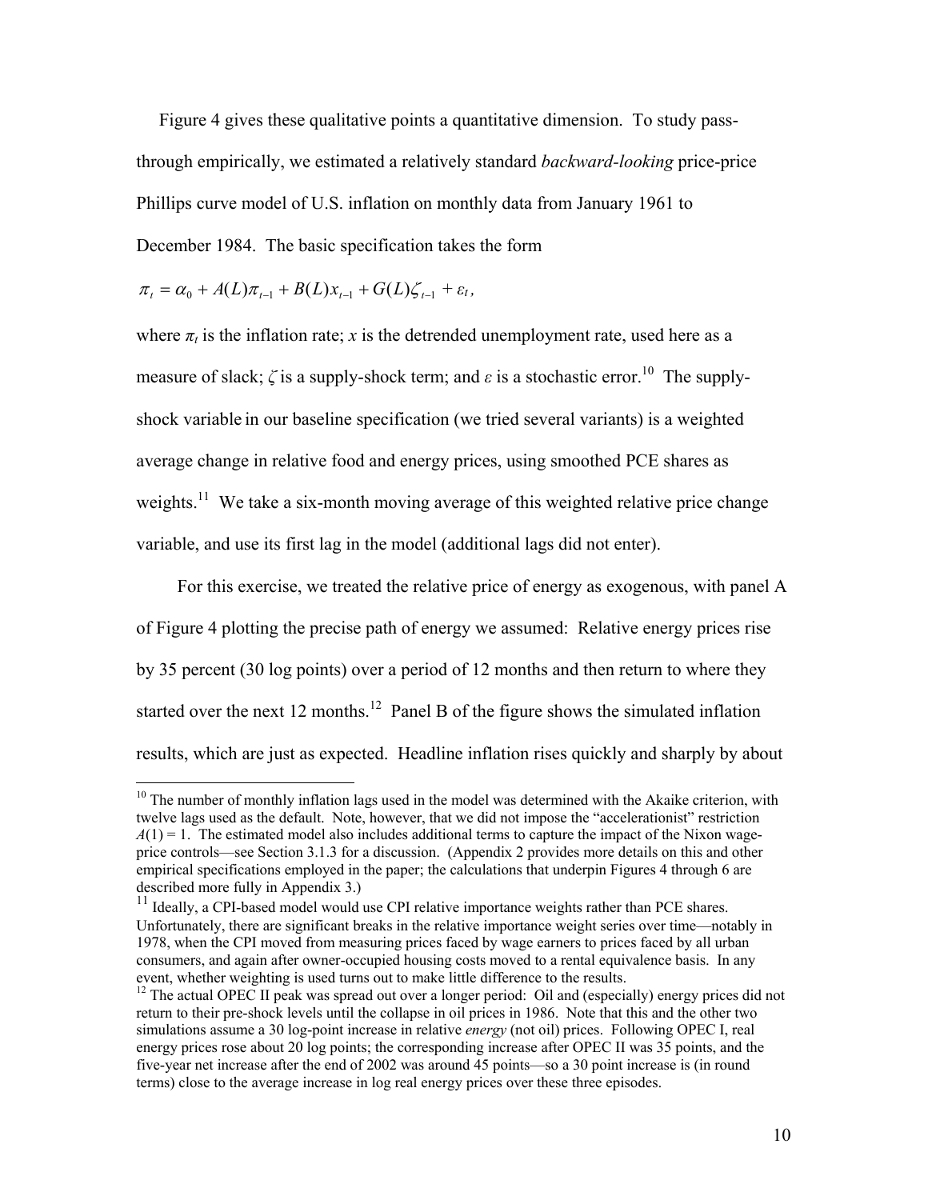Figure 4 gives these qualitative points a quantitative dimension. To study pass-through empirically, we estimated a relatively standard *backward-looking* price-price Phillips curve model of U.S. inflation on monthly data from January 1961 to December 1984. The basic specification takes the form

$$\pi_t = \alpha_0 + A(L)\pi_{t-1} + B(L)x_{t-1} + G(L)\zeta_{t-1} + \varepsilon_t ,$$

where $\pi_t$ is the inflation rate; $x$ is the detrended unemployment rate, used here as a measure of slack; $\zeta$ is a supply-shock term; and $\varepsilon$ is a stochastic error.[10] The supply-shock variable in our baseline specification (we tried several variants) is a weighted average change in relative food and energy prices, using smoothed PCE shares as weights.[11] We take a six-month moving average of this weighted relative price change variable, and use its first lag in the model (additional lags did not enter).

For this exercise, we treated the relative price of energy as exogenous, with panel A of Figure 4 plotting the precise path of energy we assumed: Relative energy prices rise by 35 percent (30 log points) over a period of 12 months and then return to where they started over the next 12 months.[12] Panel B of the figure shows the simulated inflation results, which are just as expected. Headline inflation rises quickly and sharply by about

---

[10] The number of monthly inflation lags used in the model was determined with the Akaike criterion, with twelve lags used as the default. Note, however, that we did not impose the "accelerationist" restriction $A(1) = 1$. The estimated model also includes additional terms to capture the impact of the Nixon wage-price controls—see Section 3.1.3 for a discussion. (Appendix 2 provides more details on this and other empirical specifications employed in the paper; the calculations that underpin Figures 4 through 6 are described more fully in Appendix 3.)

[11] Ideally, a CPI-based model would use CPI relative importance weights rather than PCE shares. Unfortunately, there are significant breaks in the relative importance weight series over time—notably in 1978, when the CPI moved from measuring prices faced by wage earners to prices faced by all urban consumers, and again after owner-occupied housing costs moved to a rental equivalence basis. In any event, whether weighting is used turns out to make little difference to the results.

[12] The actual OPEC II peak was spread out over a longer period: Oil and (especially) energy prices did not return to their pre-shock levels until the collapse in oil prices in 1986. Note that this and the other two simulations assume a 30 log-point increase in relative *energy* (not oil) prices. Following OPEC I, real energy prices rose about 20 log points; the corresponding increase after OPEC II was 35 points, and the five-year net increase after the end of 2002 was around 45 points—so a 30 point increase is (in round terms) close to the average increase in log real energy prices over these three episodes.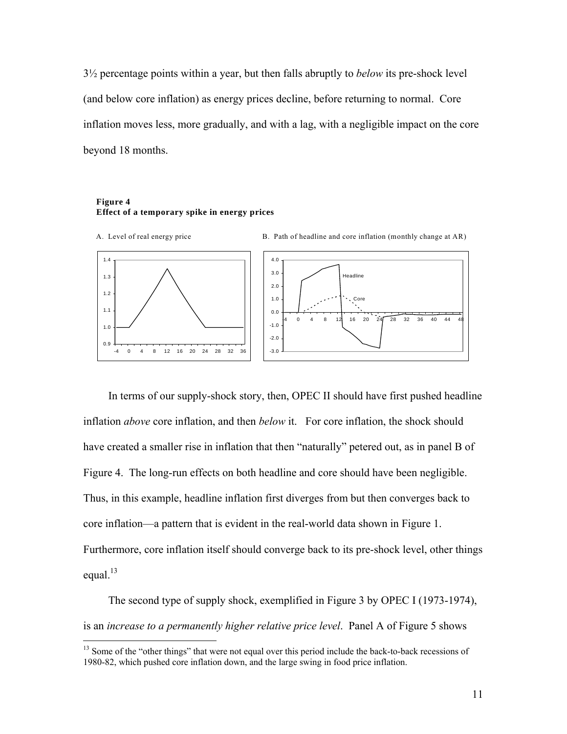3½ percentage points within a year, but then falls abruptly to *below* its pre-shock level (and below core inflation) as energy prices decline, before returning to normal. Core inflation moves less, more gradually, and with a lag, with a negligible impact on the core beyond 18 months.

**Figure 4**
**Effect of a temporary spike in energy prices**

A. Level of real energy price

B. Path of headline and core inflation (monthly change at AR)

In terms of our supply-shock story, then, OPEC II should have first pushed headline inflation *above* core inflation, and then *below* it. For core inflation, the shock should have created a smaller rise in inflation that then "naturally" petered out, as in panel B of Figure 4. The long-run effects on both headline and core should have been negligible. Thus, in this example, headline inflation first diverges from but then converges back to core inflation—a pattern that is evident in the real-world data shown in Figure 1. Furthermore, core inflation itself should converge back to its pre-shock level, other things equal.[13]

The second type of supply shock, exemplified in Figure 3 by OPEC I (1973-1974), is an *increase to a permanently higher relative price level*. Panel A of Figure 5 shows

[13] Some of the "other things" that were not equal over this period include the back-to-back recessions of 1980-82, which pushed core inflation down, and the large swing in food price inflation.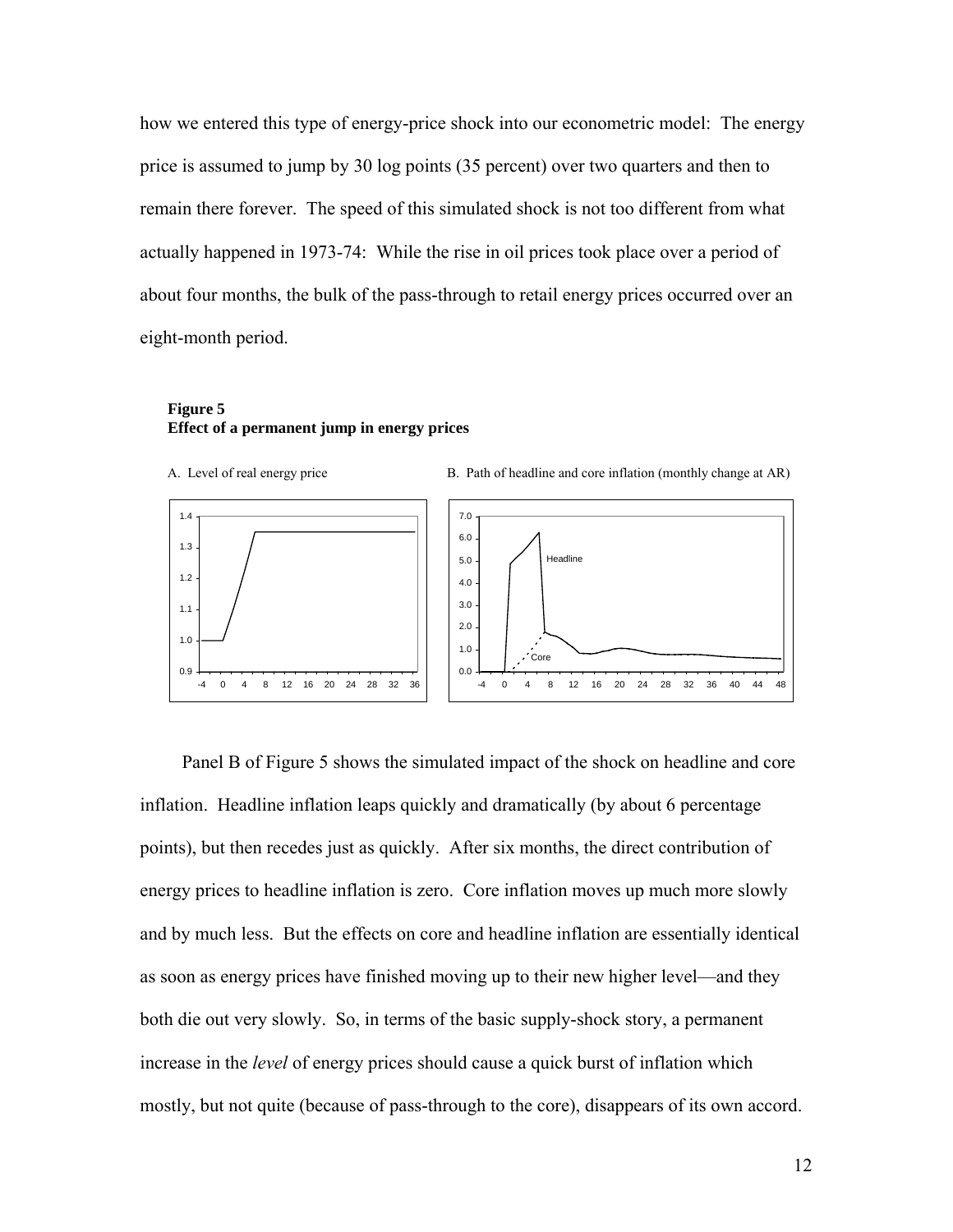how we entered this type of energy-price shock into our econometric model: The energy price is assumed to jump by 30 log points (35 percent) over two quarters and then to remain there forever. The speed of this simulated shock is not too different from what actually happened in 1973-74: While the rise in oil prices took place over a period of about four months, the bulk of the pass-through to retail energy prices occurred over an eight-month period.

**Figure 5**
**Effect of a permanent jump in energy prices**

A. Level of real energy price

B. Path of headline and core inflation (monthly change at AR)

Panel B of Figure 5 shows the simulated impact of the shock on headline and core inflation. Headline inflation leaps quickly and dramatically (by about 6 percentage points), but then recedes just as quickly. After six months, the direct contribution of energy prices to headline inflation is zero. Core inflation moves up much more slowly and by much less. But the effects on core and headline inflation are essentially identical as soon as energy prices have finished moving up to their new higher level—and they both die out very slowly. So, in terms of the basic supply-shock story, a permanent increase in the *level* of energy prices should cause a quick burst of inflation which mostly, but not quite (because of pass-through to the core), disappears of its own accord.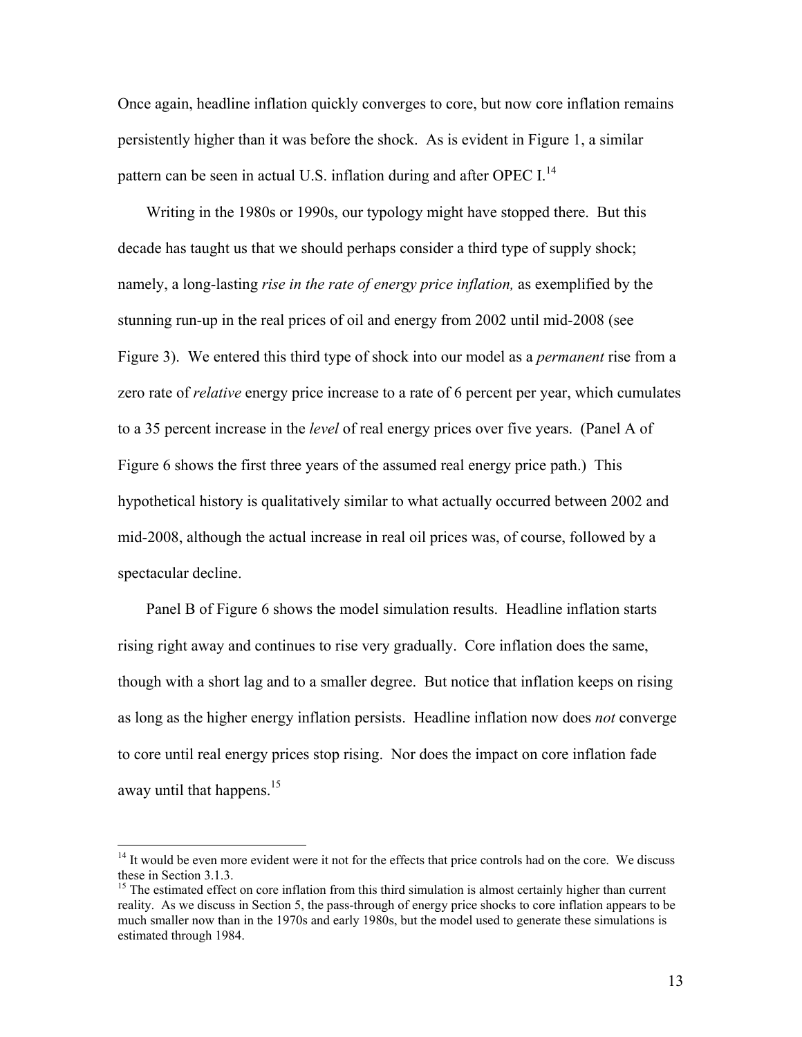Once again, headline inflation quickly converges to core, but now core inflation remains persistently higher than it was before the shock. As is evident in Figure 1, a similar pattern can be seen in actual U.S. inflation during and after OPEC I.[14]

Writing in the 1980s or 1990s, our typology might have stopped there. But this decade has taught us that we should perhaps consider a third type of supply shock; namely, a long-lasting *rise in the rate of energy price inflation,* as exemplified by the stunning run-up in the real prices of oil and energy from 2002 until mid-2008 (see Figure 3). We entered this third type of shock into our model as a *permanent* rise from a zero rate of *relative* energy price increase to a rate of 6 percent per year, which cumulates to a 35 percent increase in the *level* of real energy prices over five years. (Panel A of Figure 6 shows the first three years of the assumed real energy price path.) This hypothetical history is qualitatively similar to what actually occurred between 2002 and mid-2008, although the actual increase in real oil prices was, of course, followed by a spectacular decline.

Panel B of Figure 6 shows the model simulation results. Headline inflation starts rising right away and continues to rise very gradually. Core inflation does the same, though with a short lag and to a smaller degree. But notice that inflation keeps on rising as long as the higher energy inflation persists. Headline inflation now does *not* converge to core until real energy prices stop rising. Nor does the impact on core inflation fade away until that happens.[15]

---

[14] It would be even more evident were it not for the effects that price controls had on the core. We discuss these in Section 3.1.3.

[15] The estimated effect on core inflation from this third simulation is almost certainly higher than current reality. As we discuss in Section 5, the pass-through of energy price shocks to core inflation appears to be much smaller now than in the 1970s and early 1980s, but the model used to generate these simulations is estimated through 1984.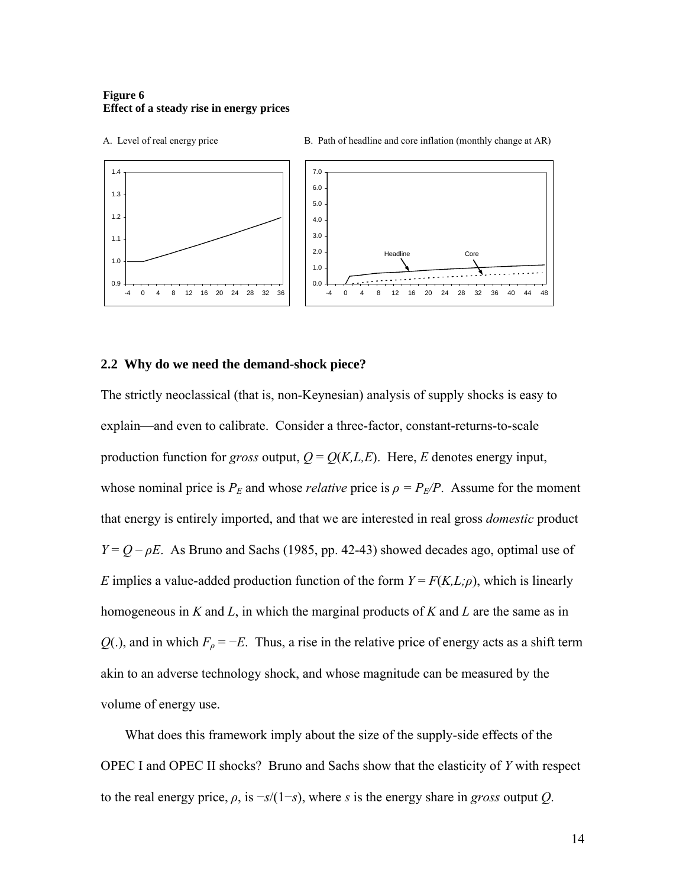**Figure 6**
**Effect of a steady rise in energy prices**

A. Level of real energy price

B. Path of headline and core inflation (monthly change at AR)

## 2.2 Why do we need the demand-shock piece?

The strictly neoclassical (that is, non-Keynesian) analysis of supply shocks is easy to explain—and even to calibrate. Consider a three-factor, constant-returns-to-scale production function for *gross* output, $Q = Q(K,L,E)$. Here, $E$ denotes energy input, whose nominal price is $P_E$ and whose *relative* price is $\rho = P_E/P$. Assume for the moment that energy is entirely imported, and that we are interested in real gross *domestic* product $Y = Q - \rho E$. As Bruno and Sachs (1985, pp. 42-43) showed decades ago, optimal use of $E$ implies a value-added production function of the form $Y = F(K,L;\rho)$, which is linearly homogeneous in $K$ and $L$, in which the marginal products of $K$ and $L$ are the same as in $Q(.)$, and in which $F_\rho = -E$. Thus, a rise in the relative price of energy acts as a shift term akin to an adverse technology shock, and whose magnitude can be measured by the volume of energy use.

What does this framework imply about the size of the supply-side effects of the OPEC I and OPEC II shocks? Bruno and Sachs show that the elasticity of $Y$ with respect to the real energy price, $\rho$, is $-s/(1-s)$, where $s$ is the energy share in *gross* output $Q$.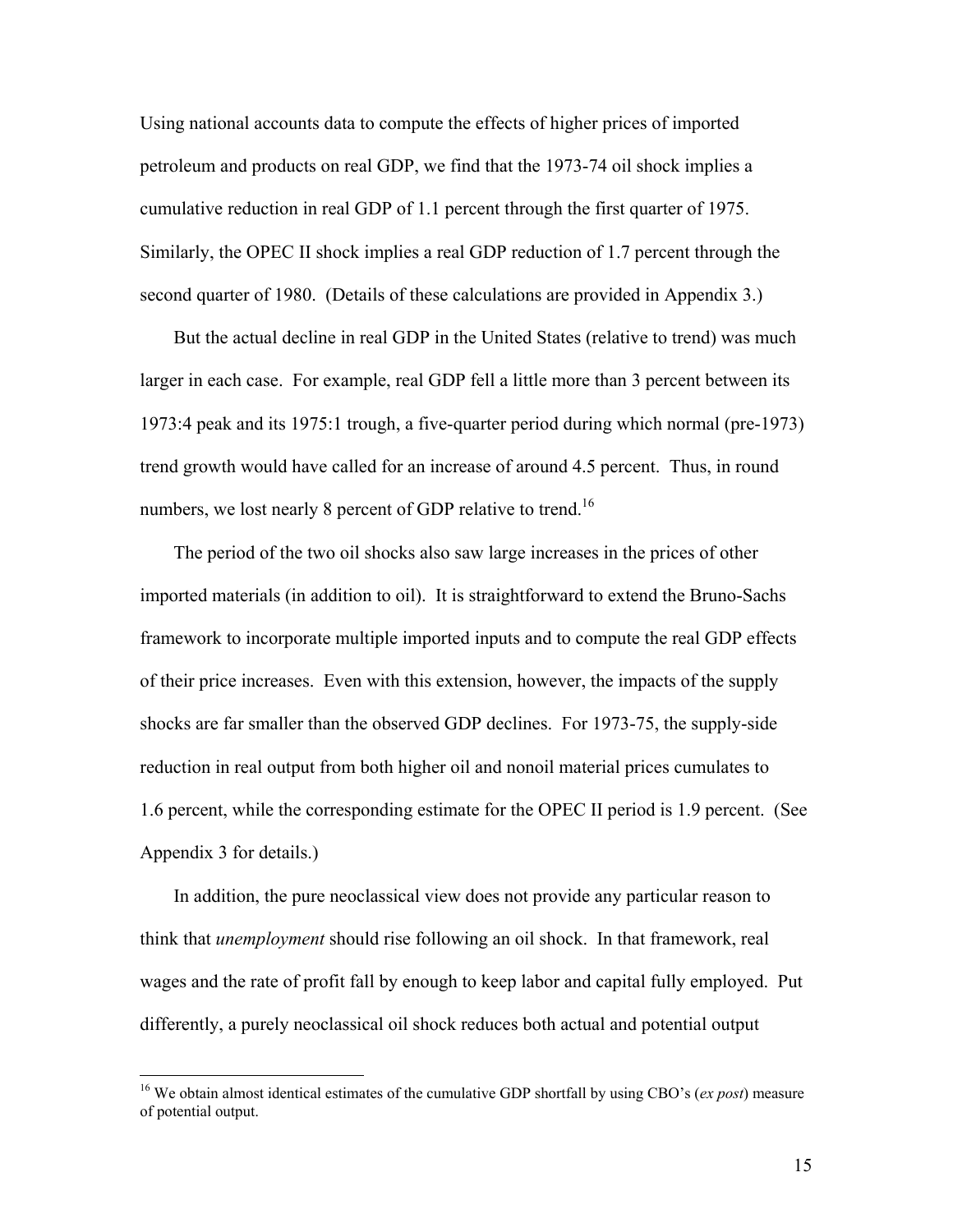Using national accounts data to compute the effects of higher prices of imported petroleum and products on real GDP, we find that the 1973-74 oil shock implies a cumulative reduction in real GDP of 1.1 percent through the first quarter of 1975. Similarly, the OPEC II shock implies a real GDP reduction of 1.7 percent through the second quarter of 1980. (Details of these calculations are provided in Appendix 3.)

But the actual decline in real GDP in the United States (relative to trend) was much larger in each case. For example, real GDP fell a little more than 3 percent between its 1973:4 peak and its 1975:1 trough, a five-quarter period during which normal (pre-1973) trend growth would have called for an increase of around 4.5 percent. Thus, in round numbers, we lost nearly 8 percent of GDP relative to trend.[16]

The period of the two oil shocks also saw large increases in the prices of other imported materials (in addition to oil). It is straightforward to extend the Bruno-Sachs framework to incorporate multiple imported inputs and to compute the real GDP effects of their price increases. Even with this extension, however, the impacts of the supply shocks are far smaller than the observed GDP declines. For 1973-75, the supply-side reduction in real output from both higher oil and nonoil material prices cumulates to 1.6 percent, while the corresponding estimate for the OPEC II period is 1.9 percent. (See Appendix 3 for details.)

In addition, the pure neoclassical view does not provide any particular reason to think that *unemployment* should rise following an oil shock. In that framework, real wages and the rate of profit fall by enough to keep labor and capital fully employed. Put differently, a purely neoclassical oil shock reduces both actual and potential output

---

[16] We obtain almost identical estimates of the cumulative GDP shortfall by using CBO's (*ex post*) measure of potential output.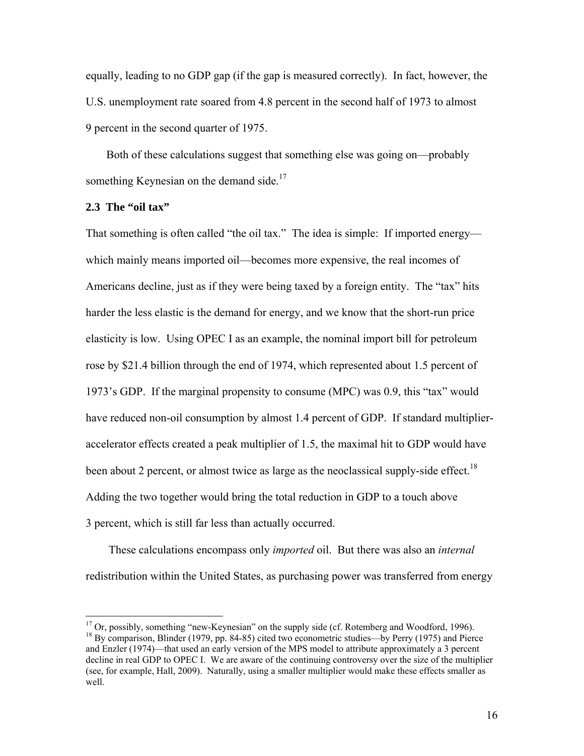equally, leading to no GDP gap (if the gap is measured correctly). In fact, however, the U.S. unemployment rate soared from 4.8 percent in the second half of 1973 to almost 9 percent in the second quarter of 1975.

Both of these calculations suggest that something else was going on—probably something Keynesian on the demand side.[17]

### 2.3 The "oil tax"

That something is often called "the oil tax." The idea is simple: If imported energy—which mainly means imported oil—becomes more expensive, the real incomes of Americans decline, just as if they were being taxed by a foreign entity. The "tax" hits harder the less elastic is the demand for energy, and we know that the short-run price elasticity is low. Using OPEC I as an example, the nominal import bill for petroleum rose by $21.4 billion through the end of 1974, which represented about 1.5 percent of 1973's GDP. If the marginal propensity to consume (MPC) was 0.9, this "tax" would have reduced non-oil consumption by almost 1.4 percent of GDP. If standard multiplier-accelerator effects created a peak multiplier of 1.5, the maximal hit to GDP would have been about 2 percent, or almost twice as large as the neoclassical supply-side effect.[18] Adding the two together would bring the total reduction in GDP to a touch above 3 percent, which is still far less than actually occurred.

These calculations encompass only *imported* oil. But there was also an *internal* redistribution within the United States, as purchasing power was transferred from energy

---

[17] Or, possibly, something "new-Keynesian" on the supply side (cf. Rotemberg and Woodford, 1996).

[18] By comparison, Blinder (1979, pp. 84-85) cited two econometric studies—by Perry (1975) and Pierce and Enzler (1974)—that used an early version of the MPS model to attribute approximately a 3 percent decline in real GDP to OPEC I. We are aware of the continuing controversy over the size of the multiplier (see, for example, Hall, 2009). Naturally, using a smaller multiplier would make these effects smaller as well.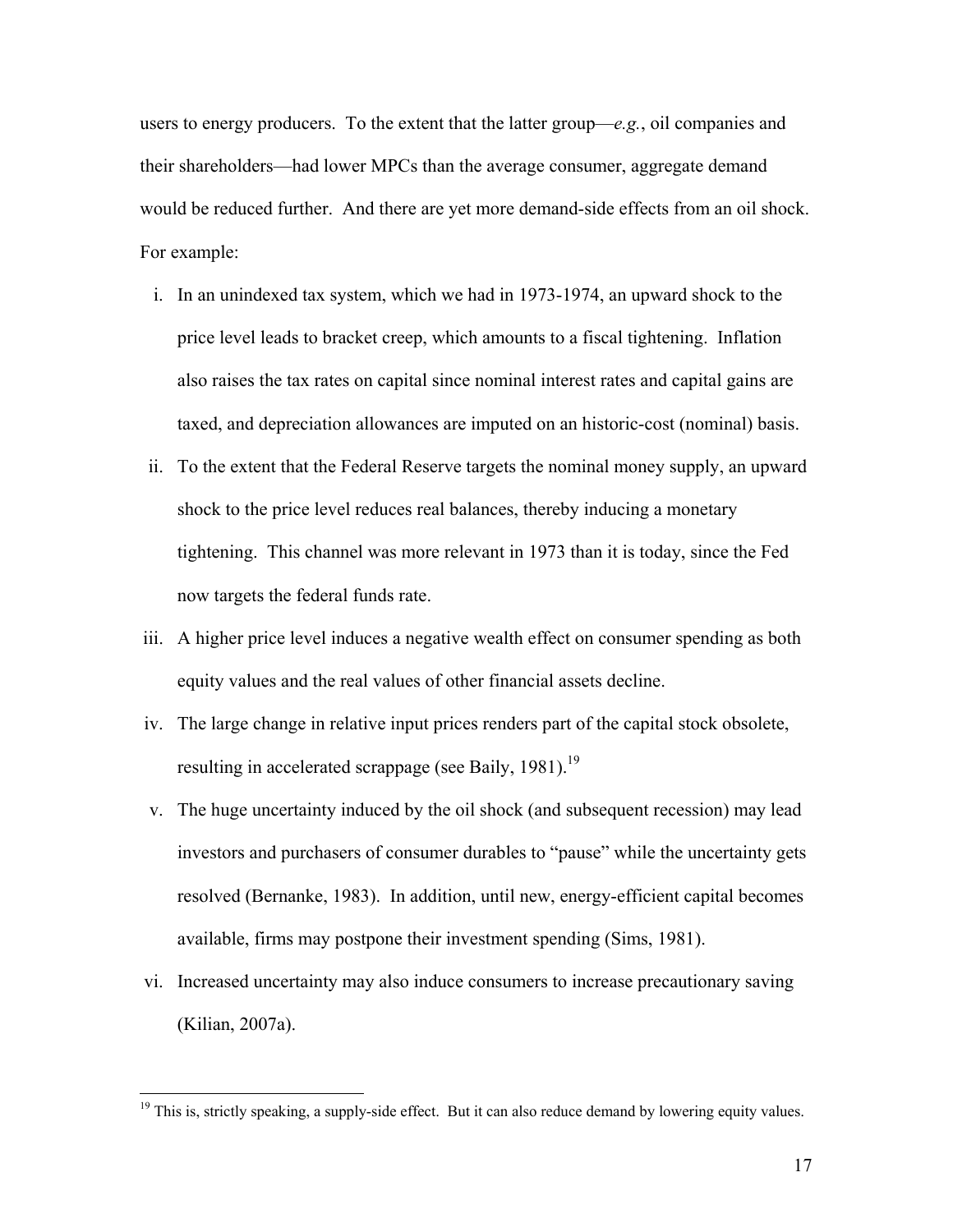users to energy producers. To the extent that the latter group—*e.g.*, oil companies and their shareholders—had lower MPCs than the average consumer, aggregate demand would be reduced further. And there are yet more demand-side effects from an oil shock. For example:

i. In an unindexed tax system, which we had in 1973-1974, an upward shock to the price level leads to bracket creep, which amounts to a fiscal tightening. Inflation also raises the tax rates on capital since nominal interest rates and capital gains are taxed, and depreciation allowances are imputed on an historic-cost (nominal) basis.
ii. To the extent that the Federal Reserve targets the nominal money supply, an upward shock to the price level reduces real balances, thereby inducing a monetary tightening. This channel was more relevant in 1973 than it is today, since the Fed now targets the federal funds rate.
iii. A higher price level induces a negative wealth effect on consumer spending as both equity values and the real values of other financial assets decline.
iv. The large change in relative input prices renders part of the capital stock obsolete, resulting in accelerated scrappage (see Baily, 1981).[19]
v. The huge uncertainty induced by the oil shock (and subsequent recession) may lead investors and purchasers of consumer durables to "pause" while the uncertainty gets resolved (Bernanke, 1983). In addition, until new, energy-efficient capital becomes available, firms may postpone their investment spending (Sims, 1981).
vi. Increased uncertainty may also induce consumers to increase precautionary saving (Kilian, 2007a).

[19] This is, strictly speaking, a supply-side effect. But it can also reduce demand by lowering equity values.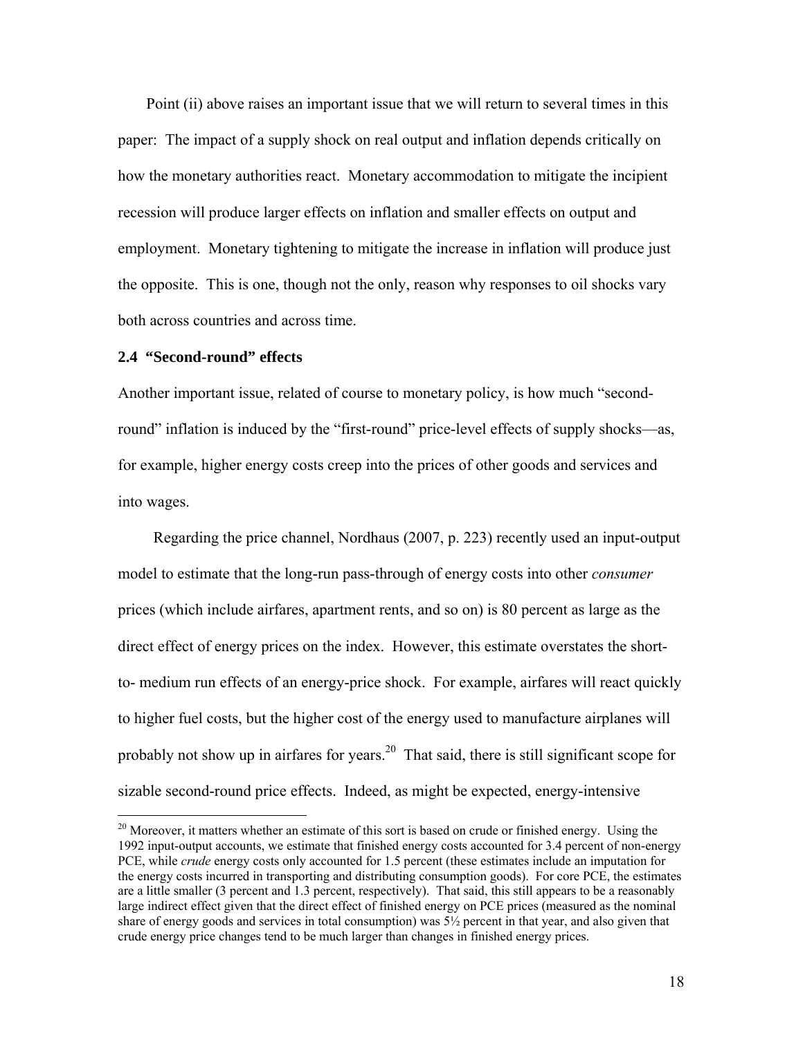Point (ii) above raises an important issue that we will return to several times in this paper: The impact of a supply shock on real output and inflation depends critically on how the monetary authorities react. Monetary accommodation to mitigate the incipient recession will produce larger effects on inflation and smaller effects on output and employment. Monetary tightening to mitigate the increase in inflation will produce just the opposite. This is one, though not the only, reason why responses to oil shocks vary both across countries and across time.

### 2.4 "Second-round" effects

Another important issue, related of course to monetary policy, is how much "second-round" inflation is induced by the "first-round" price-level effects of supply shocks—as, for example, higher energy costs creep into the prices of other goods and services and into wages.

Regarding the price channel, Nordhaus (2007, p. 223) recently used an input-output model to estimate that the long-run pass-through of energy costs into other *consumer* prices (which include airfares, apartment rents, and so on) is 80 percent as large as the direct effect of energy prices on the index. However, this estimate overstates the short-to- medium run effects of an energy-price shock. For example, airfares will react quickly to higher fuel costs, but the higher cost of the energy used to manufacture airplanes will probably not show up in airfares for years.[20] That said, there is still significant scope for sizable second-round price effects. Indeed, as might be expected, energy-intensive

---

[20] Moreover, it matters whether an estimate of this sort is based on crude or finished energy. Using the 1992 input-output accounts, we estimate that finished energy costs accounted for 3.4 percent of non-energy PCE, while *crude* energy costs only accounted for 1.5 percent (these estimates include an imputation for the energy costs incurred in transporting and distributing consumption goods). For core PCE, the estimates are a little smaller (3 percent and 1.3 percent, respectively). That said, this still appears to be a reasonably large indirect effect given that the direct effect of finished energy on PCE prices (measured as the nominal share of energy goods and services in total consumption) was 5½ percent in that year, and also given that crude energy price changes tend to be much larger than changes in finished energy prices.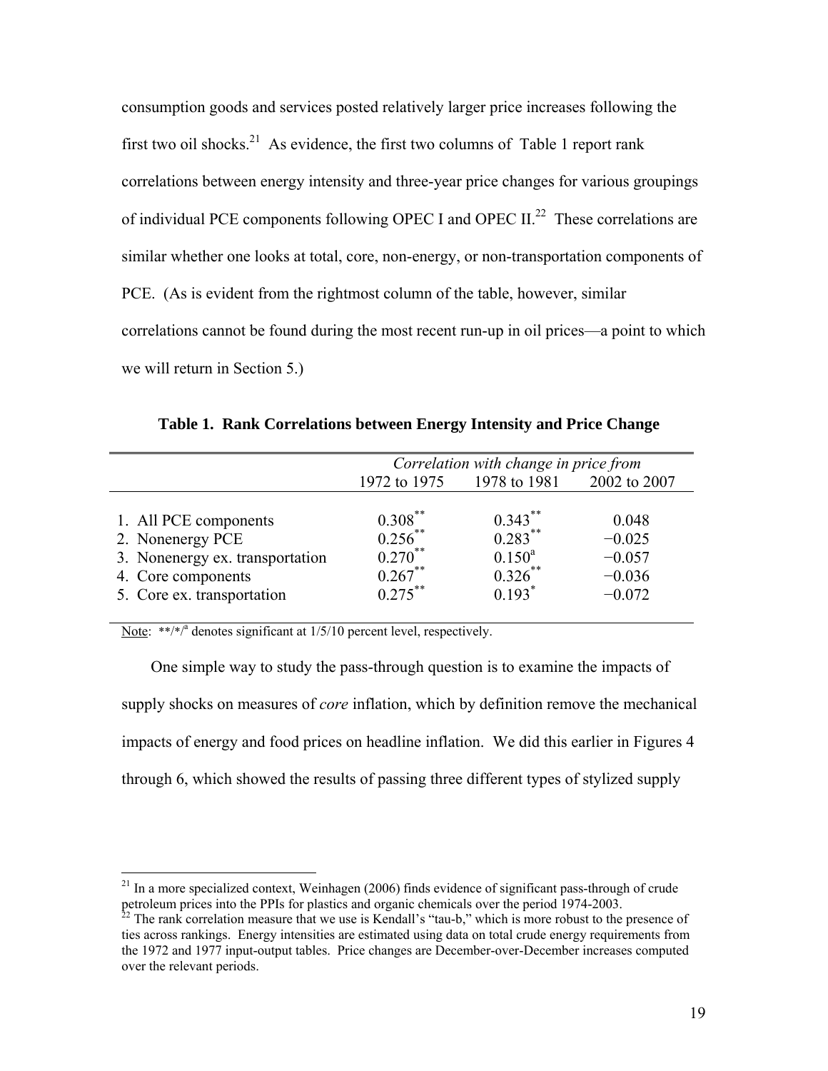consumption goods and services posted relatively larger price increases following the first two oil shocks.[21] As evidence, the first two columns of Table 1 report rank correlations between energy intensity and three-year price changes for various groupings of individual PCE components following OPEC I and OPEC II.[22] These correlations are similar whether one looks at total, core, non-energy, or non-transportation components of PCE. (As is evident from the rightmost column of the table, however, similar correlations cannot be found during the most recent run-up in oil prices—a point to which we will return in Section 5.)

**Table 1. Rank Correlations between Energy Intensity and Price Change**

| | *Correlation with change in price from* | | |
|---|---|---|---|
| | 1972 to 1975 | 1978 to 1981 | 2002 to 2007 |
| 1. All PCE components | 0.308** | 0.343** | 0.048 |
| 2. Nonenergy PCE | 0.256** | 0.283** | −0.025 |
| 3. Nonenergy ex. transportation | 0.270** | 0.150[a] | −0.057 |
| 4. Core components | 0.267** | 0.326** | −0.036 |
| 5. Core ex. transportation | 0.275** | 0.193* | −0.072 |

Note: **/*/[a] denotes significant at 1/5/10 percent level, respectively.

One simple way to study the pass-through question is to examine the impacts of supply shocks on measures of *core* inflation, which by definition remove the mechanical impacts of energy and food prices on headline inflation. We did this earlier in Figures 4 through 6, which showed the results of passing three different types of stylized supply

---

[21] In a more specialized context, Weinhagen (2006) finds evidence of significant pass-through of crude petroleum prices into the PPIs for plastics and organic chemicals over the period 1974-2003.

[22] The rank correlation measure that we use is Kendall's "tau-b," which is more robust to the presence of ties across rankings. Energy intensities are estimated using data on total crude energy requirements from the 1972 and 1977 input-output tables. Price changes are December-over-December increases computed over the relevant periods.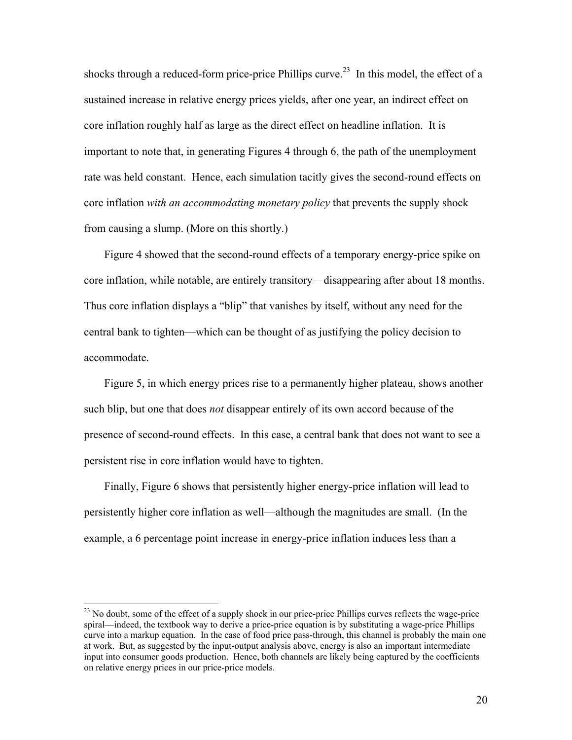shocks through a reduced-form price-price Phillips curve.[23] In this model, the effect of a sustained increase in relative energy prices yields, after one year, an indirect effect on core inflation roughly half as large as the direct effect on headline inflation. It is important to note that, in generating Figures 4 through 6, the path of the unemployment rate was held constant. Hence, each simulation tacitly gives the second-round effects on core inflation *with an accommodating monetary policy* that prevents the supply shock from causing a slump. (More on this shortly.)

Figure 4 showed that the second-round effects of a temporary energy-price spike on core inflation, while notable, are entirely transitory—disappearing after about 18 months. Thus core inflation displays a "blip" that vanishes by itself, without any need for the central bank to tighten—which can be thought of as justifying the policy decision to accommodate.

Figure 5, in which energy prices rise to a permanently higher plateau, shows another such blip, but one that does *not* disappear entirely of its own accord because of the presence of second-round effects. In this case, a central bank that does not want to see a persistent rise in core inflation would have to tighten.

Finally, Figure 6 shows that persistently higher energy-price inflation will lead to persistently higher core inflation as well—although the magnitudes are small. (In the example, a 6 percentage point increase in energy-price inflation induces less than a

[23] No doubt, some of the effect of a supply shock in our price-price Phillips curves reflects the wage-price spiral—indeed, the textbook way to derive a price-price equation is by substituting a wage-price Phillips curve into a markup equation. In the case of food price pass-through, this channel is probably the main one at work. But, as suggested by the input-output analysis above, energy is also an important intermediate input into consumer goods production. Hence, both channels are likely being captured by the coefficients on relative energy prices in our price-price models.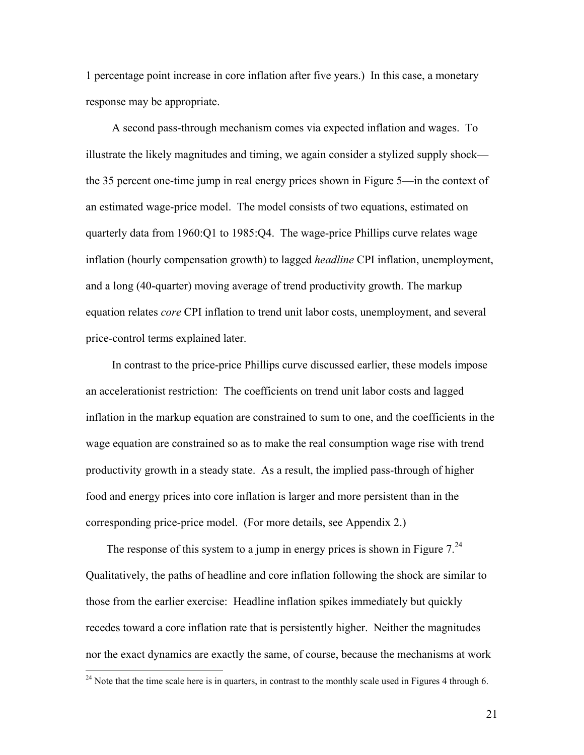1 percentage point increase in core inflation after five years.) In this case, a monetary response may be appropriate.

A second pass-through mechanism comes via expected inflation and wages. To illustrate the likely magnitudes and timing, we again consider a stylized supply shock—the 35 percent one-time jump in real energy prices shown in Figure 5—in the context of an estimated wage-price model. The model consists of two equations, estimated on quarterly data from 1960:Q1 to 1985:Q4. The wage-price Phillips curve relates wage inflation (hourly compensation growth) to lagged *headline* CPI inflation, unemployment, and a long (40-quarter) moving average of trend productivity growth. The markup equation relates *core* CPI inflation to trend unit labor costs, unemployment, and several price-control terms explained later.

In contrast to the price-price Phillips curve discussed earlier, these models impose an accelerationist restriction: The coefficients on trend unit labor costs and lagged inflation in the markup equation are constrained to sum to one, and the coefficients in the wage equation are constrained so as to make the real consumption wage rise with trend productivity growth in a steady state. As a result, the implied pass-through of higher food and energy prices into core inflation is larger and more persistent than in the corresponding price-price model. (For more details, see Appendix 2.)

The response of this system to a jump in energy prices is shown in Figure 7.[24] Qualitatively, the paths of headline and core inflation following the shock are similar to those from the earlier exercise: Headline inflation spikes immediately but quickly recedes toward a core inflation rate that is persistently higher. Neither the magnitudes nor the exact dynamics are exactly the same, of course, because the mechanisms at work

[24] Note that the time scale here is in quarters, in contrast to the monthly scale used in Figures 4 through 6.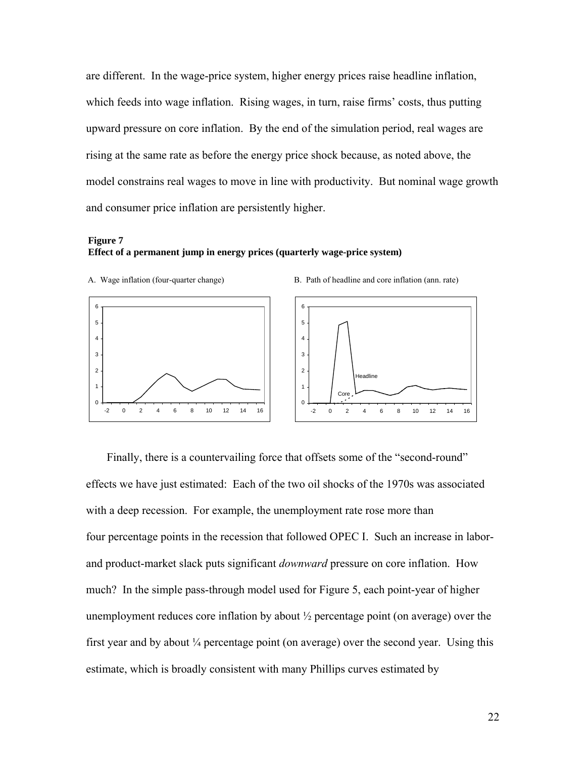are different. In the wage-price system, higher energy prices raise headline inflation, which feeds into wage inflation. Rising wages, in turn, raise firms' costs, thus putting upward pressure on core inflation. By the end of the simulation period, real wages are rising at the same rate as before the energy price shock because, as noted above, the model constrains real wages to move in line with productivity. But nominal wage growth and consumer price inflation are persistently higher.

**Figure 7**
**Effect of a permanent jump in energy prices (quarterly wage-price system)**

A. Wage inflation (four-quarter change)

B. Path of headline and core inflation (ann. rate)

Finally, there is a countervailing force that offsets some of the "second-round" effects we have just estimated: Each of the two oil shocks of the 1970s was associated with a deep recession. For example, the unemployment rate rose more than four percentage points in the recession that followed OPEC I. Such an increase in labor- and product-market slack puts significant *downward* pressure on core inflation. How much? In the simple pass-through model used for Figure 5, each point-year of higher unemployment reduces core inflation by about ½ percentage point (on average) over the first year and by about ¼ percentage point (on average) over the second year. Using this estimate, which is broadly consistent with many Phillips curves estimated by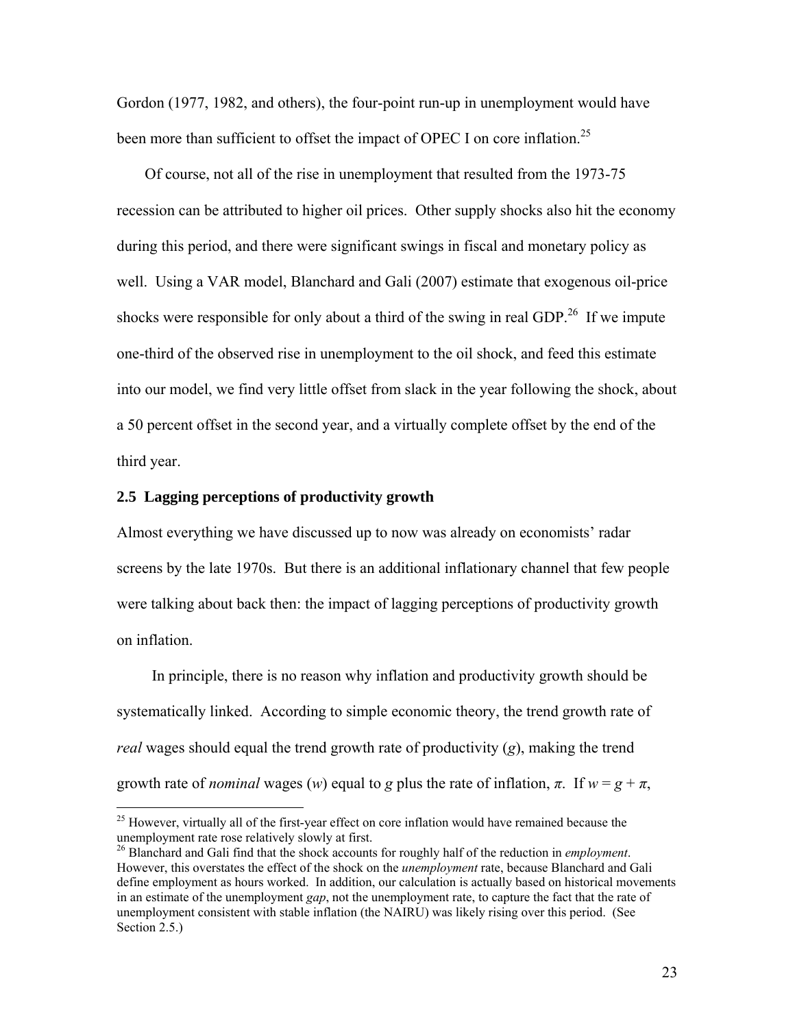Gordon (1977, 1982, and others), the four-point run-up in unemployment would have been more than sufficient to offset the impact of OPEC I on core inflation.[25]

Of course, not all of the rise in unemployment that resulted from the 1973-75 recession can be attributed to higher oil prices. Other supply shocks also hit the economy during this period, and there were significant swings in fiscal and monetary policy as well. Using a VAR model, Blanchard and Gali (2007) estimate that exogenous oil-price shocks were responsible for only about a third of the swing in real GDP.[26] If we impute one-third of the observed rise in unemployment to the oil shock, and feed this estimate into our model, we find very little offset from slack in the year following the shock, about a 50 percent offset in the second year, and a virtually complete offset by the end of the third year.

### 2.5 Lagging perceptions of productivity growth

Almost everything we have discussed up to now was already on economists' radar screens by the late 1970s. But there is an additional inflationary channel that few people were talking about back then: the impact of lagging perceptions of productivity growth on inflation.

In principle, there is no reason why inflation and productivity growth should be systematically linked. According to simple economic theory, the trend growth rate of *real* wages should equal the trend growth rate of productivity ($g$), making the trend growth rate of *nominal* wages ($w$) equal to $g$ plus the rate of inflation, $\pi$. If $w = g + \pi$,

---

[25] However, virtually all of the first-year effect on core inflation would have remained because the unemployment rate rose relatively slowly at first.

[26] Blanchard and Gali find that the shock accounts for roughly half of the reduction in *employment*. However, this overstates the effect of the shock on the *unemployment* rate, because Blanchard and Gali define employment as hours worked. In addition, our calculation is actually based on historical movements in an estimate of the unemployment *gap*, not the unemployment rate, to capture the fact that the rate of unemployment consistent with stable inflation (the NAIRU) was likely rising over this period. (See Section 2.5.)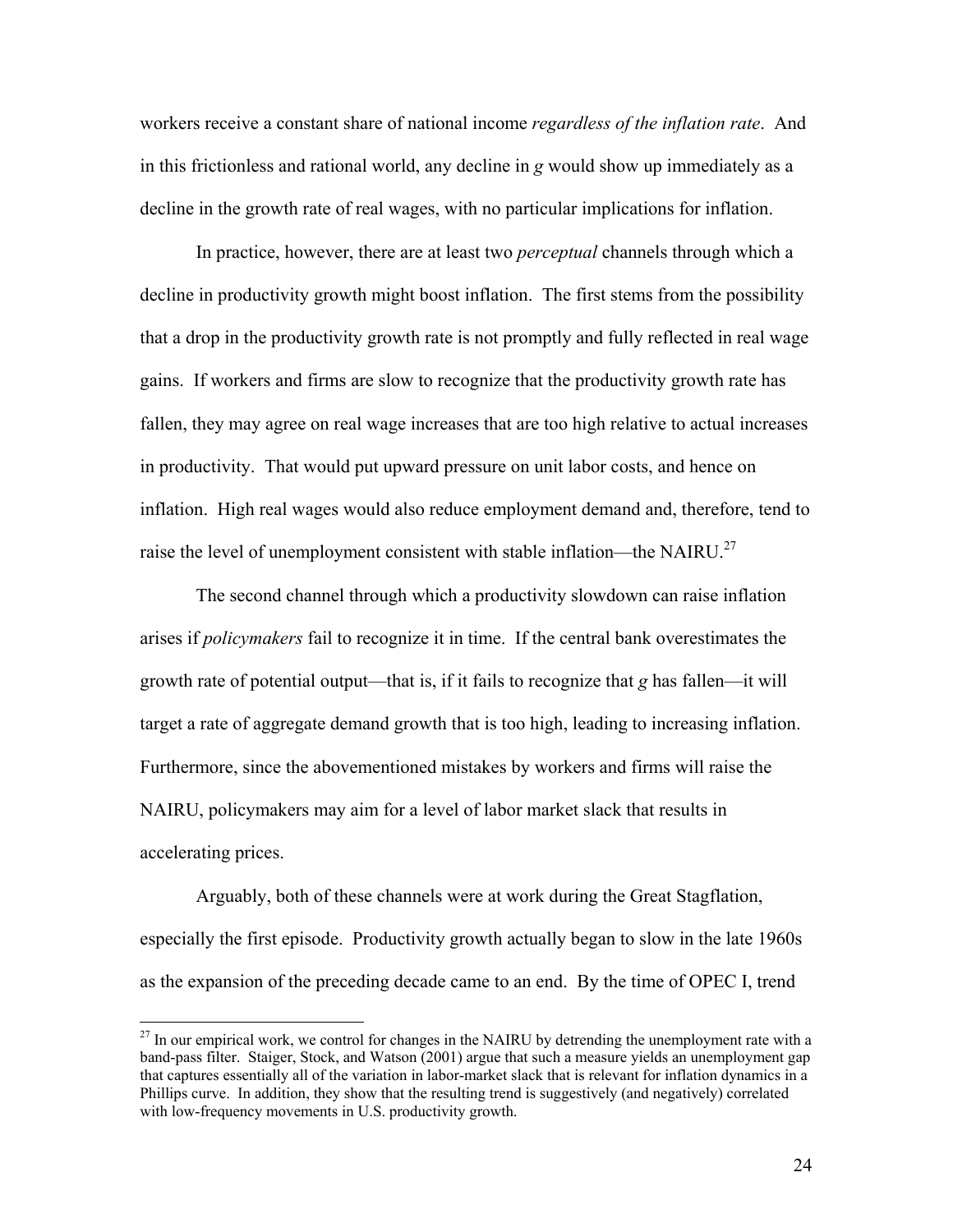workers receive a constant share of national income *regardless of the inflation rate*. And in this frictionless and rational world, any decline in $g$ would show up immediately as a decline in the growth rate of real wages, with no particular implications for inflation.

In practice, however, there are at least two *perceptual* channels through which a decline in productivity growth might boost inflation. The first stems from the possibility that a drop in the productivity growth rate is not promptly and fully reflected in real wage gains. If workers and firms are slow to recognize that the productivity growth rate has fallen, they may agree on real wage increases that are too high relative to actual increases in productivity. That would put upward pressure on unit labor costs, and hence on inflation. High real wages would also reduce employment demand and, therefore, tend to raise the level of unemployment consistent with stable inflation—the NAIRU.[27]

The second channel through which a productivity slowdown can raise inflation arises if *policymakers* fail to recognize it in time. If the central bank overestimates the growth rate of potential output—that is, if it fails to recognize that $g$ has fallen—it will target a rate of aggregate demand growth that is too high, leading to increasing inflation. Furthermore, since the abovementioned mistakes by workers and firms will raise the NAIRU, policymakers may aim for a level of labor market slack that results in accelerating prices.

Arguably, both of these channels were at work during the Great Stagflation, especially the first episode. Productivity growth actually began to slow in the late 1960s as the expansion of the preceding decade came to an end. By the time of OPEC I, trend

[27] In our empirical work, we control for changes in the NAIRU by detrending the unemployment rate with a band-pass filter. Staiger, Stock, and Watson (2001) argue that such a measure yields an unemployment gap that captures essentially all of the variation in labor-market slack that is relevant for inflation dynamics in a Phillips curve. In addition, they show that the resulting trend is suggestively (and negatively) correlated with low-frequency movements in U.S. productivity growth.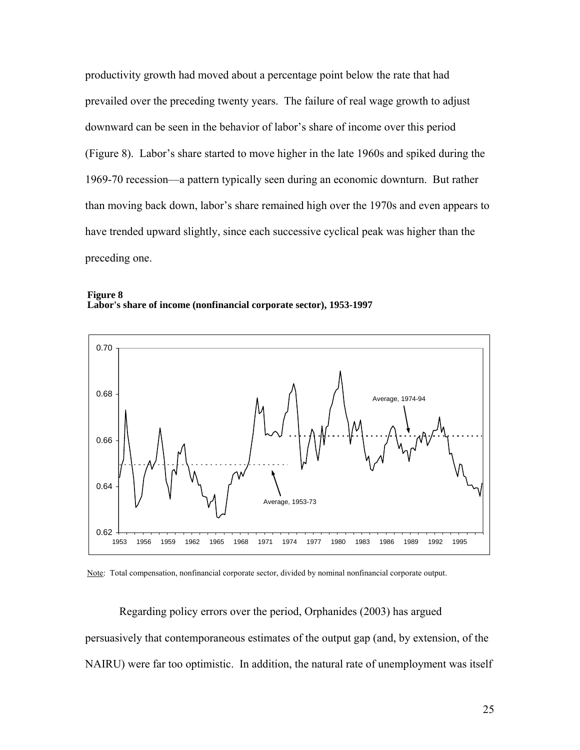productivity growth had moved about a percentage point below the rate that had prevailed over the preceding twenty years. The failure of real wage growth to adjust downward can be seen in the behavior of labor's share of income over this period (Figure 8). Labor's share started to move higher in the late 1960s and spiked during the 1969-70 recession—a pattern typically seen during an economic downturn. But rather than moving back down, labor's share remained high over the 1970s and even appears to have trended upward slightly, since each successive cyclical peak was higher than the preceding one.

**Figure 8**
**Labor's share of income (nonfinancial corporate sector), 1953-1997**

Note: Total compensation, nonfinancial corporate sector, divided by nominal nonfinancial corporate output.

Regarding policy errors over the period, Orphanides (2003) has argued persuasively that contemporaneous estimates of the output gap (and, by extension, of the NAIRU) were far too optimistic. In addition, the natural rate of unemployment was itself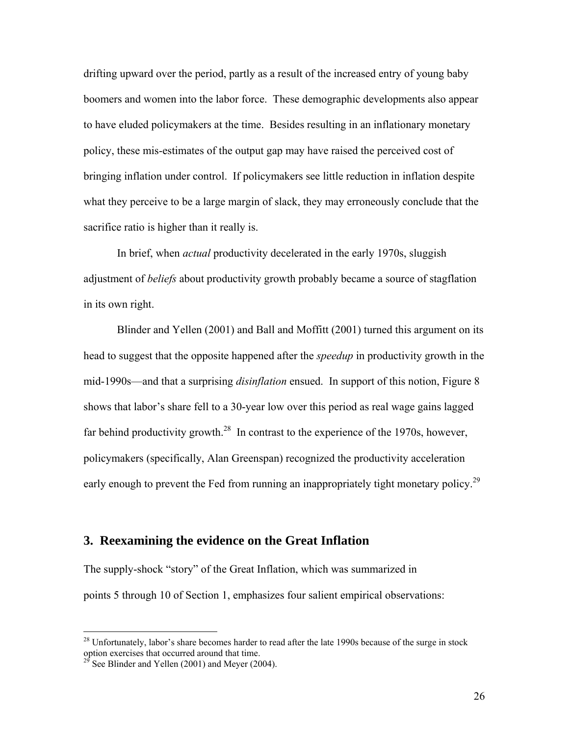drifting upward over the period, partly as a result of the increased entry of young baby boomers and women into the labor force. These demographic developments also appear to have eluded policymakers at the time. Besides resulting in an inflationary monetary policy, these mis-estimates of the output gap may have raised the perceived cost of bringing inflation under control. If policymakers see little reduction in inflation despite what they perceive to be a large margin of slack, they may erroneously conclude that the sacrifice ratio is higher than it really is.

In brief, when *actual* productivity decelerated in the early 1970s, sluggish adjustment of *beliefs* about productivity growth probably became a source of stagflation in its own right.

Blinder and Yellen (2001) and Ball and Moffitt (2001) turned this argument on its head to suggest that the opposite happened after the *speedup* in productivity growth in the mid-1990s—and that a surprising *disinflation* ensued. In support of this notion, Figure 8 shows that labor's share fell to a 30-year low over this period as real wage gains lagged far behind productivity growth.[28] In contrast to the experience of the 1970s, however, policymakers (specifically, Alan Greenspan) recognized the productivity acceleration early enough to prevent the Fed from running an inappropriately tight monetary policy.[29]

## 3. Reexamining the evidence on the Great Inflation

The supply-shock "story" of the Great Inflation, which was summarized in points 5 through 10 of Section 1, emphasizes four salient empirical observations:

---

[28] Unfortunately, labor's share becomes harder to read after the late 1990s because of the surge in stock option exercises that occurred around that time.

[29] See Blinder and Yellen (2001) and Meyer (2004).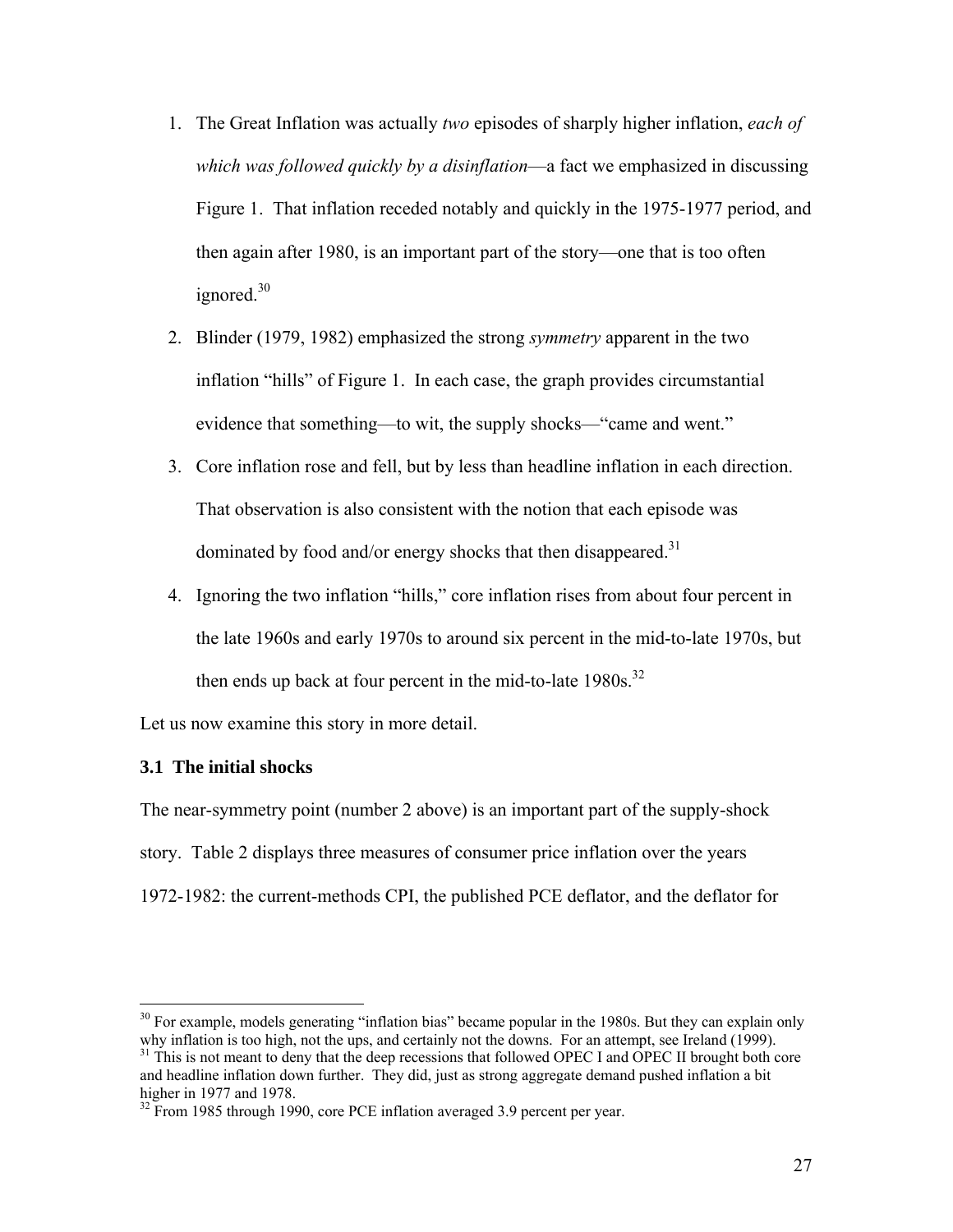1. The Great Inflation was actually *two* episodes of sharply higher inflation, *each of which was followed quickly by a disinflation*—a fact we emphasized in discussing Figure 1. That inflation receded notably and quickly in the 1975-1977 period, and then again after 1980, is an important part of the story—one that is too often ignored.[30]
2. Blinder (1979, 1982) emphasized the strong *symmetry* apparent in the two inflation "hills" of Figure 1. In each case, the graph provides circumstantial evidence that something—to wit, the supply shocks—"came and went."
3. Core inflation rose and fell, but by less than headline inflation in each direction. That observation is also consistent with the notion that each episode was dominated by food and/or energy shocks that then disappeared.[31]
4. Ignoring the two inflation "hills," core inflation rises from about four percent in the late 1960s and early 1970s to around six percent in the mid-to-late 1970s, but then ends up back at four percent in the mid-to-late 1980s.[32]

Let us now examine this story in more detail.

### 3.1 The initial shocks

The near-symmetry point (number 2 above) is an important part of the supply-shock story. Table 2 displays three measures of consumer price inflation over the years 1972-1982: the current-methods CPI, the published PCE deflator, and the deflator for

---

[30] For example, models generating "inflation bias" became popular in the 1980s. But they can explain only why inflation is too high, not the ups, and certainly not the downs. For an attempt, see Ireland (1999).

[31] This is not meant to deny that the deep recessions that followed OPEC I and OPEC II brought both core and headline inflation down further. They did, just as strong aggregate demand pushed inflation a bit higher in 1977 and 1978.

[32] From 1985 through 1990, core PCE inflation averaged 3.9 percent per year.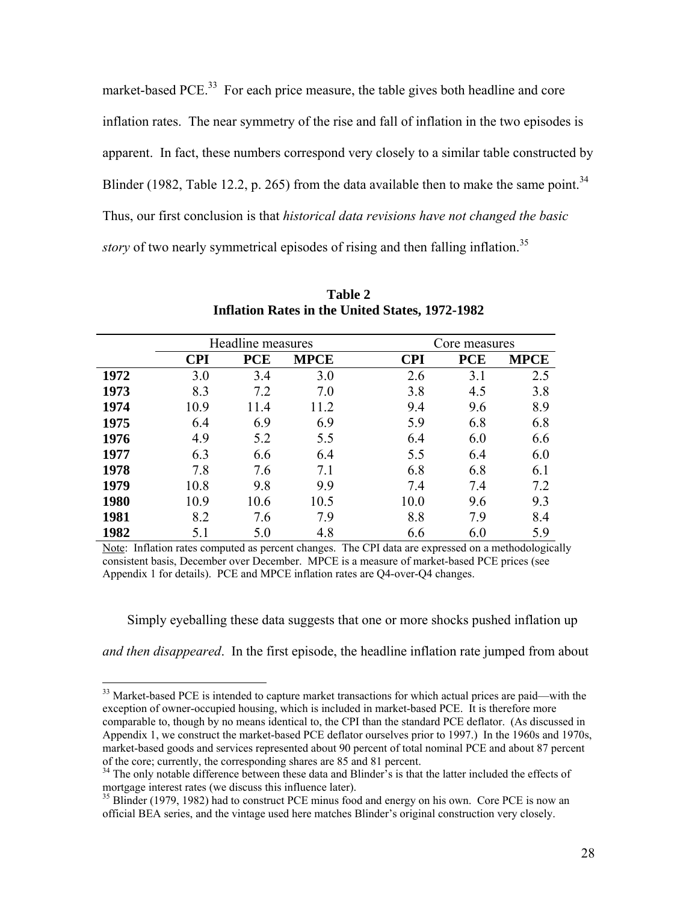market-based PCE.[33] For each price measure, the table gives both headline and core inflation rates. The near symmetry of the rise and fall of inflation in the two episodes is apparent. In fact, these numbers correspond very closely to a similar table constructed by Blinder (1982, Table 12.2, p. 265) from the data available then to make the same point.[34] Thus, our first conclusion is that *historical data revisions have not changed the basic story* of two nearly symmetrical episodes of rising and then falling inflation.[35]

**Table 2**
**Inflation Rates in the United States, 1972-1982**

| | Headline measures | | | Core measures | | |
|---|---|---|---|---|---|---|
| | **CPI** | **PCE** | **MPCE** | **CPI** | **PCE** | **MPCE** |
| **1972** | 3.0 | 3.4 | 3.0 | 2.6 | 3.1 | 2.5 |
| **1973** | 8.3 | 7.2 | 7.0 | 3.8 | 4.5 | 3.8 |
| **1974** | 10.9 | 11.4 | 11.2 | 9.4 | 9.6 | 8.9 |
| **1975** | 6.4 | 6.9 | 6.9 | 5.9 | 6.8 | 6.8 |
| **1976** | 4.9 | 5.2 | 5.5 | 6.4 | 6.0 | 6.6 |
| **1977** | 6.3 | 6.6 | 6.4 | 5.5 | 6.4 | 6.0 |
| **1978** | 7.8 | 7.6 | 7.1 | 6.8 | 6.8 | 6.1 |
| **1979** | 10.8 | 9.8 | 9.9 | 7.4 | 7.4 | 7.2 |
| **1980** | 10.9 | 10.6 | 10.5 | 10.0 | 9.6 | 9.3 |
| **1981** | 8.2 | 7.6 | 7.9 | 8.8 | 7.9 | 8.4 |
| **1982** | 5.1 | 5.0 | 4.8 | 6.6 | 6.0 | 5.9 |

Note: Inflation rates computed as percent changes. The CPI data are expressed on a methodologically consistent basis, December over December. MPCE is a measure of market-based PCE prices (see Appendix 1 for details). PCE and MPCE inflation rates are Q4-over-Q4 changes.

Simply eyeballing these data suggests that one or more shocks pushed inflation up *and then disappeared*. In the first episode, the headline inflation rate jumped from about

[33] Market-based PCE is intended to capture market transactions for which actual prices are paid—with the exception of owner-occupied housing, which is included in market-based PCE. It is therefore more comparable to, though by no means identical to, the CPI than the standard PCE deflator. (As discussed in Appendix 1, we construct the market-based PCE deflator ourselves prior to 1997.) In the 1960s and 1970s, market-based goods and services represented about 90 percent of total nominal PCE and about 87 percent of the core; currently, the corresponding shares are 85 and 81 percent.

[34] The only notable difference between these data and Blinder's is that the latter included the effects of mortgage interest rates (we discuss this influence later).

[35] Blinder (1979, 1982) had to construct PCE minus food and energy on his own. Core PCE is now an official BEA series, and the vintage used here matches Blinder's original construction very closely.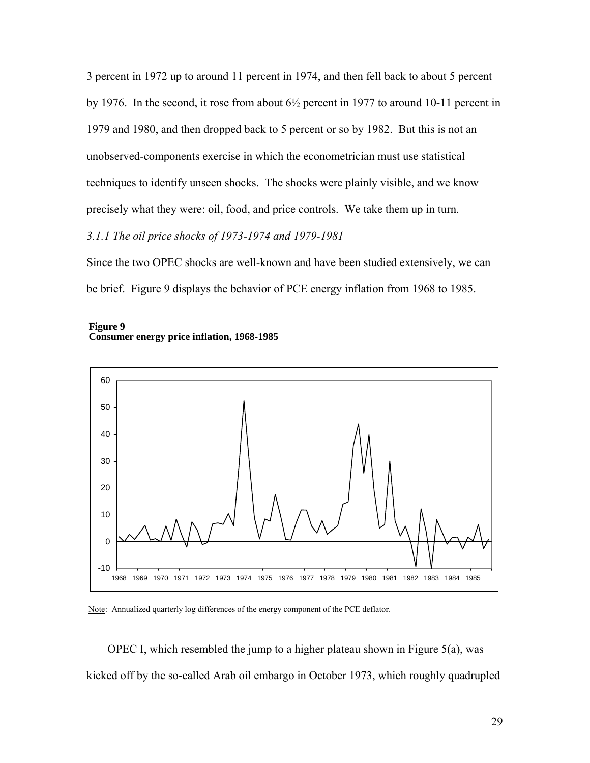3 percent in 1972 up to around 11 percent in 1974, and then fell back to about 5 percent by 1976. In the second, it rose from about 6½ percent in 1977 to around 10-11 percent in 1979 and 1980, and then dropped back to 5 percent or so by 1982. But this is not an unobserved-components exercise in which the econometrician must use statistical techniques to identify unseen shocks. The shocks were plainly visible, and we know precisely what they were: oil, food, and price controls. We take them up in turn.

*3.1.1 The oil price shocks of 1973-1974 and 1979-1981*

Since the two OPEC shocks are well-known and have been studied extensively, we can be brief. Figure 9 displays the behavior of PCE energy inflation from 1968 to 1985.

**Figure 9**
**Consumer energy price inflation, 1968-1985**

Note: Annualized quarterly log differences of the energy component of the PCE deflator.

OPEC I, which resembled the jump to a higher plateau shown in Figure 5(a), was kicked off by the so-called Arab oil embargo in October 1973, which roughly quadrupled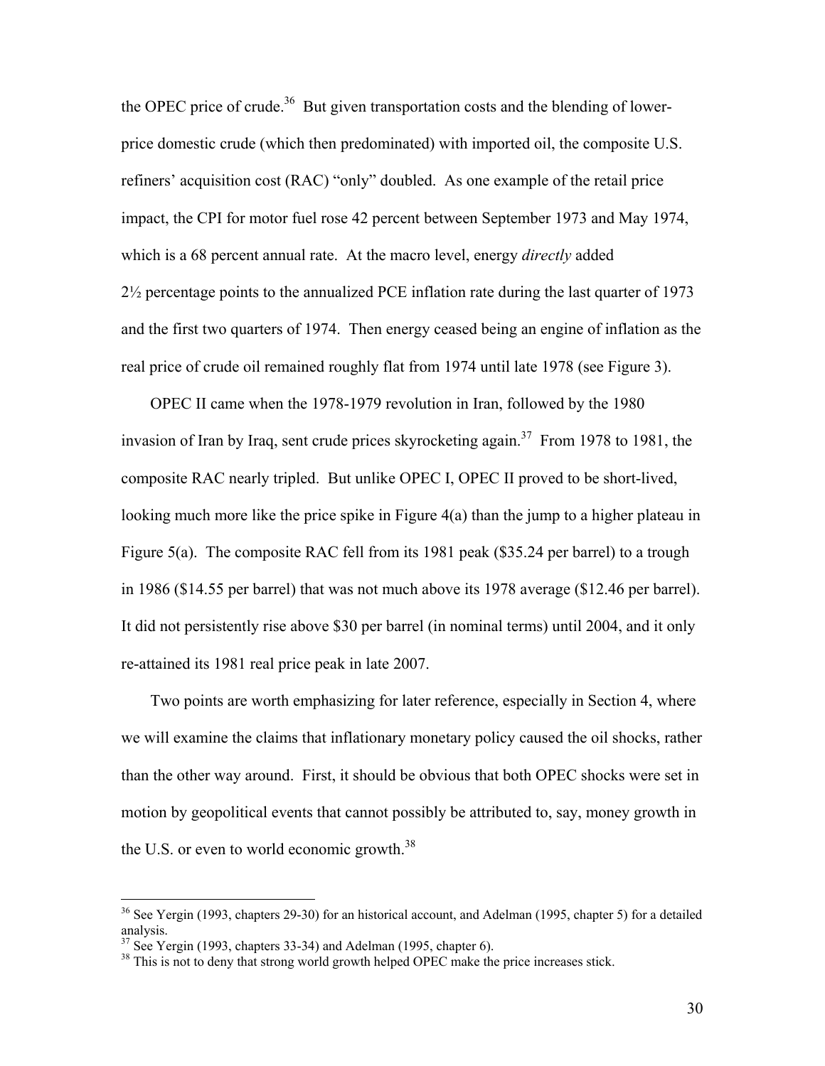the OPEC price of crude.[36] But given transportation costs and the blending of lower-price domestic crude (which then predominated) with imported oil, the composite U.S. refiners' acquisition cost (RAC) "only" doubled. As one example of the retail price impact, the CPI for motor fuel rose 42 percent between September 1973 and May 1974, which is a 68 percent annual rate. At the macro level, energy *directly* added 2½ percentage points to the annualized PCE inflation rate during the last quarter of 1973 and the first two quarters of 1974. Then energy ceased being an engine of inflation as the real price of crude oil remained roughly flat from 1974 until late 1978 (see Figure 3).

OPEC II came when the 1978-1979 revolution in Iran, followed by the 1980 invasion of Iran by Iraq, sent crude prices skyrocketing again.[37] From 1978 to 1981, the composite RAC nearly tripled. But unlike OPEC I, OPEC II proved to be short-lived, looking much more like the price spike in Figure 4(a) than the jump to a higher plateau in Figure 5(a). The composite RAC fell from its 1981 peak ($35.24 per barrel) to a trough in 1986 ($14.55 per barrel) that was not much above its 1978 average ($12.46 per barrel). It did not persistently rise above $30 per barrel (in nominal terms) until 2004, and it only re-attained its 1981 real price peak in late 2007.

Two points are worth emphasizing for later reference, especially in Section 4, where we will examine the claims that inflationary monetary policy caused the oil shocks, rather than the other way around. First, it should be obvious that both OPEC shocks were set in motion by geopolitical events that cannot possibly be attributed to, say, money growth in the U.S. or even to world economic growth.[38]

---

[36] See Yergin (1993, chapters 29-30) for an historical account, and Adelman (1995, chapter 5) for a detailed analysis.

[37] See Yergin (1993, chapters 33-34) and Adelman (1995, chapter 6).

[38] This is not to deny that strong world growth helped OPEC make the price increases stick.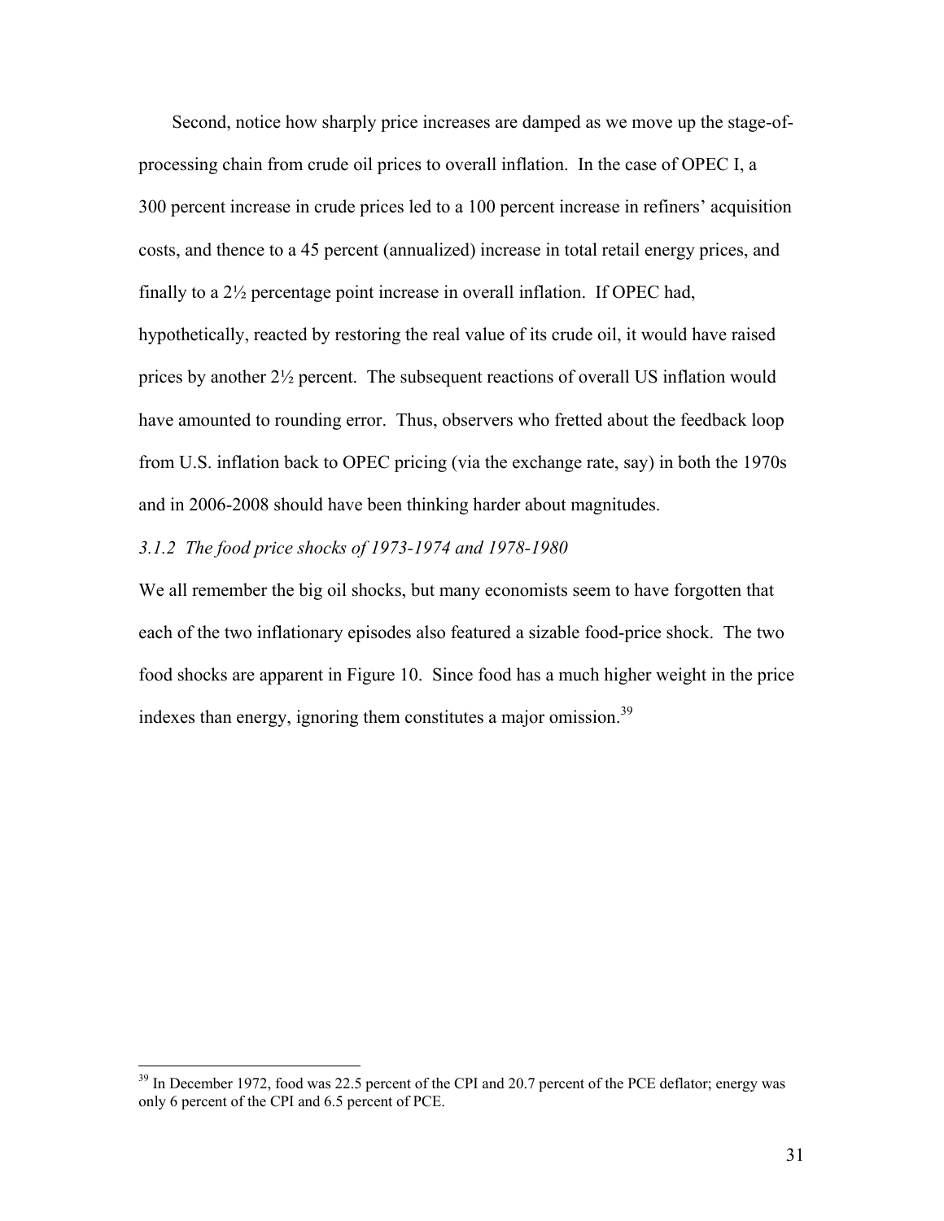Second, notice how sharply price increases are damped as we move up the stage-of-processing chain from crude oil prices to overall inflation. In the case of OPEC I, a 300 percent increase in crude prices led to a 100 percent increase in refiners' acquisition costs, and thence to a 45 percent (annualized) increase in total retail energy prices, and finally to a 2½ percentage point increase in overall inflation. If OPEC had, hypothetically, reacted by restoring the real value of its crude oil, it would have raised prices by another 2½ percent. The subsequent reactions of overall US inflation would have amounted to rounding error. Thus, observers who fretted about the feedback loop from U.S. inflation back to OPEC pricing (via the exchange rate, say) in both the 1970s and in 2006-2008 should have been thinking harder about magnitudes.

### *3.1.2 The food price shocks of 1973-1974 and 1978-1980*

We all remember the big oil shocks, but many economists seem to have forgotten that each of the two inflationary episodes also featured a sizable food-price shock. The two food shocks are apparent in Figure 10. Since food has a much higher weight in the price indexes than energy, ignoring them constitutes a major omission.[39]

---

[39] In December 1972, food was 22.5 percent of the CPI and 20.7 percent of the PCE deflator; energy was only 6 percent of the CPI and 6.5 percent of PCE.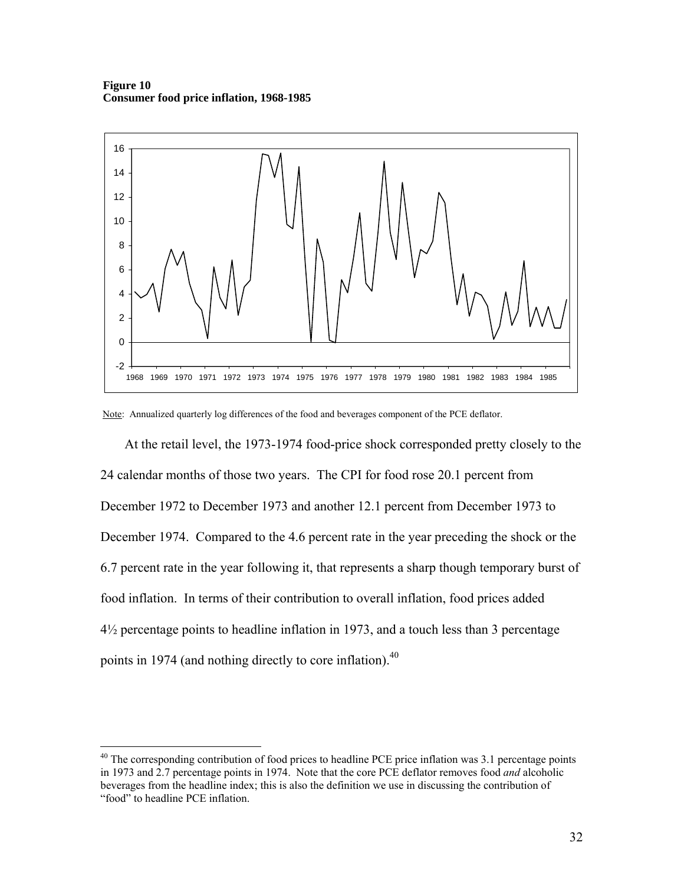**Figure 10**
**Consumer food price inflation, 1968-1985**

Note: Annualized quarterly log differences of the food and beverages component of the PCE deflator.

At the retail level, the 1973-1974 food-price shock corresponded pretty closely to the 24 calendar months of those two years. The CPI for food rose 20.1 percent from December 1972 to December 1973 and another 12.1 percent from December 1973 to December 1974. Compared to the 4.6 percent rate in the year preceding the shock or the 6.7 percent rate in the year following it, that represents a sharp though temporary burst of food inflation. In terms of their contribution to overall inflation, food prices added 4½ percentage points to headline inflation in 1973, and a touch less than 3 percentage points in 1974 (and nothing directly to core inflation).[40]

---

[40] The corresponding contribution of food prices to headline PCE price inflation was 3.1 percentage points in 1973 and 2.7 percentage points in 1974. Note that the core PCE deflator removes food *and* alcoholic beverages from the headline index; this is also the definition we use in discussing the contribution of "food" to headline PCE inflation.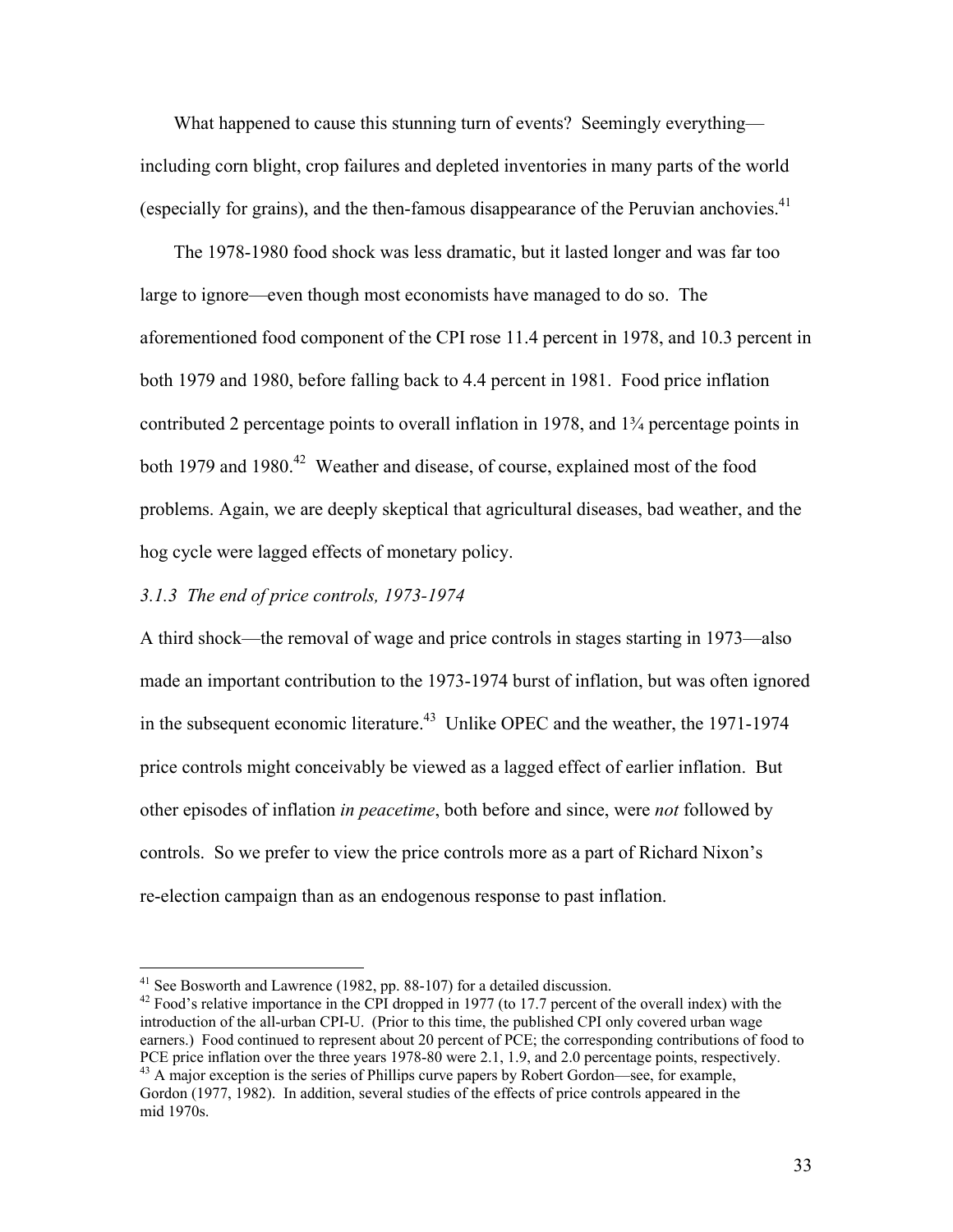What happened to cause this stunning turn of events? Seemingly everything—including corn blight, crop failures and depleted inventories in many parts of the world (especially for grains), and the then-famous disappearance of the Peruvian anchovies.[41]

The 1978-1980 food shock was less dramatic, but it lasted longer and was far too large to ignore—even though most economists have managed to do so. The aforementioned food component of the CPI rose 11.4 percent in 1978, and 10.3 percent in both 1979 and 1980, before falling back to 4.4 percent in 1981. Food price inflation contributed 2 percentage points to overall inflation in 1978, and 1¾ percentage points in both 1979 and 1980.[42] Weather and disease, of course, explained most of the food problems. Again, we are deeply skeptical that agricultural diseases, bad weather, and the hog cycle were lagged effects of monetary policy.

### *3.1.3 The end of price controls, 1973-1974*

A third shock—the removal of wage and price controls in stages starting in 1973—also made an important contribution to the 1973-1974 burst of inflation, but was often ignored in the subsequent economic literature.[43] Unlike OPEC and the weather, the 1971-1974 price controls might conceivably be viewed as a lagged effect of earlier inflation. But other episodes of inflation *in peacetime*, both before and since, were *not* followed by controls. So we prefer to view the price controls more as a part of Richard Nixon's re-election campaign than as an endogenous response to past inflation.

---

[41] See Bosworth and Lawrence (1982, pp. 88-107) for a detailed discussion.

[42] Food's relative importance in the CPI dropped in 1977 (to 17.7 percent of the overall index) with the introduction of the all-urban CPI-U. (Prior to this time, the published CPI only covered urban wage earners.) Food continued to represent about 20 percent of PCE; the corresponding contributions of food to PCE price inflation over the three years 1978-80 were 2.1, 1.9, and 2.0 percentage points, respectively.

[43] A major exception is the series of Phillips curve papers by Robert Gordon—see, for example, Gordon (1977, 1982). In addition, several studies of the effects of price controls appeared in the mid 1970s.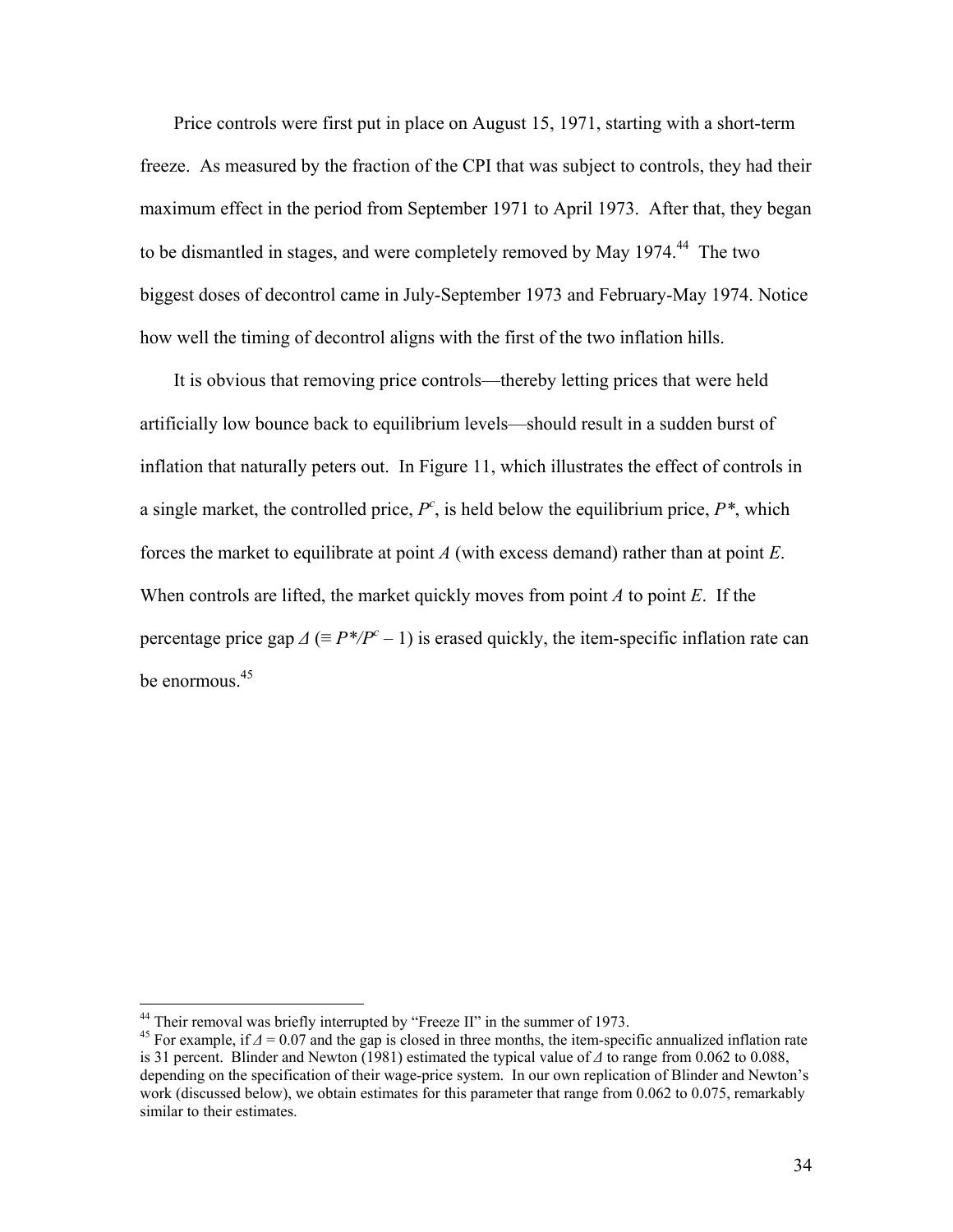Price controls were first put in place on August 15, 1971, starting with a short-term freeze. As measured by the fraction of the CPI that was subject to controls, they had their maximum effect in the period from September 1971 to April 1973. After that, they began to be dismantled in stages, and were completely removed by May 1974.[44] The two biggest doses of decontrol came in July-September 1973 and February-May 1974. Notice how well the timing of decontrol aligns with the first of the two inflation hills.

It is obvious that removing price controls—thereby letting prices that were held artificially low bounce back to equilibrium levels—should result in a sudden burst of inflation that naturally peters out. In Figure 11, which illustrates the effect of controls in a single market, the controlled price, $P^c$, is held below the equilibrium price, $P^*$, which forces the market to equilibrate at point *A* (with excess demand) rather than at point *E*. When controls are lifted, the market quickly moves from point *A* to point *E*. If the percentage price gap $\Delta$ ($\equiv P^*/P^c - 1$) is erased quickly, the item-specific inflation rate can be enormous.[45]

---

[44] Their removal was briefly interrupted by "Freeze II" in the summer of 1973.

[45] For example, if $\Delta = 0.07$ and the gap is closed in three months, the item-specific annualized inflation rate is 31 percent. Blinder and Newton (1981) estimated the typical value of $\Delta$ to range from 0.062 to 0.088, depending on the specification of their wage-price system. In our own replication of Blinder and Newton's work (discussed below), we obtain estimates for this parameter that range from 0.062 to 0.075, remarkably similar to their estimates.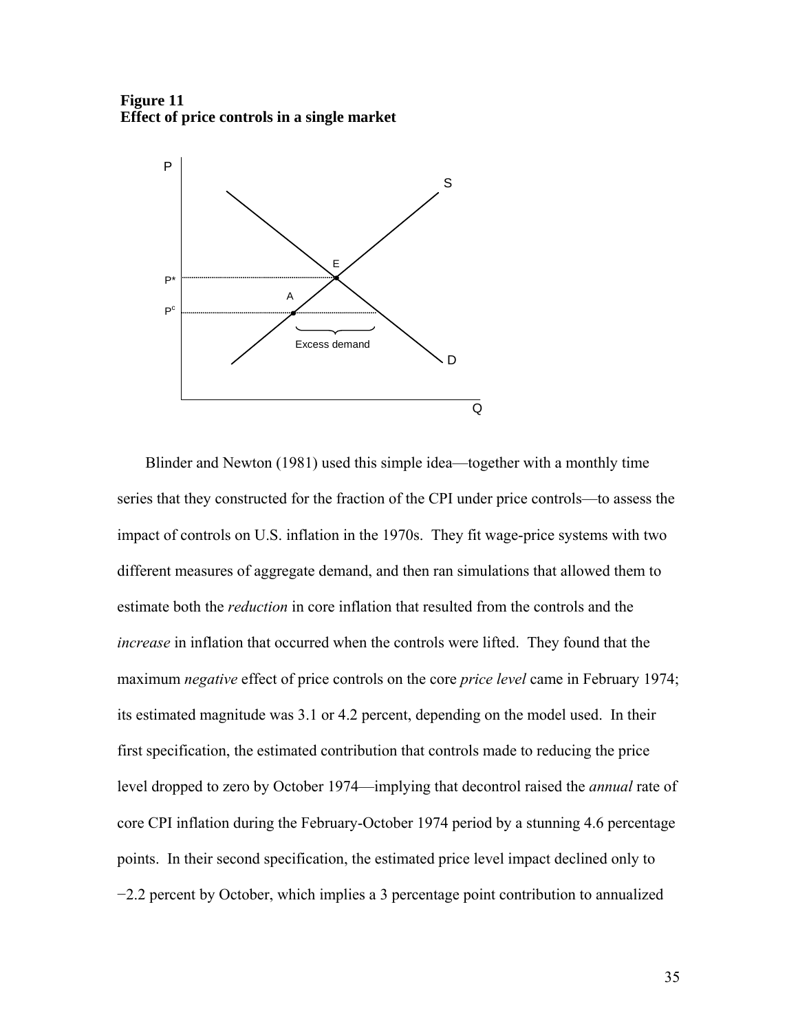**Figure 11**
**Effect of price controls in a single market**

Blinder and Newton (1981) used this simple idea—together with a monthly time series that they constructed for the fraction of the CPI under price controls—to assess the impact of controls on U.S. inflation in the 1970s. They fit wage-price systems with two different measures of aggregate demand, and then ran simulations that allowed them to estimate both the *reduction* in core inflation that resulted from the controls and the *increase* in inflation that occurred when the controls were lifted. They found that the maximum *negative* effect of price controls on the core *price level* came in February 1974; its estimated magnitude was 3.1 or 4.2 percent, depending on the model used. In their first specification, the estimated contribution that controls made to reducing the price level dropped to zero by October 1974—implying that decontrol raised the *annual* rate of core CPI inflation during the February-October 1974 period by a stunning 4.6 percentage points. In their second specification, the estimated price level impact declined only to −2.2 percent by October, which implies a 3 percentage point contribution to annualized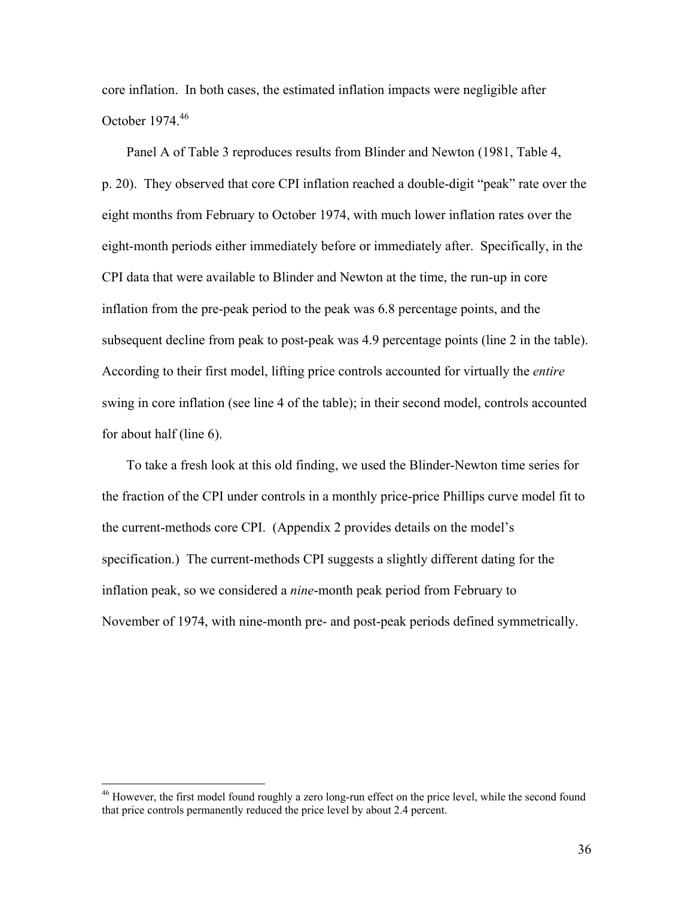core inflation. In both cases, the estimated inflation impacts were negligible after October 1974.[46]

Panel A of Table 3 reproduces results from Blinder and Newton (1981, Table 4, p. 20). They observed that core CPI inflation reached a double-digit "peak" rate over the eight months from February to October 1974, with much lower inflation rates over the eight-month periods either immediately before or immediately after. Specifically, in the CPI data that were available to Blinder and Newton at the time, the run-up in core inflation from the pre-peak period to the peak was 6.8 percentage points, and the subsequent decline from peak to post-peak was 4.9 percentage points (line 2 in the table). According to their first model, lifting price controls accounted for virtually the *entire* swing in core inflation (see line 4 of the table); in their second model, controls accounted for about half (line 6).

To take a fresh look at this old finding, we used the Blinder-Newton time series for the fraction of the CPI under controls in a monthly price-price Phillips curve model fit to the current-methods core CPI. (Appendix 2 provides details on the model's specification.) The current-methods CPI suggests a slightly different dating for the inflation peak, so we considered a *nine*-month peak period from February to November of 1974, with nine-month pre- and post-peak periods defined symmetrically.

[46] However, the first model found roughly a zero long-run effect on the price level, while the second found that price controls permanently reduced the price level by about 2.4 percent.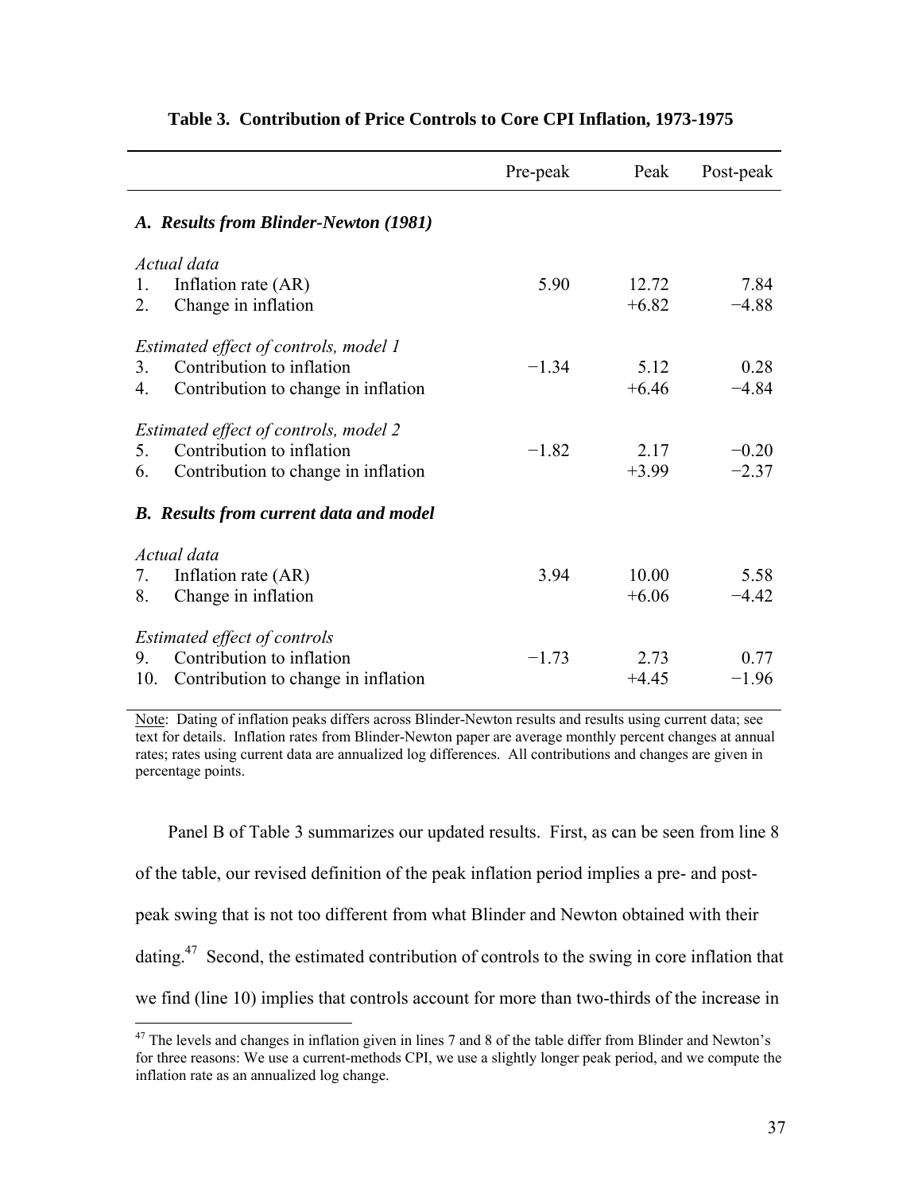**Table 3. Contribution of Price Controls to Core CPI Inflation, 1973-1975**

| | Pre-peak | Peak | Post-peak |
|---|---|---|---|
| ***A. Results from Blinder-Newton (1981)*** | | | |
| *Actual data* | | | |
| 1. Inflation rate (AR) | 5.90 | 12.72 | 7.84 |
| 2. Change in inflation | | +6.82 | −4.88 |
| *Estimated effect of controls, model 1* | | | |
| 3. Contribution to inflation | −1.34 | 5.12 | 0.28 |
| 4. Contribution to change in inflation | | +6.46 | −4.84 |
| *Estimated effect of controls, model 2* | | | |
| 5. Contribution to inflation | −1.82 | 2.17 | −0.20 |
| 6. Contribution to change in inflation | | +3.99 | −2.37 |
| ***B. Results from current data and model*** | | | |
| *Actual data* | | | |
| 7. Inflation rate (AR) | 3.94 | 10.00 | 5.58 |
| 8. Change in inflation | | +6.06 | −4.42 |
| *Estimated effect of controls* | | | |
| 9. Contribution to inflation | −1.73 | 2.73 | 0.77 |
| 10. Contribution to change in inflation | | +4.45 | −1.96 |

Note: Dating of inflation peaks differs across Blinder-Newton results and results using current data; see text for details. Inflation rates from Blinder-Newton paper are average monthly percent changes at annual rates; rates using current data are annualized log differences. All contributions and changes are given in percentage points.

Panel B of Table 3 summarizes our updated results. First, as can be seen from line 8 of the table, our revised definition of the peak inflation period implies a pre- and post-peak swing that is not too different from what Blinder and Newton obtained with their dating.[47] Second, the estimated contribution of controls to the swing in core inflation that we find (line 10) implies that controls account for more than two-thirds of the increase in

[47] The levels and changes in inflation given in lines 7 and 8 of the table differ from Blinder and Newton's for three reasons: We use a current-methods CPI, we use a slightly longer peak period, and we compute the inflation rate as an annualized log change.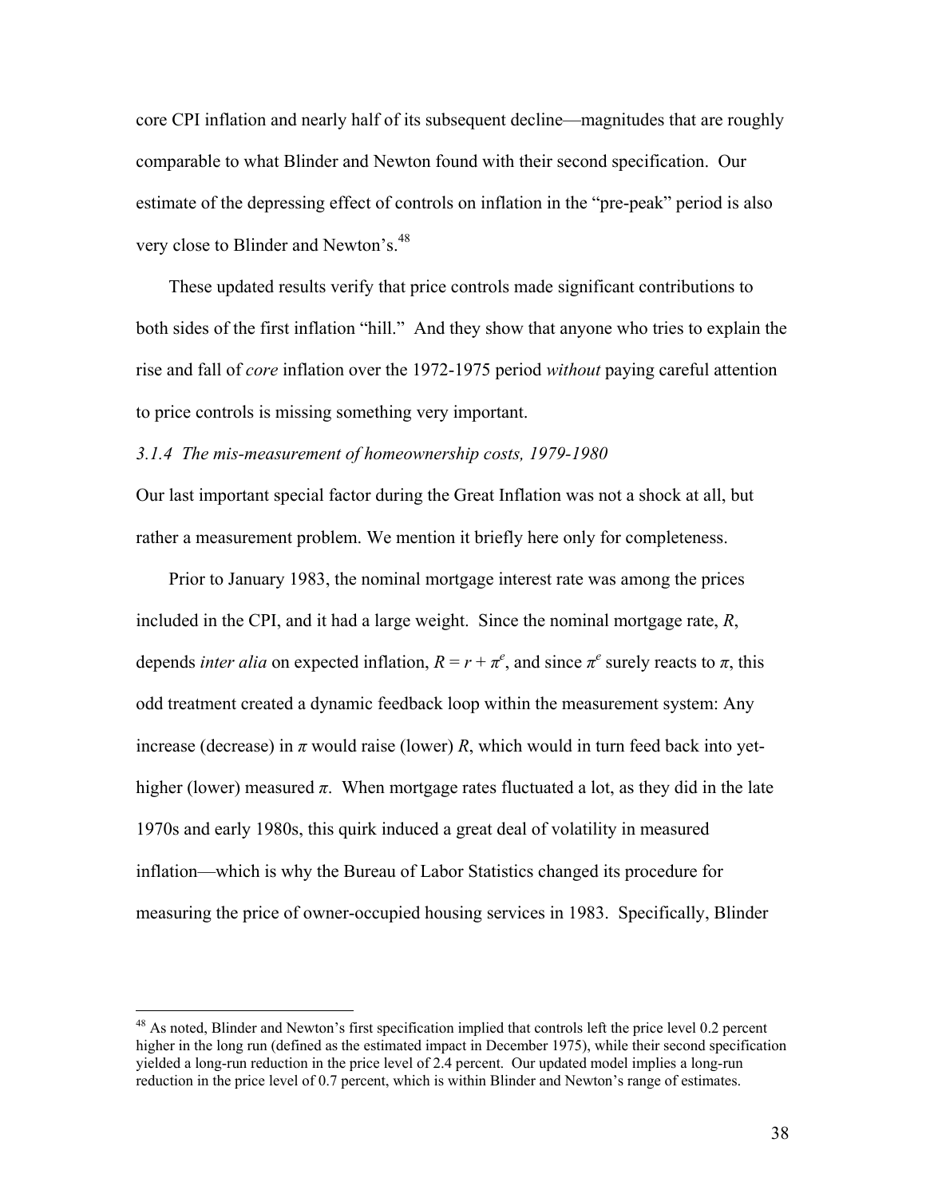core CPI inflation and nearly half of its subsequent decline—magnitudes that are roughly comparable to what Blinder and Newton found with their second specification. Our estimate of the depressing effect of controls on inflation in the "pre-peak" period is also very close to Blinder and Newton's.[48]

These updated results verify that price controls made significant contributions to both sides of the first inflation "hill." And they show that anyone who tries to explain the rise and fall of *core* inflation over the 1972-1975 period *without* paying careful attention to price controls is missing something very important.

### *3.1.4 The mis-measurement of homeownership costs, 1979-1980*

Our last important special factor during the Great Inflation was not a shock at all, but rather a measurement problem. We mention it briefly here only for completeness.

Prior to January 1983, the nominal mortgage interest rate was among the prices included in the CPI, and it had a large weight. Since the nominal mortgage rate, $R$, depends *inter alia* on expected inflation, $R = r + \pi^e$, and since $\pi^e$ surely reacts to $\pi$, this odd treatment created a dynamic feedback loop within the measurement system: Any increase (decrease) in $\pi$ would raise (lower) $R$, which would in turn feed back into yet-higher (lower) measured $\pi$. When mortgage rates fluctuated a lot, as they did in the late 1970s and early 1980s, this quirk induced a great deal of volatility in measured inflation—which is why the Bureau of Labor Statistics changed its procedure for measuring the price of owner-occupied housing services in 1983. Specifically, Blinder

---

[48] As noted, Blinder and Newton's first specification implied that controls left the price level 0.2 percent higher in the long run (defined as the estimated impact in December 1975), while their second specification yielded a long-run reduction in the price level of 2.4 percent. Our updated model implies a long-run reduction in the price level of 0.7 percent, which is within Blinder and Newton's range of estimates.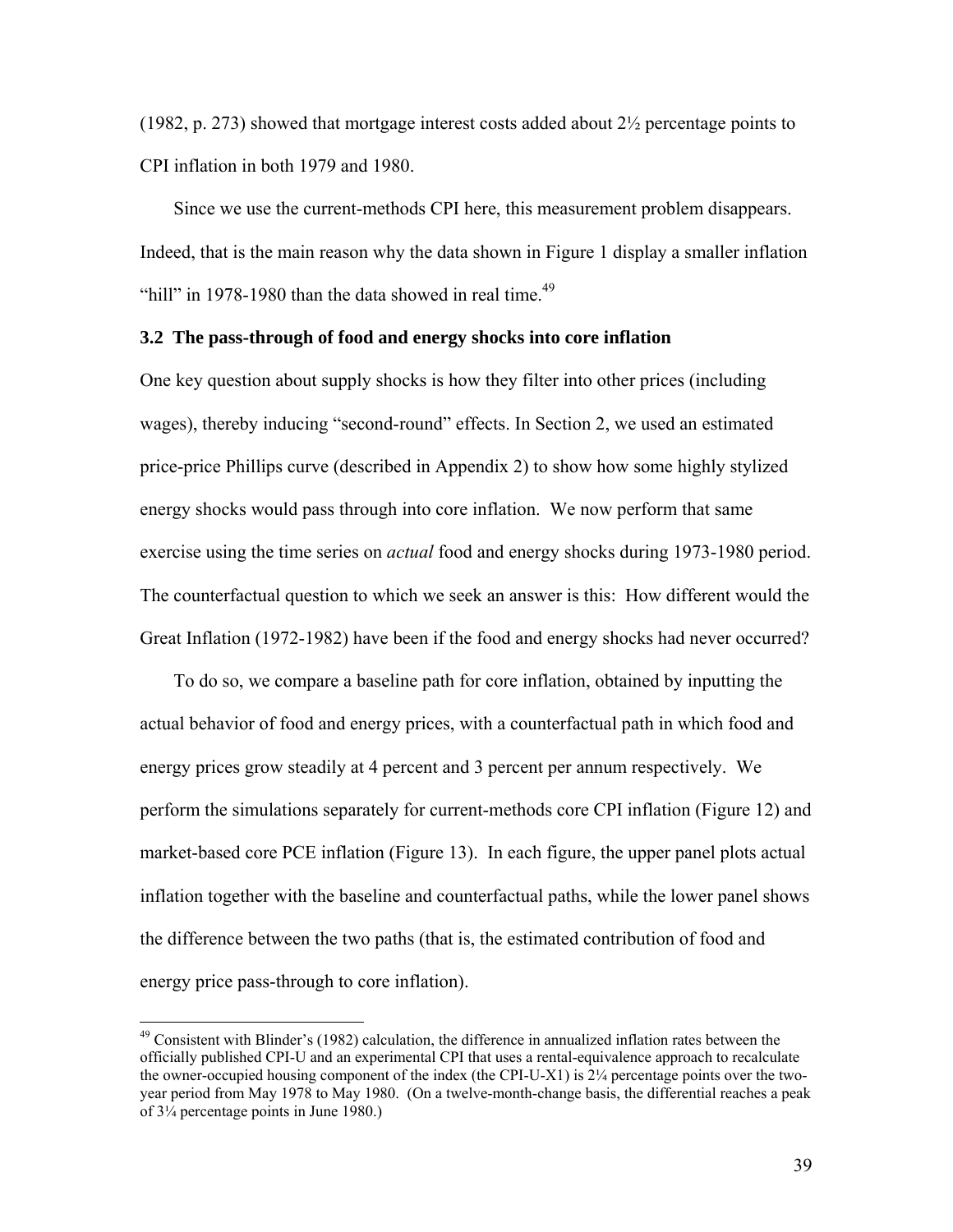(1982, p. 273) showed that mortgage interest costs added about 2½ percentage points to CPI inflation in both 1979 and 1980.

Since we use the current-methods CPI here, this measurement problem disappears. Indeed, that is the main reason why the data shown in Figure 1 display a smaller inflation "hill" in 1978-1980 than the data showed in real time.[49]

### 3.2 The pass-through of food and energy shocks into core inflation

One key question about supply shocks is how they filter into other prices (including wages), thereby inducing "second-round" effects. In Section 2, we used an estimated price-price Phillips curve (described in Appendix 2) to show how some highly stylized energy shocks would pass through into core inflation. We now perform that same exercise using the time series on *actual* food and energy shocks during 1973-1980 period. The counterfactual question to which we seek an answer is this: How different would the Great Inflation (1972-1982) have been if the food and energy shocks had never occurred?

To do so, we compare a baseline path for core inflation, obtained by inputting the actual behavior of food and energy prices, with a counterfactual path in which food and energy prices grow steadily at 4 percent and 3 percent per annum respectively. We perform the simulations separately for current-methods core CPI inflation (Figure 12) and market-based core PCE inflation (Figure 13). In each figure, the upper panel plots actual inflation together with the baseline and counterfactual paths, while the lower panel shows the difference between the two paths (that is, the estimated contribution of food and energy price pass-through to core inflation).

---

[49] Consistent with Blinder's (1982) calculation, the difference in annualized inflation rates between the officially published CPI-U and an experimental CPI that uses a rental-equivalence approach to recalculate the owner-occupied housing component of the index (the CPI-U-X1) is 2¼ percentage points over the two-year period from May 1978 to May 1980. (On a twelve-month-change basis, the differential reaches a peak of 3¼ percentage points in June 1980.)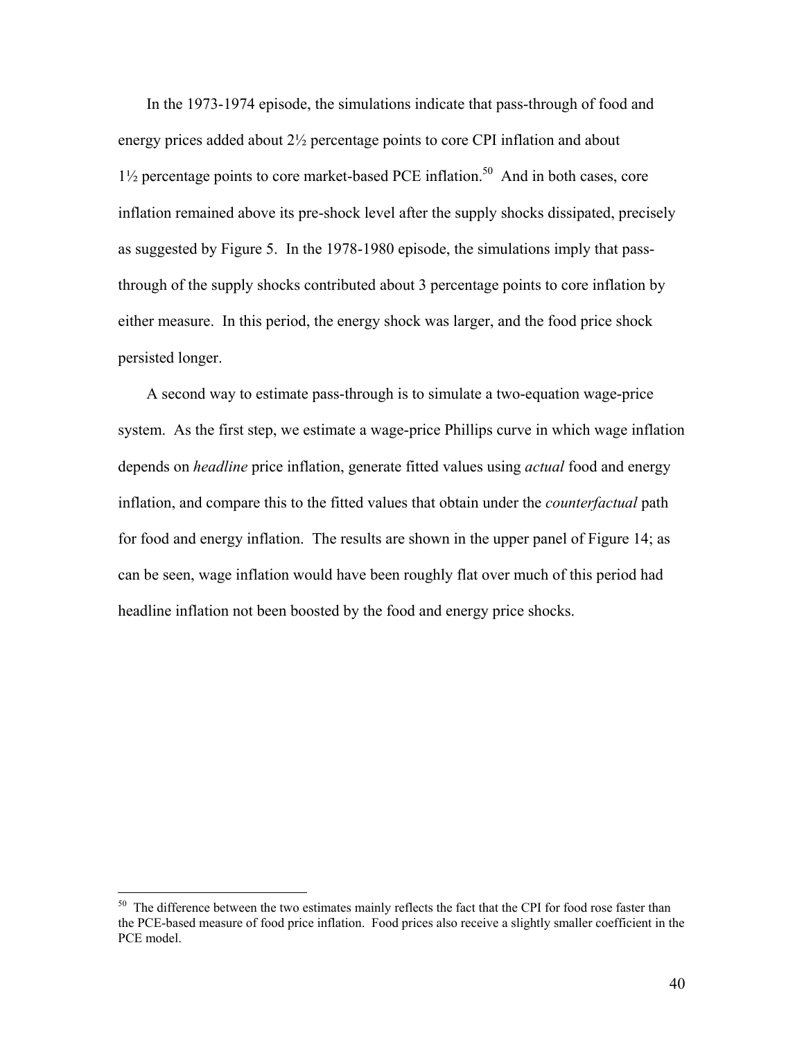In the 1973-1974 episode, the simulations indicate that pass-through of food and energy prices added about 2½ percentage points to core CPI inflation and about 1½ percentage points to core market-based PCE inflation.[50] And in both cases, core inflation remained above its pre-shock level after the supply shocks dissipated, precisely as suggested by Figure 5. In the 1978-1980 episode, the simulations imply that pass-through of the supply shocks contributed about 3 percentage points to core inflation by either measure. In this period, the energy shock was larger, and the food price shock persisted longer.

A second way to estimate pass-through is to simulate a two-equation wage-price system. As the first step, we estimate a wage-price Phillips curve in which wage inflation depends on *headline* price inflation, generate fitted values using *actual* food and energy inflation, and compare this to the fitted values that obtain under the *counterfactual* path for food and energy inflation. The results are shown in the upper panel of Figure 14; as can be seen, wage inflation would have been roughly flat over much of this period had headline inflation not been boosted by the food and energy price shocks.

---

[50] The difference between the two estimates mainly reflects the fact that the CPI for food rose faster than the PCE-based measure of food price inflation. Food prices also receive a slightly smaller coefficient in the PCE model.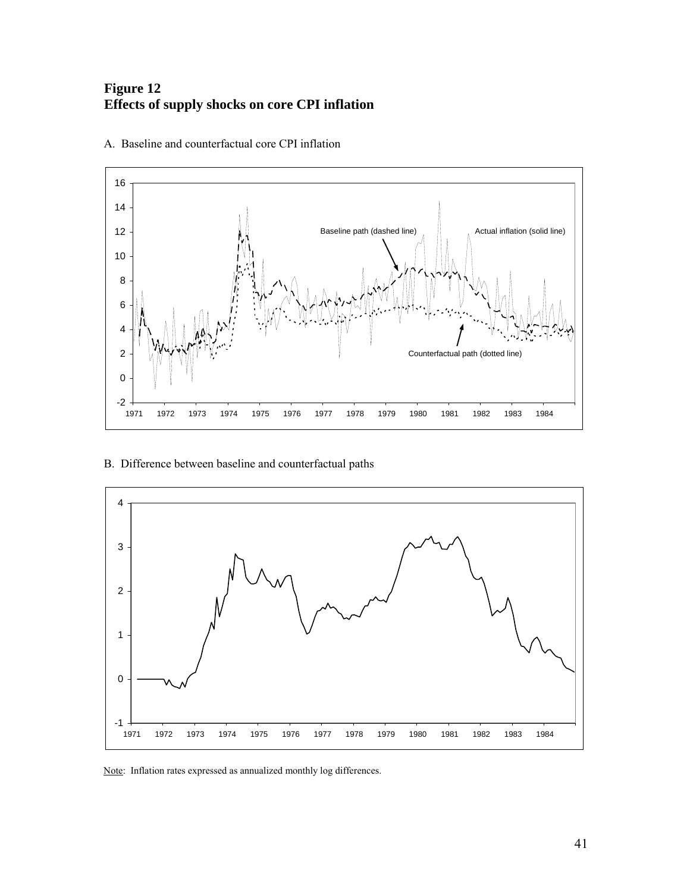**Figure 12**
**Effects of supply shocks on core CPI inflation**

A. Baseline and counterfactual core CPI inflation

B. Difference between baseline and counterfactual paths

Note: Inflation rates expressed as annualized monthly log differences.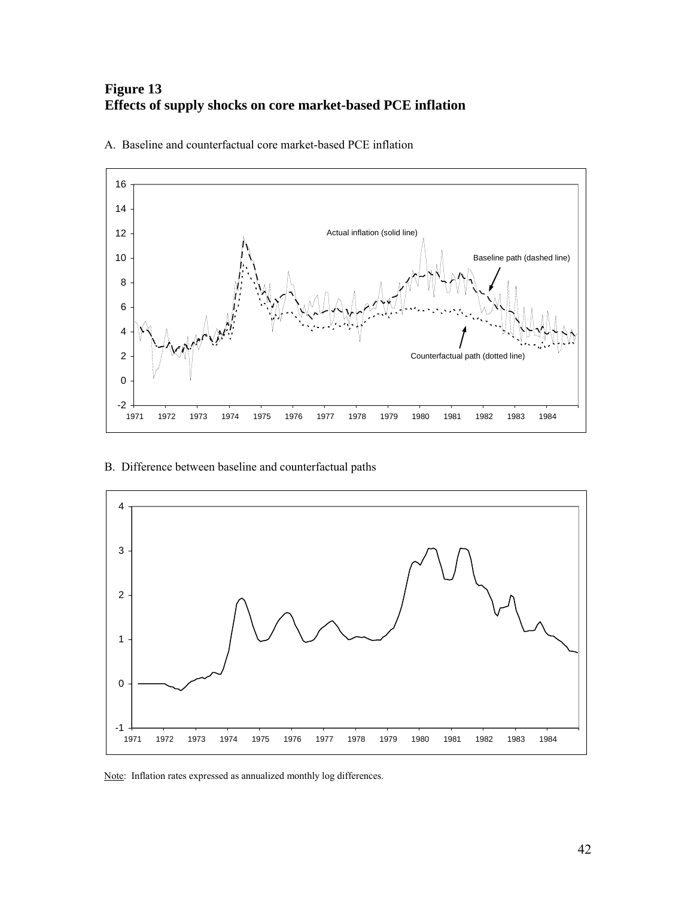**Figure 13**
**Effects of supply shocks on core market-based PCE inflation**

A. Baseline and counterfactual core market-based PCE inflation

B. Difference between baseline and counterfactual paths

Note: Inflation rates expressed as annualized monthly log differences.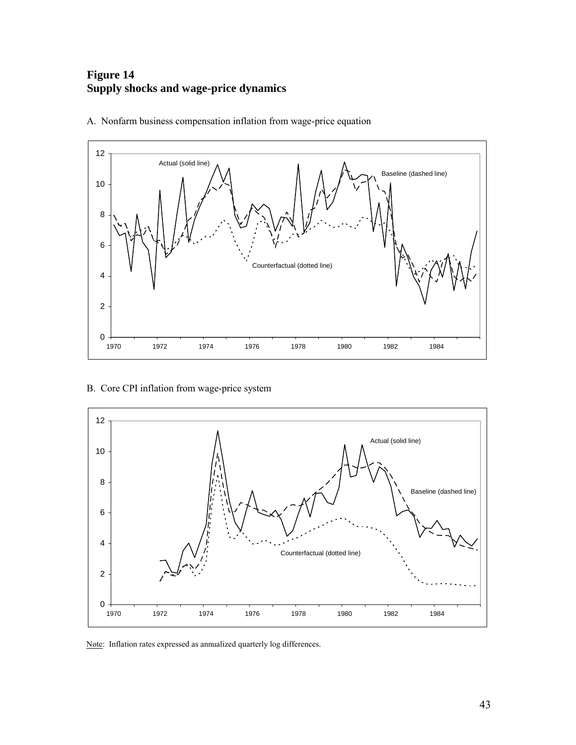**Figure 14**
**Supply shocks and wage-price dynamics**

A. Nonfarm business compensation inflation from wage-price equation

B. Core CPI inflation from wage-price system

Note: Inflation rates expressed as annualized quarterly log differences.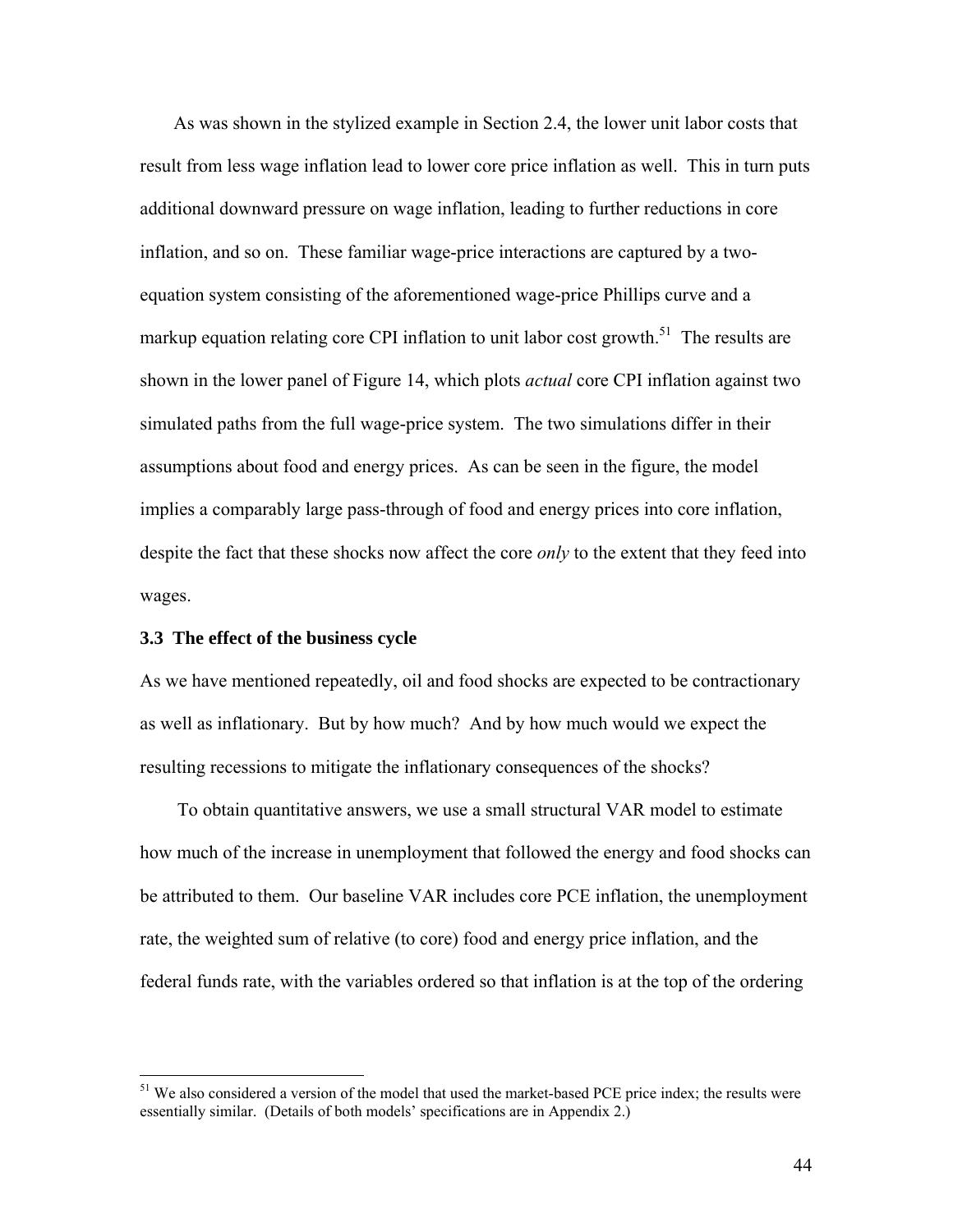As was shown in the stylized example in Section 2.4, the lower unit labor costs that result from less wage inflation lead to lower core price inflation as well. This in turn puts additional downward pressure on wage inflation, leading to further reductions in core inflation, and so on. These familiar wage-price interactions are captured by a two-equation system consisting of the aforementioned wage-price Phillips curve and a markup equation relating core CPI inflation to unit labor cost growth.[51] The results are shown in the lower panel of Figure 14, which plots *actual* core CPI inflation against two simulated paths from the full wage-price system. The two simulations differ in their assumptions about food and energy prices. As can be seen in the figure, the model implies a comparably large pass-through of food and energy prices into core inflation, despite the fact that these shocks now affect the core *only* to the extent that they feed into wages.

### 3.3 The effect of the business cycle

As we have mentioned repeatedly, oil and food shocks are expected to be contractionary as well as inflationary. But by how much? And by how much would we expect the resulting recessions to mitigate the inflationary consequences of the shocks?

To obtain quantitative answers, we use a small structural VAR model to estimate how much of the increase in unemployment that followed the energy and food shocks can be attributed to them. Our baseline VAR includes core PCE inflation, the unemployment rate, the weighted sum of relative (to core) food and energy price inflation, and the federal funds rate, with the variables ordered so that inflation is at the top of the ordering

[51] We also considered a version of the model that used the market-based PCE price index; the results were essentially similar. (Details of both models' specifications are in Appendix 2.)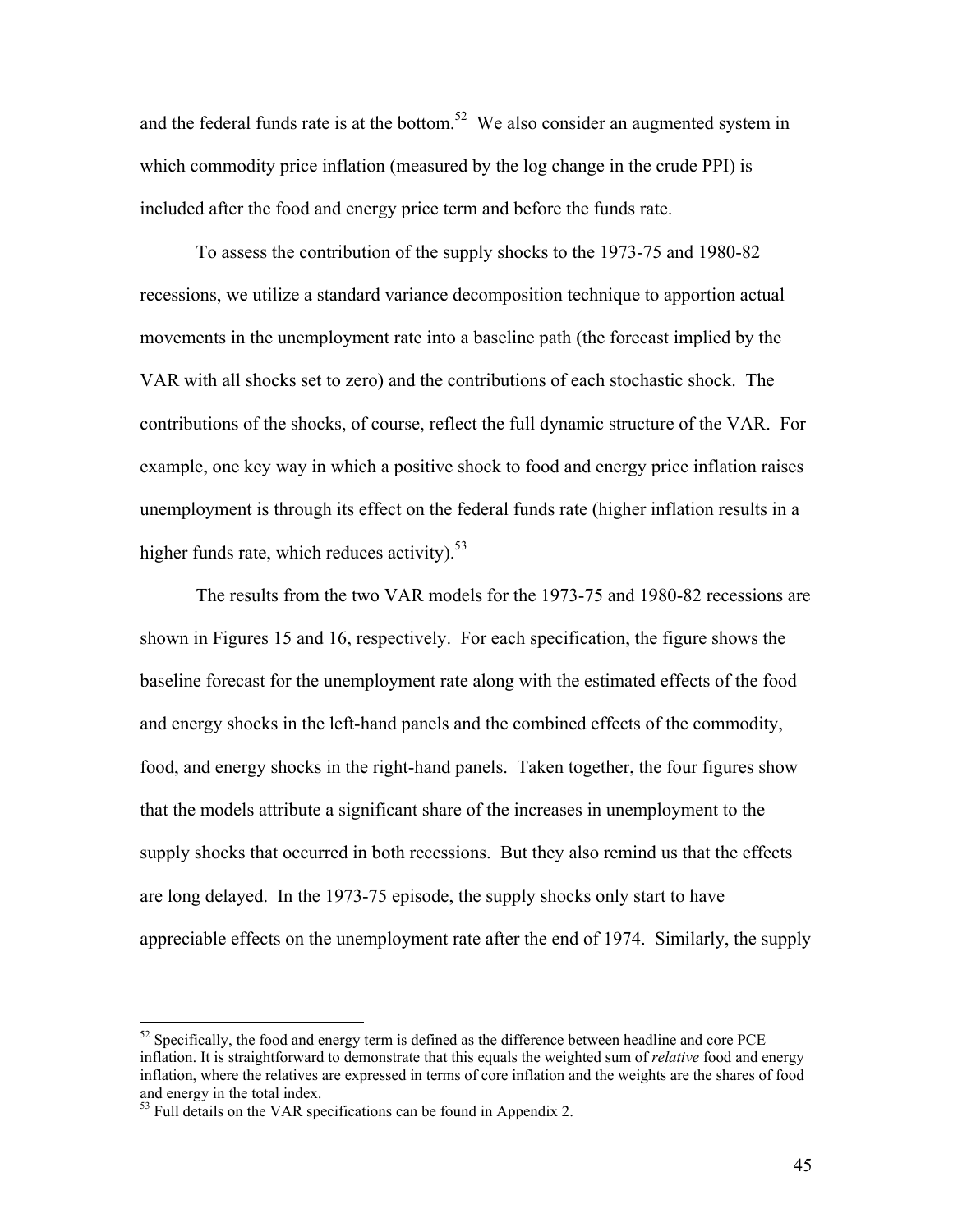and the federal funds rate is at the bottom.[52] We also consider an augmented system in which commodity price inflation (measured by the log change in the crude PPI) is included after the food and energy price term and before the funds rate.

To assess the contribution of the supply shocks to the 1973-75 and 1980-82 recessions, we utilize a standard variance decomposition technique to apportion actual movements in the unemployment rate into a baseline path (the forecast implied by the VAR with all shocks set to zero) and the contributions of each stochastic shock. The contributions of the shocks, of course, reflect the full dynamic structure of the VAR. For example, one key way in which a positive shock to food and energy price inflation raises unemployment is through its effect on the federal funds rate (higher inflation results in a higher funds rate, which reduces activity).[53]

The results from the two VAR models for the 1973-75 and 1980-82 recessions are shown in Figures 15 and 16, respectively. For each specification, the figure shows the baseline forecast for the unemployment rate along with the estimated effects of the food and energy shocks in the left-hand panels and the combined effects of the commodity, food, and energy shocks in the right-hand panels. Taken together, the four figures show that the models attribute a significant share of the increases in unemployment to the supply shocks that occurred in both recessions. But they also remind us that the effects are long delayed. In the 1973-75 episode, the supply shocks only start to have appreciable effects on the unemployment rate after the end of 1974. Similarly, the supply

---

[52] Specifically, the food and energy term is defined as the difference between headline and core PCE inflation. It is straightforward to demonstrate that this equals the weighted sum of *relative* food and energy inflation, where the relatives are expressed in terms of core inflation and the weights are the shares of food and energy in the total index.

[53] Full details on the VAR specifications can be found in Appendix 2.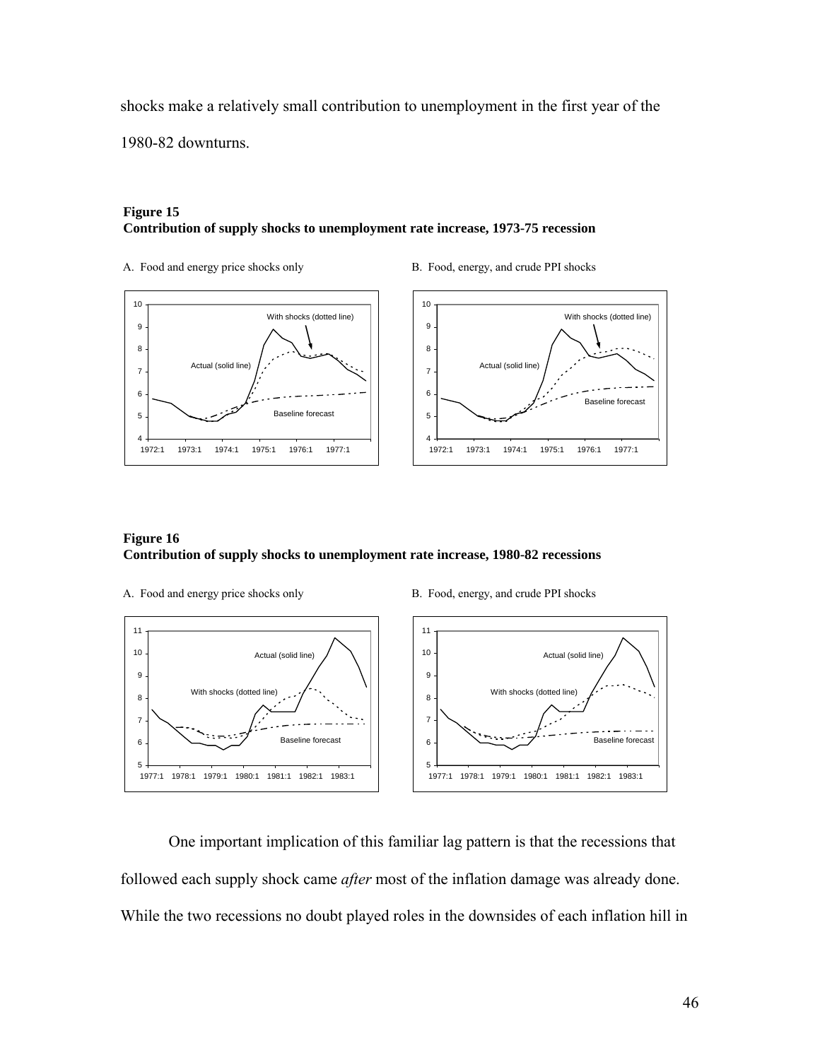shocks make a relatively small contribution to unemployment in the first year of the 1980-82 downturns.

**Figure 15**
**Contribution of supply shocks to unemployment rate increase, 1973-75 recession**

A. Food and energy price shocks only

B. Food, energy, and crude PPI shocks

**Figure 16**
**Contribution of supply shocks to unemployment rate increase, 1980-82 recessions**

A. Food and energy price shocks only

B. Food, energy, and crude PPI shocks

One important implication of this familiar lag pattern is that the recessions that followed each supply shock came *after* most of the inflation damage was already done. While the two recessions no doubt played roles in the downsides of each inflation hill in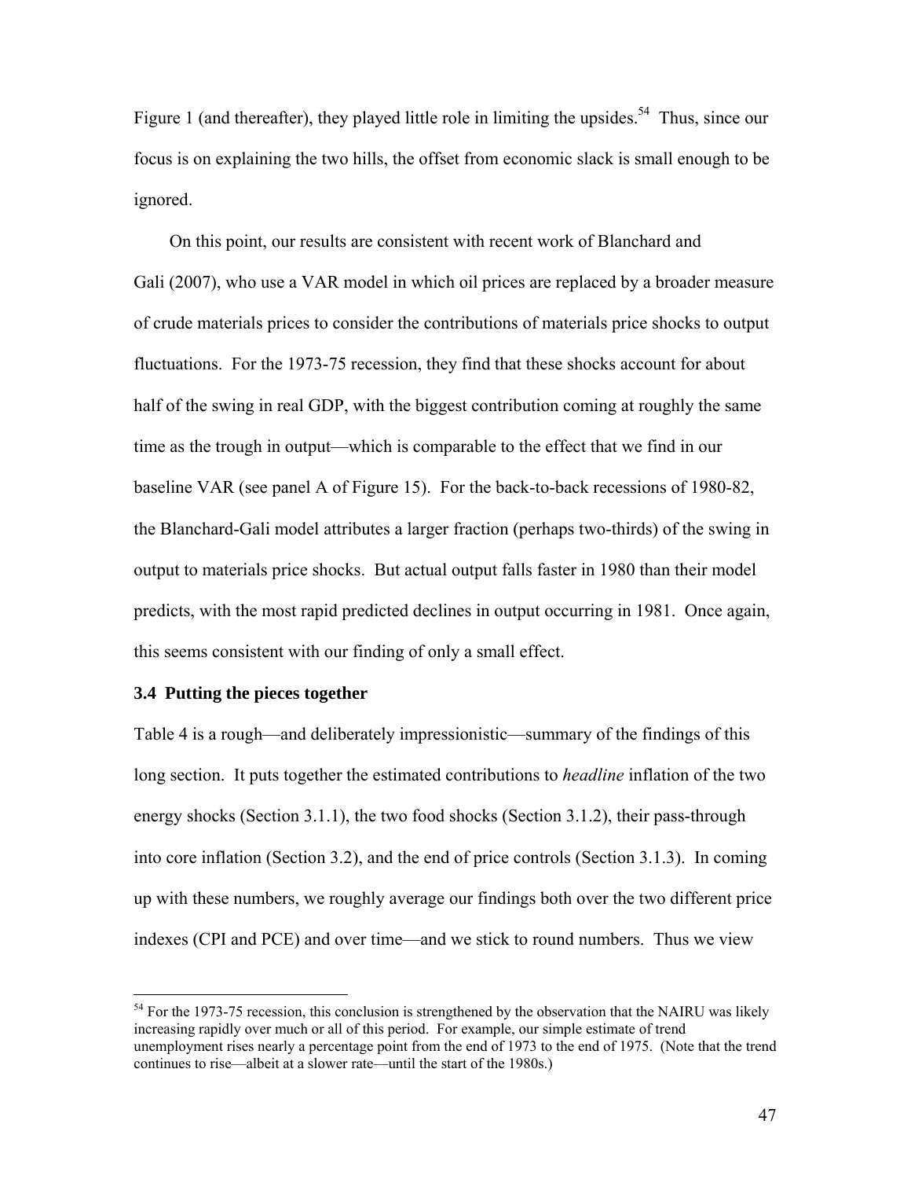Figure 1 (and thereafter), they played little role in limiting the upsides.[54] Thus, since our focus is on explaining the two hills, the offset from economic slack is small enough to be ignored.

On this point, our results are consistent with recent work of Blanchard and Gali (2007), who use a VAR model in which oil prices are replaced by a broader measure of crude materials prices to consider the contributions of materials price shocks to output fluctuations. For the 1973-75 recession, they find that these shocks account for about half of the swing in real GDP, with the biggest contribution coming at roughly the same time as the trough in output—which is comparable to the effect that we find in our baseline VAR (see panel A of Figure 15). For the back-to-back recessions of 1980-82, the Blanchard-Gali model attributes a larger fraction (perhaps two-thirds) of the swing in output to materials price shocks. But actual output falls faster in 1980 than their model predicts, with the most rapid predicted declines in output occurring in 1981. Once again, this seems consistent with our finding of only a small effect.

### 3.4 Putting the pieces together

Table 4 is a rough—and deliberately impressionistic—summary of the findings of this long section. It puts together the estimated contributions to *headline* inflation of the two energy shocks (Section 3.1.1), the two food shocks (Section 3.1.2), their pass-through into core inflation (Section 3.2), and the end of price controls (Section 3.1.3). In coming up with these numbers, we roughly average our findings both over the two different price indexes (CPI and PCE) and over time—and we stick to round numbers. Thus we view

[54] For the 1973-75 recession, this conclusion is strengthened by the observation that the NAIRU was likely increasing rapidly over much or all of this period. For example, our simple estimate of trend unemployment rises nearly a percentage point from the end of 1973 to the end of 1975. (Note that the trend continues to rise—albeit at a slower rate—until the start of the 1980s.)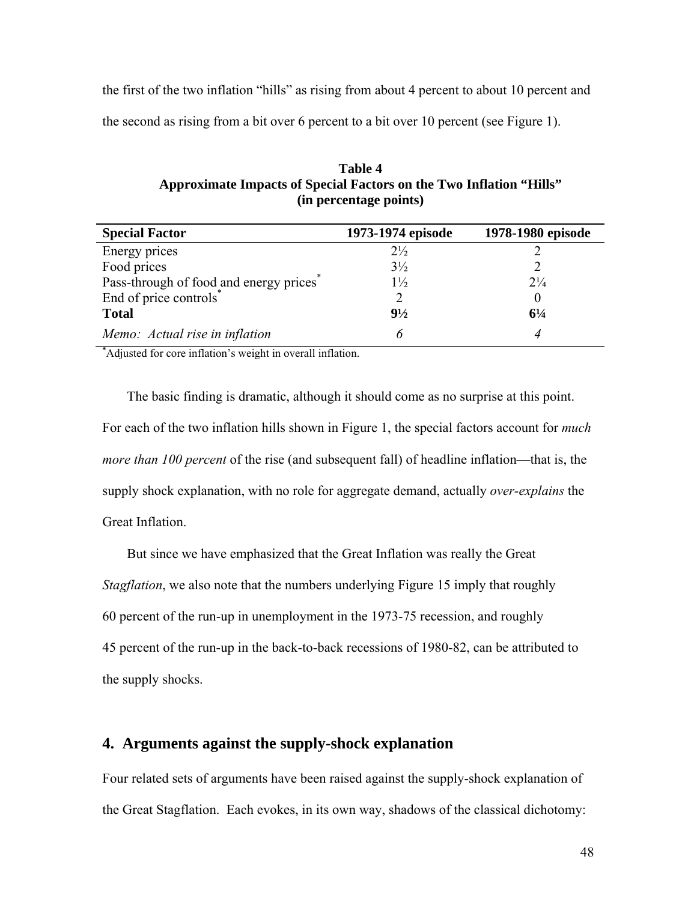the first of the two inflation "hills" as rising from about 4 percent to about 10 percent and the second as rising from a bit over 6 percent to a bit over 10 percent (see Figure 1).

**Table 4**
**Approximate Impacts of Special Factors on the Two Inflation "Hills"**
**(in percentage points)**

| **Special Factor** | **1973-1974 episode** | **1978-1980 episode** |
|---|---|---|
| Energy prices | 2½ | 2 |
| Food prices | 3½ | 2 |
| Pass-through of food and energy prices* | 1½ | 2¼ |
| End of price controls* | 2 | 0 |
| **Total** | **9½** | **6¼** |
| *Memo: Actual rise in inflation* | *6* | *4* |

*Adjusted for core inflation's weight in overall inflation.

The basic finding is dramatic, although it should come as no surprise at this point. For each of the two inflation hills shown in Figure 1, the special factors account for *much more than 100 percent* of the rise (and subsequent fall) of headline inflation—that is, the supply shock explanation, with no role for aggregate demand, actually *over-explains* the Great Inflation.

But since we have emphasized that the Great Inflation was really the Great *Stagflation*, we also note that the numbers underlying Figure 15 imply that roughly 60 percent of the run-up in unemployment in the 1973-75 recession, and roughly 45 percent of the run-up in the back-to-back recessions of 1980-82, can be attributed to the supply shocks.

## 4. Arguments against the supply-shock explanation

Four related sets of arguments have been raised against the supply-shock explanation of the Great Stagflation. Each evokes, in its own way, shadows of the classical dichotomy: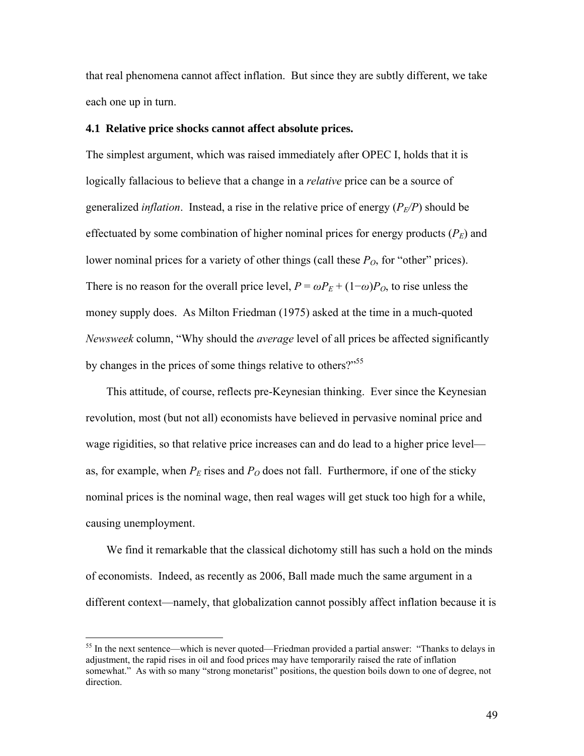that real phenomena cannot affect inflation. But since they are subtly different, we take each one up in turn.

### 4.1 Relative price shocks cannot affect absolute prices.

The simplest argument, which was raised immediately after OPEC I, holds that it is logically fallacious to believe that a change in a *relative* price can be a source of generalized *inflation*. Instead, a rise in the relative price of energy ($P_E/P$) should be effectuated by some combination of higher nominal prices for energy products ($P_E$) and lower nominal prices for a variety of other things (call these $P_O$, for "other" prices). There is no reason for the overall price level, $P = \omega P_E + (1-\omega)P_O$, to rise unless the money supply does. As Milton Friedman (1975) asked at the time in a much-quoted *Newsweek* column, "Why should the *average* level of all prices be affected significantly by changes in the prices of some things relative to others?"[55]

This attitude, of course, reflects pre-Keynesian thinking. Ever since the Keynesian revolution, most (but not all) economists have believed in pervasive nominal price and wage rigidities, so that relative price increases can and do lead to a higher price level—as, for example, when $P_E$ rises and $P_O$ does not fall. Furthermore, if one of the sticky nominal prices is the nominal wage, then real wages will get stuck too high for a while, causing unemployment.

We find it remarkable that the classical dichotomy still has such a hold on the minds of economists. Indeed, as recently as 2006, Ball made much the same argument in a different context—namely, that globalization cannot possibly affect inflation because it is

[55] In the next sentence—which is never quoted—Friedman provided a partial answer: "Thanks to delays in adjustment, the rapid rises in oil and food prices may have temporarily raised the rate of inflation somewhat." As with so many "strong monetarist" positions, the question boils down to one of degree, not direction.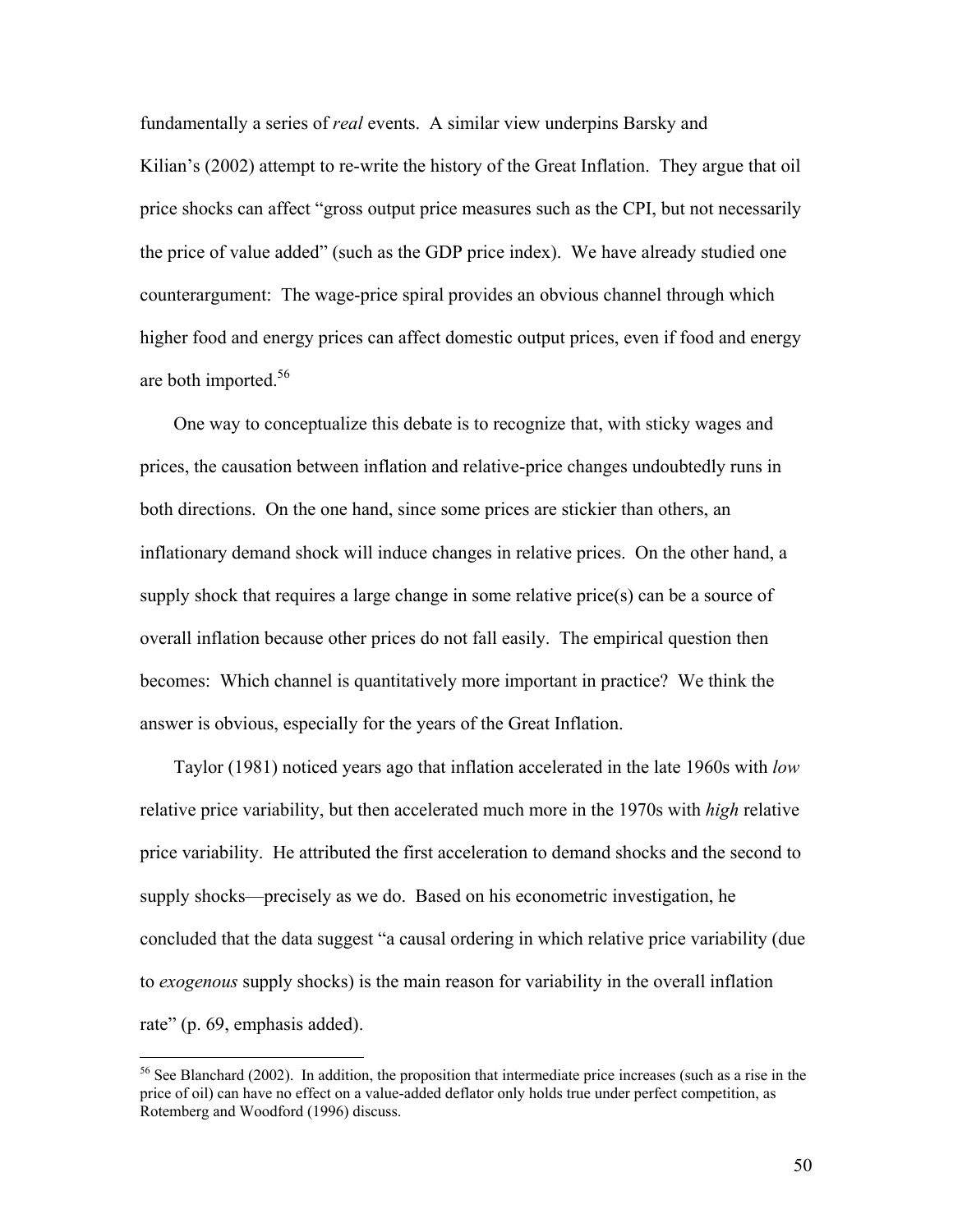fundamentally a series of *real* events. A similar view underpins Barsky and Kilian's (2002) attempt to re-write the history of the Great Inflation. They argue that oil price shocks can affect "gross output price measures such as the CPI, but not necessarily the price of value added" (such as the GDP price index). We have already studied one counterargument: The wage-price spiral provides an obvious channel through which higher food and energy prices can affect domestic output prices, even if food and energy are both imported.[56]

One way to conceptualize this debate is to recognize that, with sticky wages and prices, the causation between inflation and relative-price changes undoubtedly runs in both directions. On the one hand, since some prices are stickier than others, an inflationary demand shock will induce changes in relative prices. On the other hand, a supply shock that requires a large change in some relative price(s) can be a source of overall inflation because other prices do not fall easily. The empirical question then becomes: Which channel is quantitatively more important in practice? We think the answer is obvious, especially for the years of the Great Inflation.

Taylor (1981) noticed years ago that inflation accelerated in the late 1960s with *low* relative price variability, but then accelerated much more in the 1970s with *high* relative price variability. He attributed the first acceleration to demand shocks and the second to supply shocks—precisely as we do. Based on his econometric investigation, he concluded that the data suggest "a causal ordering in which relative price variability (due to *exogenous* supply shocks) is the main reason for variability in the overall inflation rate" (p. 69, emphasis added).

---

[56] See Blanchard (2002). In addition, the proposition that intermediate price increases (such as a rise in the price of oil) can have no effect on a value-added deflator only holds true under perfect competition, as Rotemberg and Woodford (1996) discuss.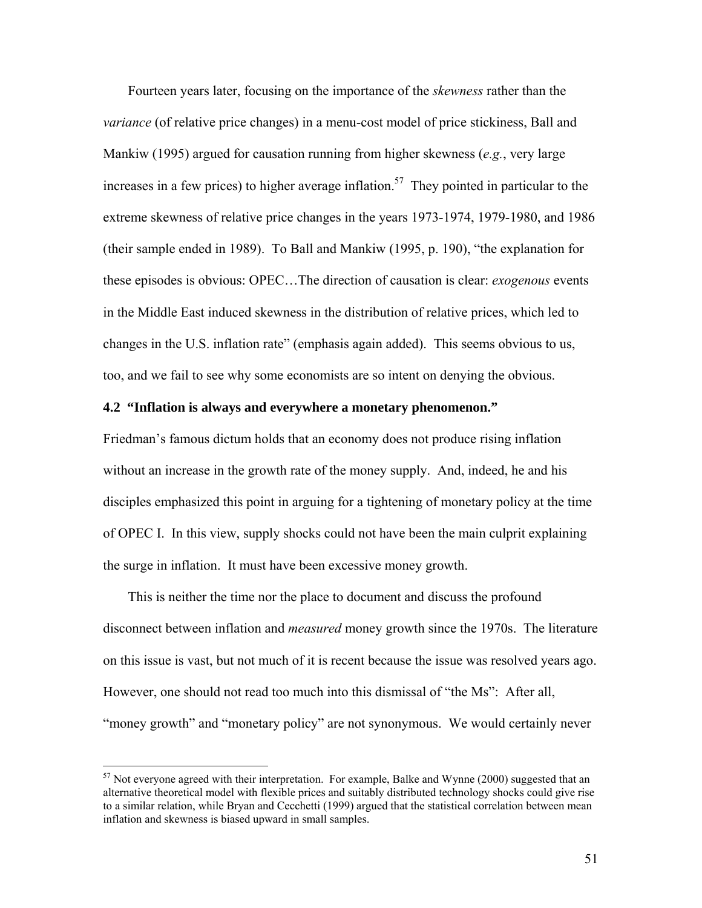Fourteen years later, focusing on the importance of the *skewness* rather than the *variance* (of relative price changes) in a menu-cost model of price stickiness, Ball and Mankiw (1995) argued for causation running from higher skewness (*e.g.*, very large increases in a few prices) to higher average inflation.[57] They pointed in particular to the extreme skewness of relative price changes in the years 1973-1974, 1979-1980, and 1986 (their sample ended in 1989). To Ball and Mankiw (1995, p. 190), "the explanation for these episodes is obvious: OPEC…The direction of causation is clear: *exogenous* events in the Middle East induced skewness in the distribution of relative prices, which led to changes in the U.S. inflation rate" (emphasis again added). This seems obvious to us, too, and we fail to see why some economists are so intent on denying the obvious.

### 4.2 "Inflation is always and everywhere a monetary phenomenon."

Friedman's famous dictum holds that an economy does not produce rising inflation without an increase in the growth rate of the money supply. And, indeed, he and his disciples emphasized this point in arguing for a tightening of monetary policy at the time of OPEC I. In this view, supply shocks could not have been the main culprit explaining the surge in inflation. It must have been excessive money growth.

This is neither the time nor the place to document and discuss the profound disconnect between inflation and *measured* money growth since the 1970s. The literature on this issue is vast, but not much of it is recent because the issue was resolved years ago. However, one should not read too much into this dismissal of "the Ms": After all, "money growth" and "monetary policy" are not synonymous. We would certainly never

[57] Not everyone agreed with their interpretation. For example, Balke and Wynne (2000) suggested that an alternative theoretical model with flexible prices and suitably distributed technology shocks could give rise to a similar relation, while Bryan and Cecchetti (1999) argued that the statistical correlation between mean inflation and skewness is biased upward in small samples.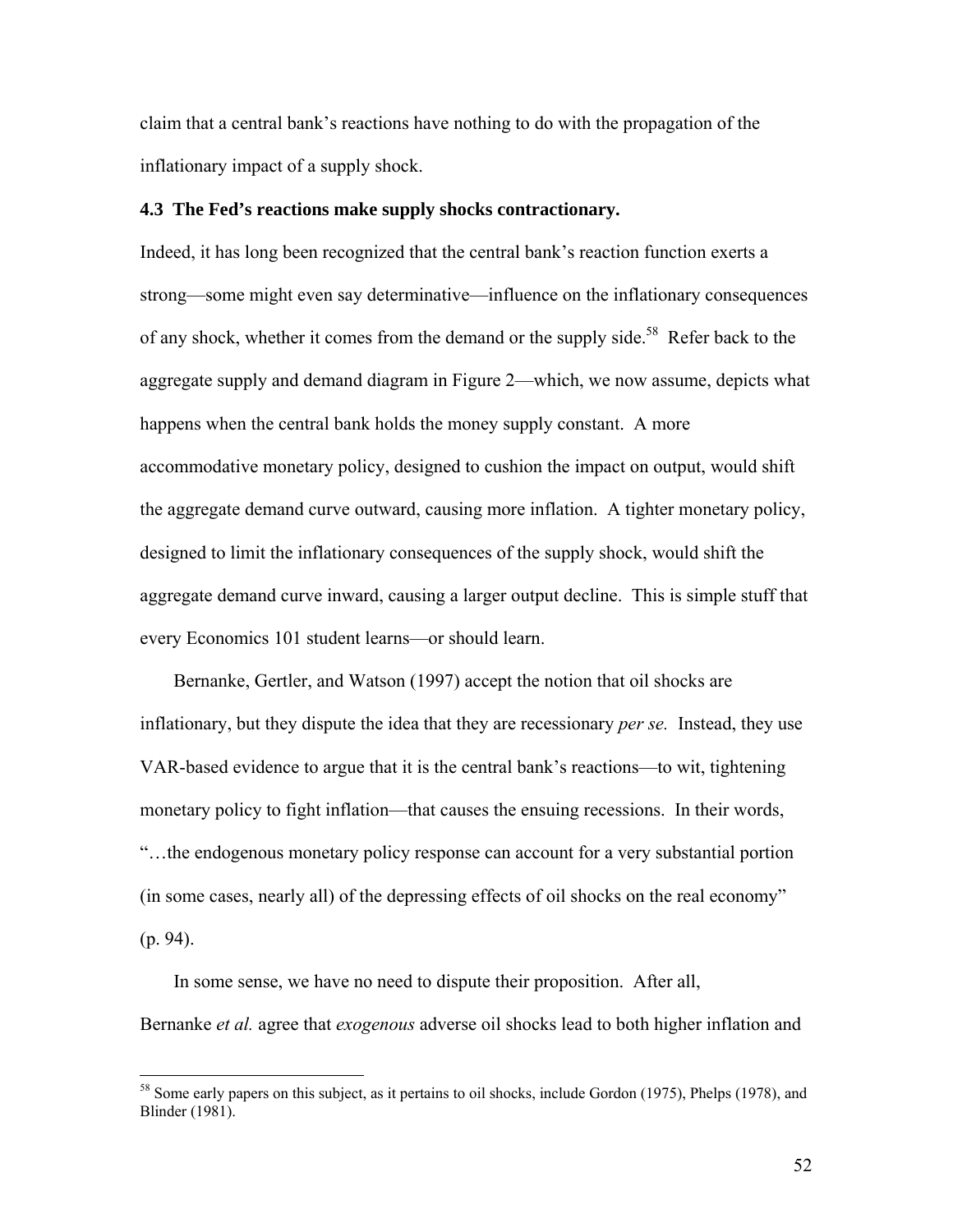claim that a central bank's reactions have nothing to do with the propagation of the inflationary impact of a supply shock.

### 4.3 The Fed's reactions make supply shocks contractionary.

Indeed, it has long been recognized that the central bank's reaction function exerts a strong—some might even say determinative—influence on the inflationary consequences of any shock, whether it comes from the demand or the supply side.[58] Refer back to the aggregate supply and demand diagram in Figure 2—which, we now assume, depicts what happens when the central bank holds the money supply constant. A more accommodative monetary policy, designed to cushion the impact on output, would shift the aggregate demand curve outward, causing more inflation. A tighter monetary policy, designed to limit the inflationary consequences of the supply shock, would shift the aggregate demand curve inward, causing a larger output decline. This is simple stuff that every Economics 101 student learns—or should learn.

Bernanke, Gertler, and Watson (1997) accept the notion that oil shocks are inflationary, but they dispute the idea that they are recessionary *per se.* Instead, they use VAR-based evidence to argue that it is the central bank's reactions—to wit, tightening monetary policy to fight inflation—that causes the ensuing recessions. In their words, "…the endogenous monetary policy response can account for a very substantial portion (in some cases, nearly all) of the depressing effects of oil shocks on the real economy" (p. 94).

In some sense, we have no need to dispute their proposition. After all, Bernanke *et al.* agree that *exogenous* adverse oil shocks lead to both higher inflation and

[58] Some early papers on this subject, as it pertains to oil shocks, include Gordon (1975), Phelps (1978), and Blinder (1981).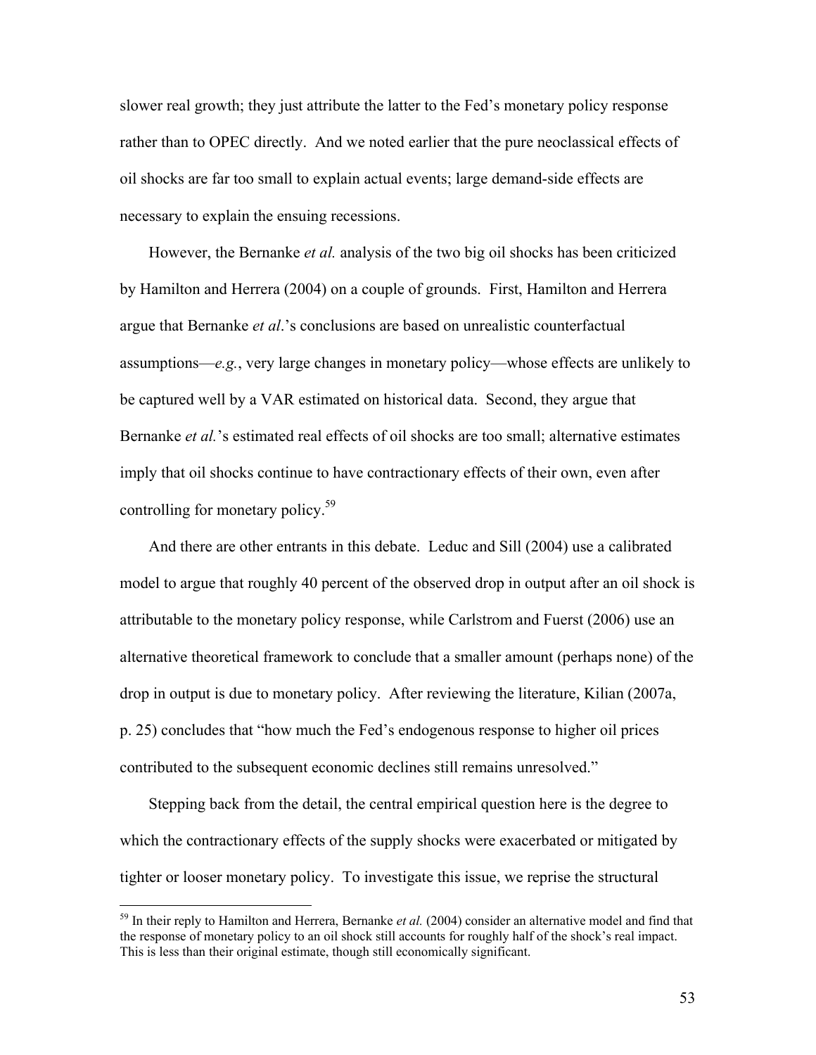slower real growth; they just attribute the latter to the Fed's monetary policy response rather than to OPEC directly. And we noted earlier that the pure neoclassical effects of oil shocks are far too small to explain actual events; large demand-side effects are necessary to explain the ensuing recessions.

However, the Bernanke *et al.* analysis of the two big oil shocks has been criticized by Hamilton and Herrera (2004) on a couple of grounds. First, Hamilton and Herrera argue that Bernanke *et al*.'s conclusions are based on unrealistic counterfactual assumptions—*e.g.*, very large changes in monetary policy—whose effects are unlikely to be captured well by a VAR estimated on historical data. Second, they argue that Bernanke *et al.*'s estimated real effects of oil shocks are too small; alternative estimates imply that oil shocks continue to have contractionary effects of their own, even after controlling for monetary policy.[59]

And there are other entrants in this debate. Leduc and Sill (2004) use a calibrated model to argue that roughly 40 percent of the observed drop in output after an oil shock is attributable to the monetary policy response, while Carlstrom and Fuerst (2006) use an alternative theoretical framework to conclude that a smaller amount (perhaps none) of the drop in output is due to monetary policy. After reviewing the literature, Kilian (2007a, p. 25) concludes that "how much the Fed's endogenous response to higher oil prices contributed to the subsequent economic declines still remains unresolved."

Stepping back from the detail, the central empirical question here is the degree to which the contractionary effects of the supply shocks were exacerbated or mitigated by tighter or looser monetary policy. To investigate this issue, we reprise the structural

---

[59] In their reply to Hamilton and Herrera, Bernanke *et al.* (2004) consider an alternative model and find that the response of monetary policy to an oil shock still accounts for roughly half of the shock's real impact. This is less than their original estimate, though still economically significant.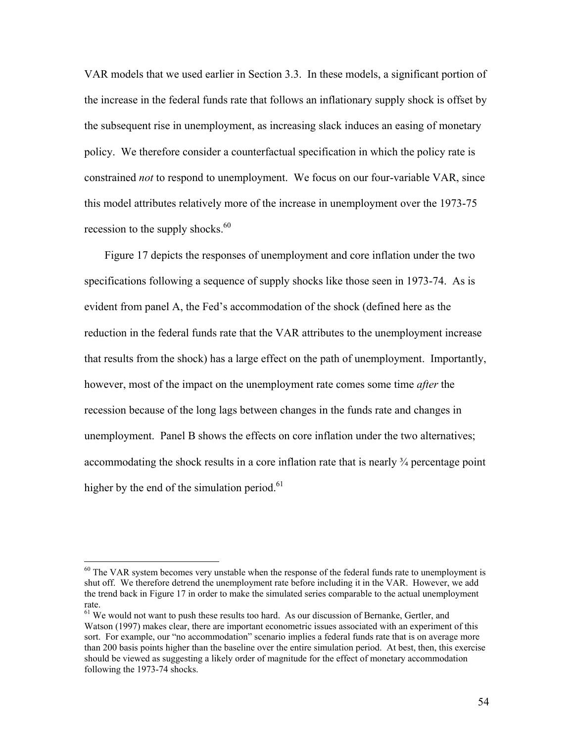VAR models that we used earlier in Section 3.3. In these models, a significant portion of the increase in the federal funds rate that follows an inflationary supply shock is offset by the subsequent rise in unemployment, as increasing slack induces an easing of monetary policy. We therefore consider a counterfactual specification in which the policy rate is constrained *not* to respond to unemployment. We focus on our four-variable VAR, since this model attributes relatively more of the increase in unemployment over the 1973-75 recession to the supply shocks.[60]

Figure 17 depicts the responses of unemployment and core inflation under the two specifications following a sequence of supply shocks like those seen in 1973-74. As is evident from panel A, the Fed's accommodation of the shock (defined here as the reduction in the federal funds rate that the VAR attributes to the unemployment increase that results from the shock) has a large effect on the path of unemployment. Importantly, however, most of the impact on the unemployment rate comes some time *after* the recession because of the long lags between changes in the funds rate and changes in unemployment. Panel B shows the effects on core inflation under the two alternatives; accommodating the shock results in a core inflation rate that is nearly ¾ percentage point higher by the end of the simulation period.[61]

[60] The VAR system becomes very unstable when the response of the federal funds rate to unemployment is shut off. We therefore detrend the unemployment rate before including it in the VAR. However, we add the trend back in Figure 17 in order to make the simulated series comparable to the actual unemployment rate.

[61] We would not want to push these results too hard. As our discussion of Bernanke, Gertler, and Watson (1997) makes clear, there are important econometric issues associated with an experiment of this sort. For example, our "no accommodation" scenario implies a federal funds rate that is on average more than 200 basis points higher than the baseline over the entire simulation period. At best, then, this exercise should be viewed as suggesting a likely order of magnitude for the effect of monetary accommodation following the 1973-74 shocks.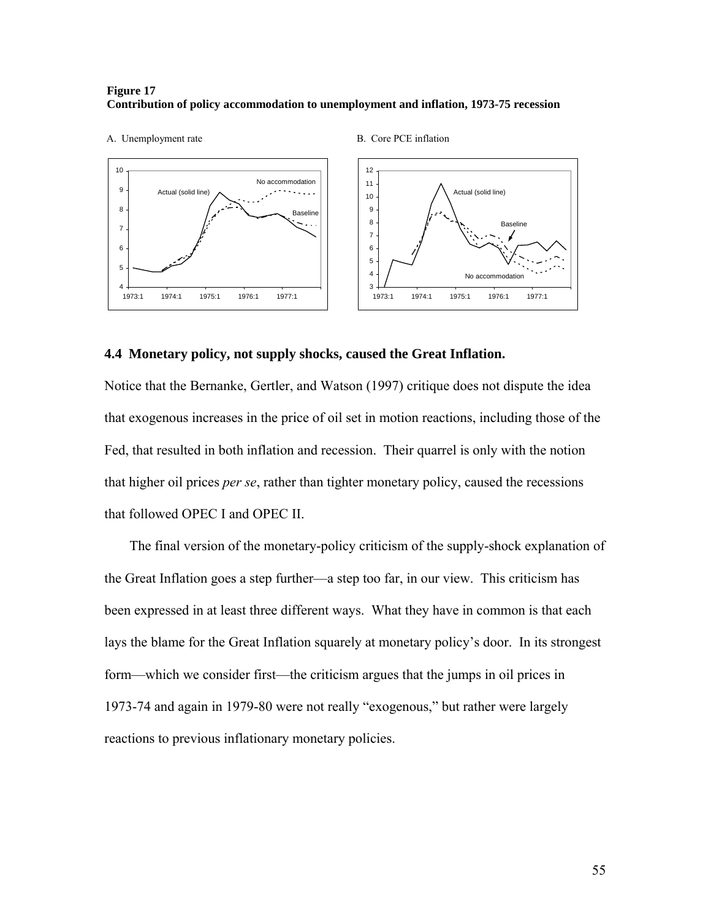**Figure 17**
**Contribution of policy accommodation to unemployment and inflation, 1973-75 recession**

A. Unemployment rate

B. Core PCE inflation

### 4.4 Monetary policy, not supply shocks, caused the Great Inflation.

Notice that the Bernanke, Gertler, and Watson (1997) critique does not dispute the idea that exogenous increases in the price of oil set in motion reactions, including those of the Fed, that resulted in both inflation and recession. Their quarrel is only with the notion that higher oil prices *per se*, rather than tighter monetary policy, caused the recessions that followed OPEC I and OPEC II.

The final version of the monetary-policy criticism of the supply-shock explanation of the Great Inflation goes a step further—a step too far, in our view. This criticism has been expressed in at least three different ways. What they have in common is that each lays the blame for the Great Inflation squarely at monetary policy's door. In its strongest form—which we consider first—the criticism argues that the jumps in oil prices in 1973-74 and again in 1979-80 were not really "exogenous," but rather were largely reactions to previous inflationary monetary policies.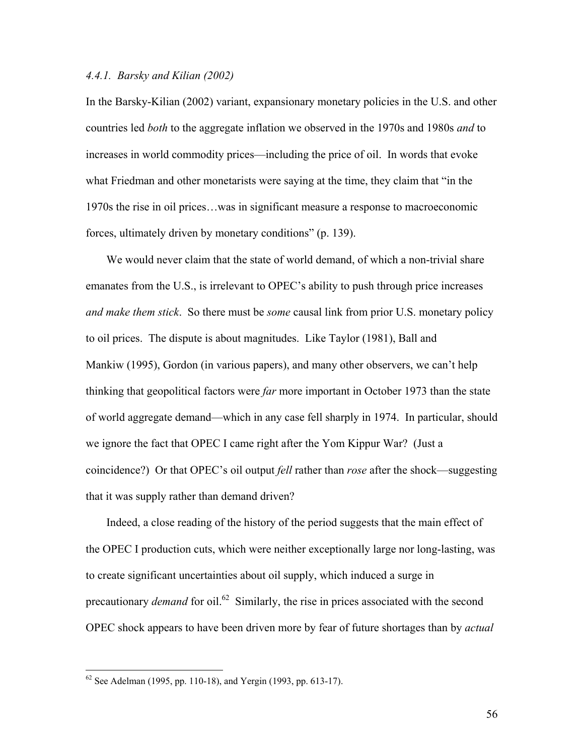#### *4.4.1. Barsky and Kilian (2002)*

In the Barsky-Kilian (2002) variant, expansionary monetary policies in the U.S. and other countries led *both* to the aggregate inflation we observed in the 1970s and 1980s *and* to increases in world commodity prices—including the price of oil. In words that evoke what Friedman and other monetarists were saying at the time, they claim that "in the 1970s the rise in oil prices…was in significant measure a response to macroeconomic forces, ultimately driven by monetary conditions" (p. 139).

We would never claim that the state of world demand, of which a non-trivial share emanates from the U.S., is irrelevant to OPEC's ability to push through price increases *and make them stick*. So there must be *some* causal link from prior U.S. monetary policy to oil prices. The dispute is about magnitudes. Like Taylor (1981), Ball and Mankiw (1995), Gordon (in various papers), and many other observers, we can't help thinking that geopolitical factors were *far* more important in October 1973 than the state of world aggregate demand—which in any case fell sharply in 1974. In particular, should we ignore the fact that OPEC I came right after the Yom Kippur War? (Just a coincidence?) Or that OPEC's oil output *fell* rather than *rose* after the shock—suggesting that it was supply rather than demand driven?

Indeed, a close reading of the history of the period suggests that the main effect of the OPEC I production cuts, which were neither exceptionally large nor long-lasting, was to create significant uncertainties about oil supply, which induced a surge in precautionary *demand* for oil.[62] Similarly, the rise in prices associated with the second OPEC shock appears to have been driven more by fear of future shortages than by *actual*

[62] See Adelman (1995, pp. 110-18), and Yergin (1993, pp. 613-17).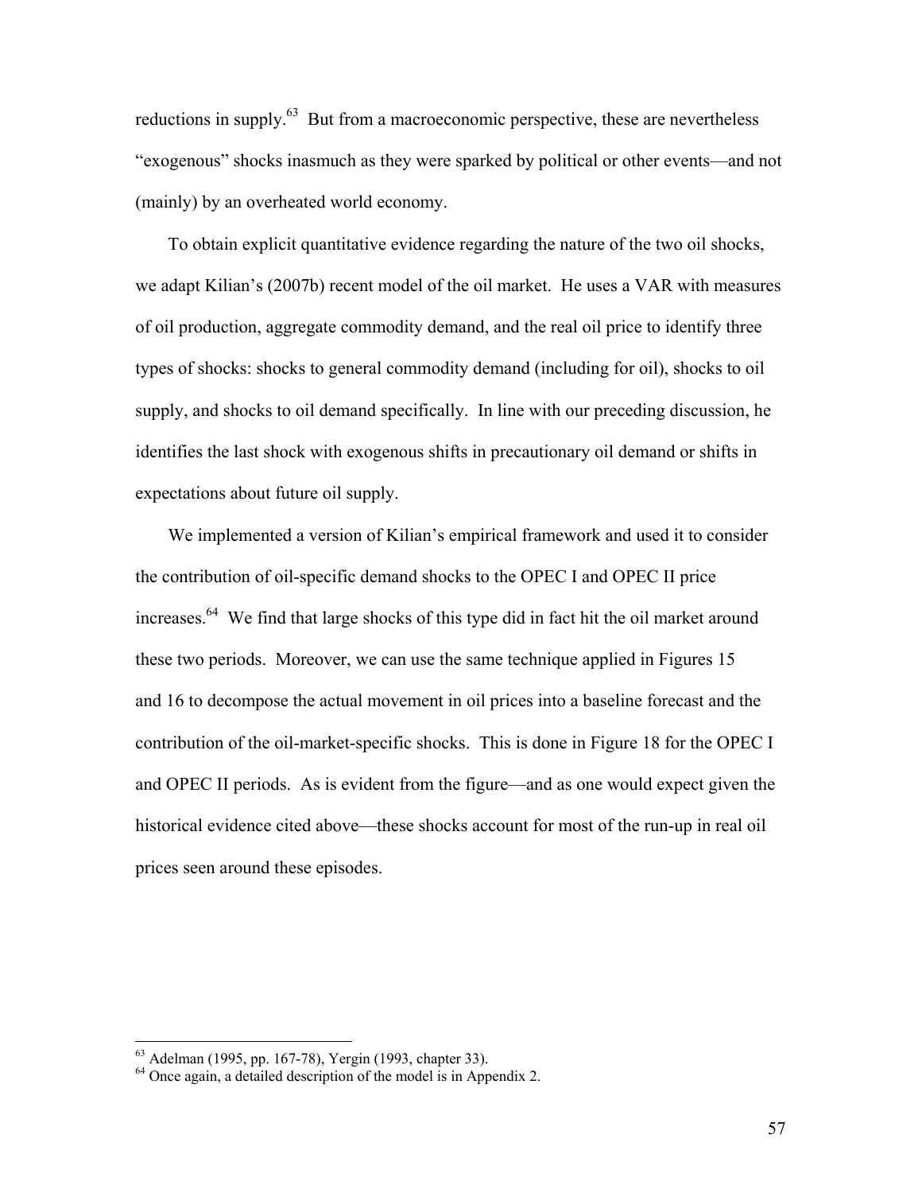reductions in supply.[63] But from a macroeconomic perspective, these are nevertheless "exogenous" shocks inasmuch as they were sparked by political or other events—and not (mainly) by an overheated world economy.

To obtain explicit quantitative evidence regarding the nature of the two oil shocks, we adapt Kilian's (2007b) recent model of the oil market. He uses a VAR with measures of oil production, aggregate commodity demand, and the real oil price to identify three types of shocks: shocks to general commodity demand (including for oil), shocks to oil supply, and shocks to oil demand specifically. In line with our preceding discussion, he identifies the last shock with exogenous shifts in precautionary oil demand or shifts in expectations about future oil supply.

We implemented a version of Kilian's empirical framework and used it to consider the contribution of oil-specific demand shocks to the OPEC I and OPEC II price increases.[64] We find that large shocks of this type did in fact hit the oil market around these two periods. Moreover, we can use the same technique applied in Figures 15 and 16 to decompose the actual movement in oil prices into a baseline forecast and the contribution of the oil-market-specific shocks. This is done in Figure 18 for the OPEC I and OPEC II periods. As is evident from the figure—and as one would expect given the historical evidence cited above—these shocks account for most of the run-up in real oil prices seen around these episodes.

---

[63] Adelman (1995, pp. 167-78), Yergin (1993, chapter 33).

[64] Once again, a detailed description of the model is in Appendix 2.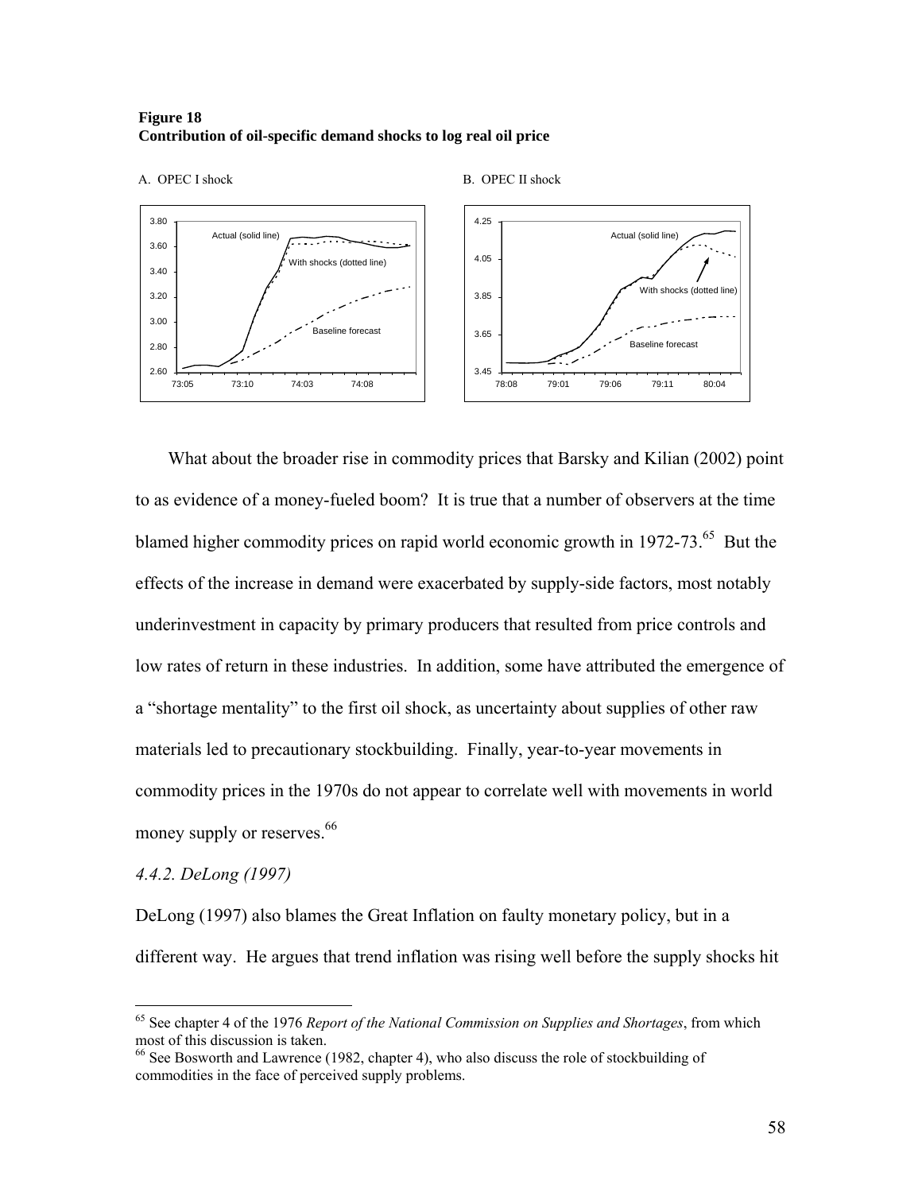**Figure 18**
**Contribution of oil-specific demand shocks to log real oil price**

A. OPEC I shock

B. OPEC II shock

What about the broader rise in commodity prices that Barsky and Kilian (2002) point to as evidence of a money-fueled boom? It is true that a number of observers at the time blamed higher commodity prices on rapid world economic growth in 1972-73.[65] But the effects of the increase in demand were exacerbated by supply-side factors, most notably underinvestment in capacity by primary producers that resulted from price controls and low rates of return in these industries. In addition, some have attributed the emergence of a "shortage mentality" to the first oil shock, as uncertainty about supplies of other raw materials led to precautionary stockbuilding. Finally, year-to-year movements in commodity prices in the 1970s do not appear to correlate well with movements in world money supply or reserves.[66]

*4.4.2. DeLong (1997)*

DeLong (1997) also blames the Great Inflation on faulty monetary policy, but in a different way. He argues that trend inflation was rising well before the supply shocks hit

---

[65] See chapter 4 of the 1976 *Report of the National Commission on Supplies and Shortages*, from which most of this discussion is taken.

[66] See Bosworth and Lawrence (1982, chapter 4), who also discuss the role of stockbuilding of commodities in the face of perceived supply problems.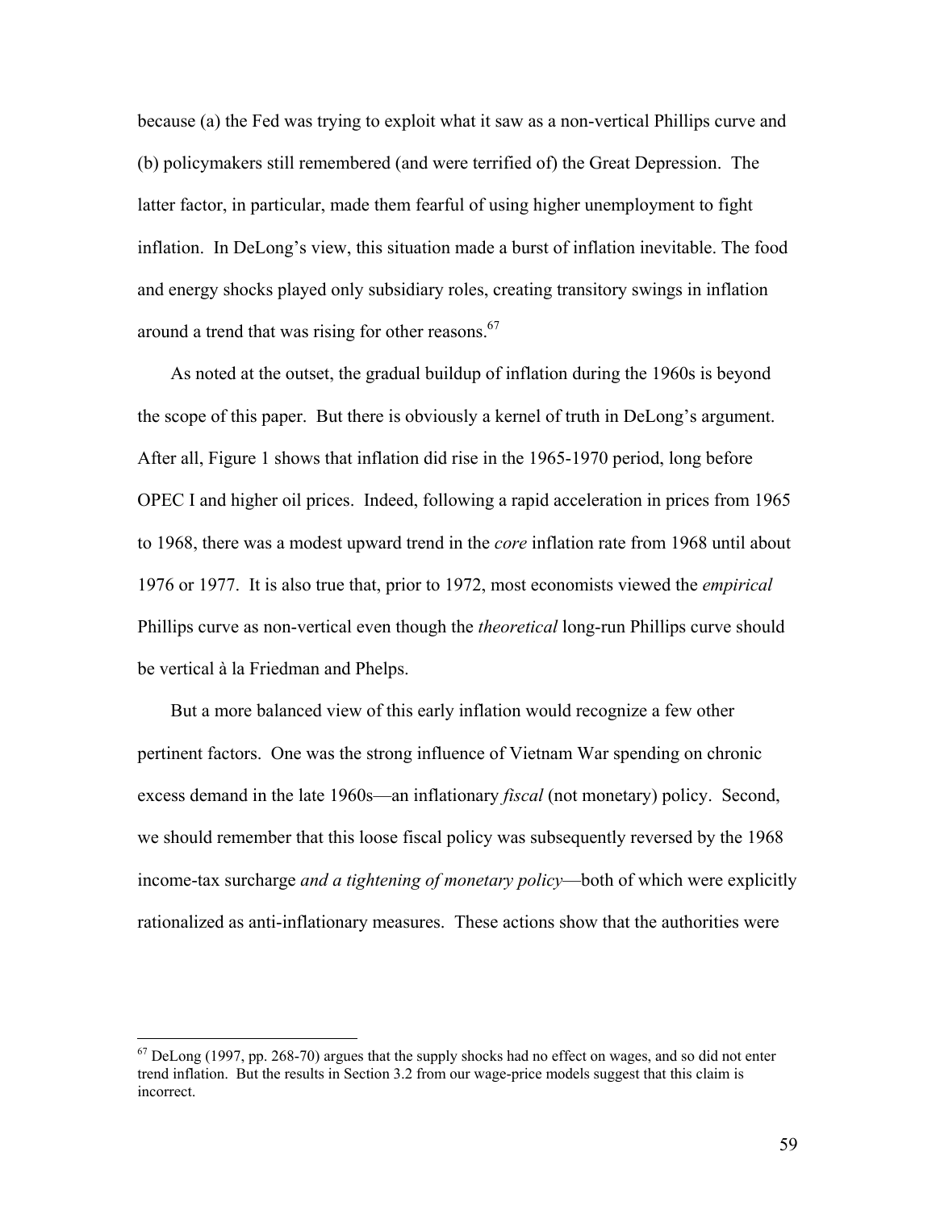because (a) the Fed was trying to exploit what it saw as a non-vertical Phillips curve and (b) policymakers still remembered (and were terrified of) the Great Depression. The latter factor, in particular, made them fearful of using higher unemployment to fight inflation. In DeLong's view, this situation made a burst of inflation inevitable. The food and energy shocks played only subsidiary roles, creating transitory swings in inflation around a trend that was rising for other reasons.[67]

As noted at the outset, the gradual buildup of inflation during the 1960s is beyond the scope of this paper. But there is obviously a kernel of truth in DeLong's argument. After all, Figure 1 shows that inflation did rise in the 1965-1970 period, long before OPEC I and higher oil prices. Indeed, following a rapid acceleration in prices from 1965 to 1968, there was a modest upward trend in the *core* inflation rate from 1968 until about 1976 or 1977. It is also true that, prior to 1972, most economists viewed the *empirical* Phillips curve as non-vertical even though the *theoretical* long-run Phillips curve should be vertical à la Friedman and Phelps.

But a more balanced view of this early inflation would recognize a few other pertinent factors. One was the strong influence of Vietnam War spending on chronic excess demand in the late 1960s—an inflationary *fiscal* (not monetary) policy. Second, we should remember that this loose fiscal policy was subsequently reversed by the 1968 income-tax surcharge *and a tightening of monetary policy*—both of which were explicitly rationalized as anti-inflationary measures. These actions show that the authorities were

[67] DeLong (1997, pp. 268-70) argues that the supply shocks had no effect on wages, and so did not enter trend inflation. But the results in Section 3.2 from our wage-price models suggest that this claim is incorrect.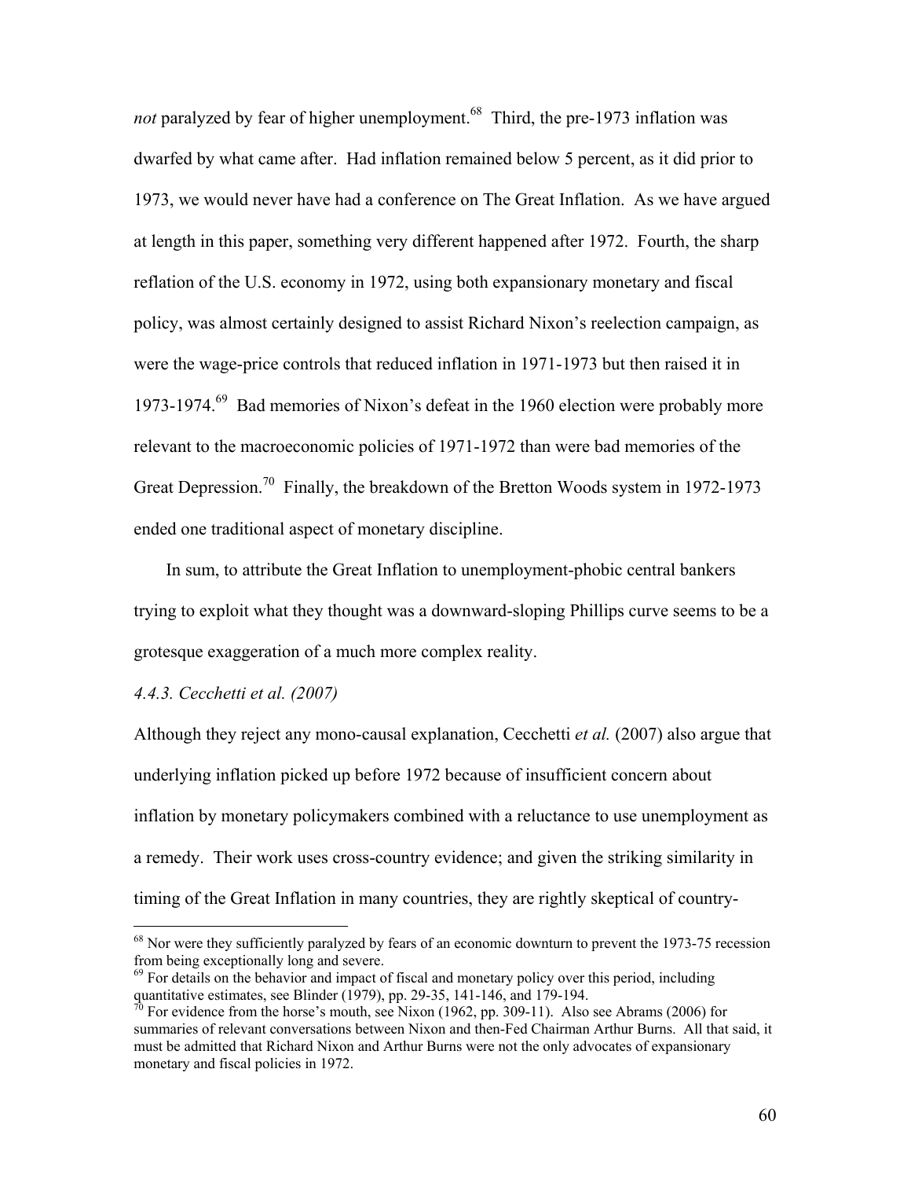*not* paralyzed by fear of higher unemployment.[68] Third, the pre-1973 inflation was dwarfed by what came after. Had inflation remained below 5 percent, as it did prior to 1973, we would never have had a conference on The Great Inflation. As we have argued at length in this paper, something very different happened after 1972. Fourth, the sharp reflation of the U.S. economy in 1972, using both expansionary monetary and fiscal policy, was almost certainly designed to assist Richard Nixon's reelection campaign, as were the wage-price controls that reduced inflation in 1971-1973 but then raised it in 1973-1974.[69] Bad memories of Nixon's defeat in the 1960 election were probably more relevant to the macroeconomic policies of 1971-1972 than were bad memories of the Great Depression.[70] Finally, the breakdown of the Bretton Woods system in 1972-1973 ended one traditional aspect of monetary discipline.

In sum, to attribute the Great Inflation to unemployment-phobic central bankers trying to exploit what they thought was a downward-sloping Phillips curve seems to be a grotesque exaggeration of a much more complex reality.

*4.4.3. Cecchetti et al. (2007)*

Although they reject any mono-causal explanation, Cecchetti *et al.* (2007) also argue that underlying inflation picked up before 1972 because of insufficient concern about inflation by monetary policymakers combined with a reluctance to use unemployment as a remedy. Their work uses cross-country evidence; and given the striking similarity in timing of the Great Inflation in many countries, they are rightly skeptical of country-

---

[68] Nor were they sufficiently paralyzed by fears of an economic downturn to prevent the 1973-75 recession from being exceptionally long and severe.

[69] For details on the behavior and impact of fiscal and monetary policy over this period, including quantitative estimates, see Blinder (1979), pp. 29-35, 141-146, and 179-194.

[70] For evidence from the horse's mouth, see Nixon (1962, pp. 309-11). Also see Abrams (2006) for summaries of relevant conversations between Nixon and then-Fed Chairman Arthur Burns. All that said, it must be admitted that Richard Nixon and Arthur Burns were not the only advocates of expansionary monetary and fiscal policies in 1972.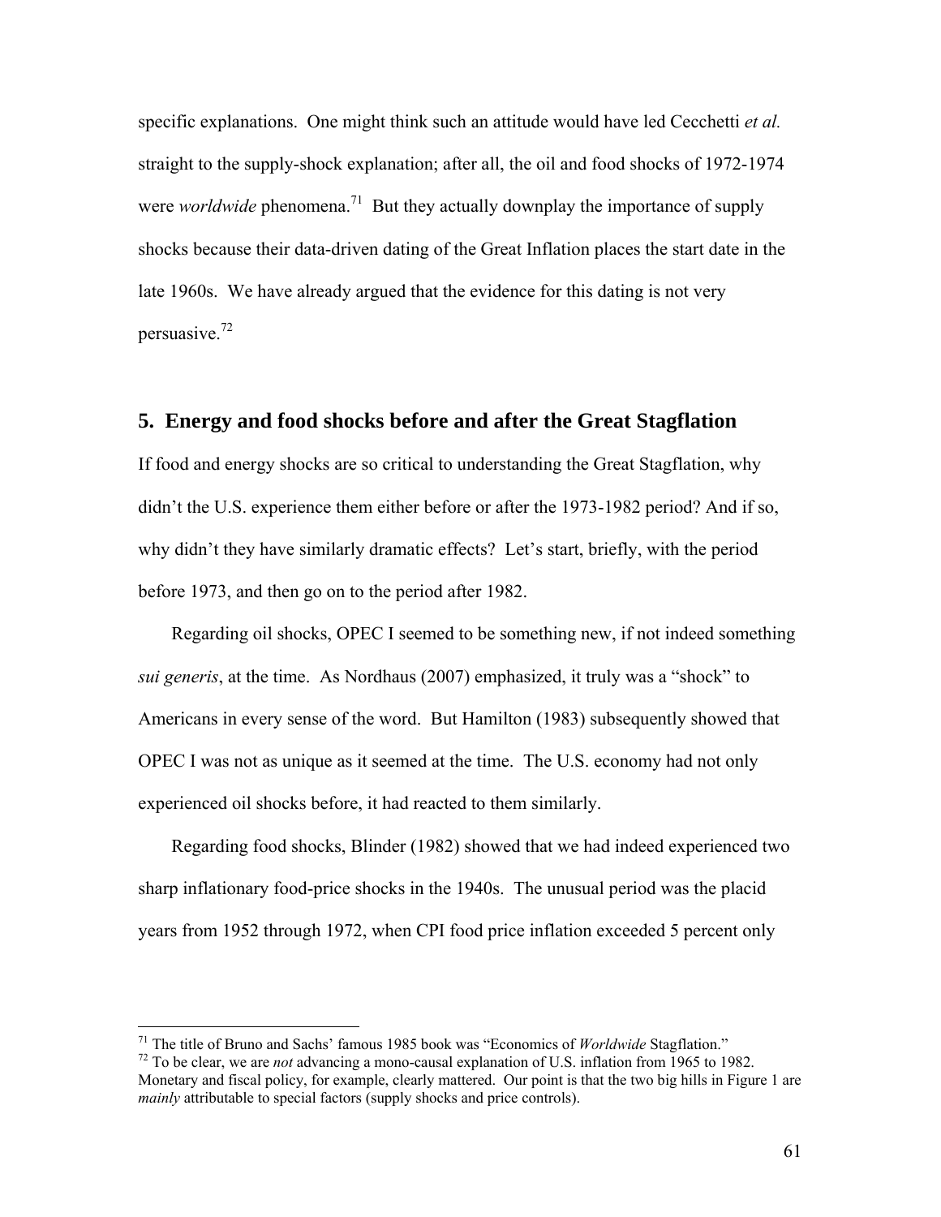specific explanations. One might think such an attitude would have led Cecchetti *et al.* straight to the supply-shock explanation; after all, the oil and food shocks of 1972-1974 were *worldwide* phenomena.[71] But they actually downplay the importance of supply shocks because their data-driven dating of the Great Inflation places the start date in the late 1960s. We have already argued that the evidence for this dating is not very persuasive.[72]

## 5. Energy and food shocks before and after the Great Stagflation

If food and energy shocks are so critical to understanding the Great Stagflation, why didn't the U.S. experience them either before or after the 1973-1982 period? And if so, why didn't they have similarly dramatic effects? Let's start, briefly, with the period before 1973, and then go on to the period after 1982.

Regarding oil shocks, OPEC I seemed to be something new, if not indeed something *sui generis*, at the time. As Nordhaus (2007) emphasized, it truly was a "shock" to Americans in every sense of the word. But Hamilton (1983) subsequently showed that OPEC I was not as unique as it seemed at the time. The U.S. economy had not only experienced oil shocks before, it had reacted to them similarly.

Regarding food shocks, Blinder (1982) showed that we had indeed experienced two sharp inflationary food-price shocks in the 1940s. The unusual period was the placid years from 1952 through 1972, when CPI food price inflation exceeded 5 percent only

---

[71] The title of Bruno and Sachs' famous 1985 book was "Economics of *Worldwide* Stagflation."

[72] To be clear, we are *not* advancing a mono-causal explanation of U.S. inflation from 1965 to 1982. Monetary and fiscal policy, for example, clearly mattered. Our point is that the two big hills in Figure 1 are *mainly* attributable to special factors (supply shocks and price controls).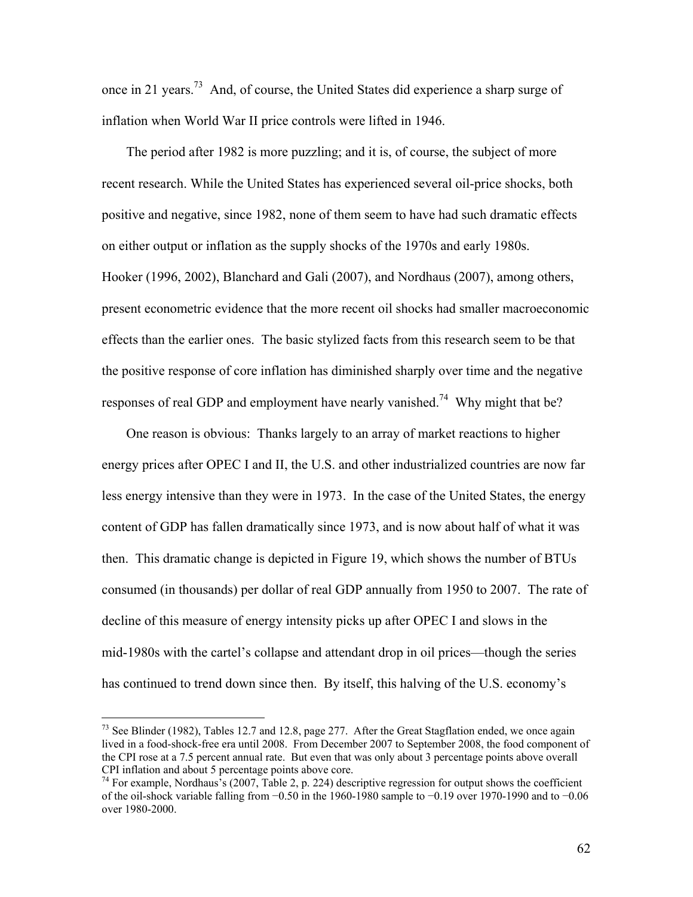once in 21 years.[73] And, of course, the United States did experience a sharp surge of inflation when World War II price controls were lifted in 1946.

The period after 1982 is more puzzling; and it is, of course, the subject of more recent research. While the United States has experienced several oil-price shocks, both positive and negative, since 1982, none of them seem to have had such dramatic effects on either output or inflation as the supply shocks of the 1970s and early 1980s. Hooker (1996, 2002), Blanchard and Gali (2007), and Nordhaus (2007), among others, present econometric evidence that the more recent oil shocks had smaller macroeconomic effects than the earlier ones. The basic stylized facts from this research seem to be that the positive response of core inflation has diminished sharply over time and the negative responses of real GDP and employment have nearly vanished.[74] Why might that be?

One reason is obvious: Thanks largely to an array of market reactions to higher energy prices after OPEC I and II, the U.S. and other industrialized countries are now far less energy intensive than they were in 1973. In the case of the United States, the energy content of GDP has fallen dramatically since 1973, and is now about half of what it was then. This dramatic change is depicted in Figure 19, which shows the number of BTUs consumed (in thousands) per dollar of real GDP annually from 1950 to 2007. The rate of decline of this measure of energy intensity picks up after OPEC I and slows in the mid-1980s with the cartel's collapse and attendant drop in oil prices—though the series has continued to trend down since then. By itself, this halving of the U.S. economy's

---

[73] See Blinder (1982), Tables 12.7 and 12.8, page 277. After the Great Stagflation ended, we once again lived in a food-shock-free era until 2008. From December 2007 to September 2008, the food component of the CPI rose at a 7.5 percent annual rate. But even that was only about 3 percentage points above overall CPI inflation and about 5 percentage points above core.

[74] For example, Nordhaus's (2007, Table 2, p. 224) descriptive regression for output shows the coefficient of the oil-shock variable falling from −0.50 in the 1960-1980 sample to −0.19 over 1970-1990 and to −0.06 over 1980-2000.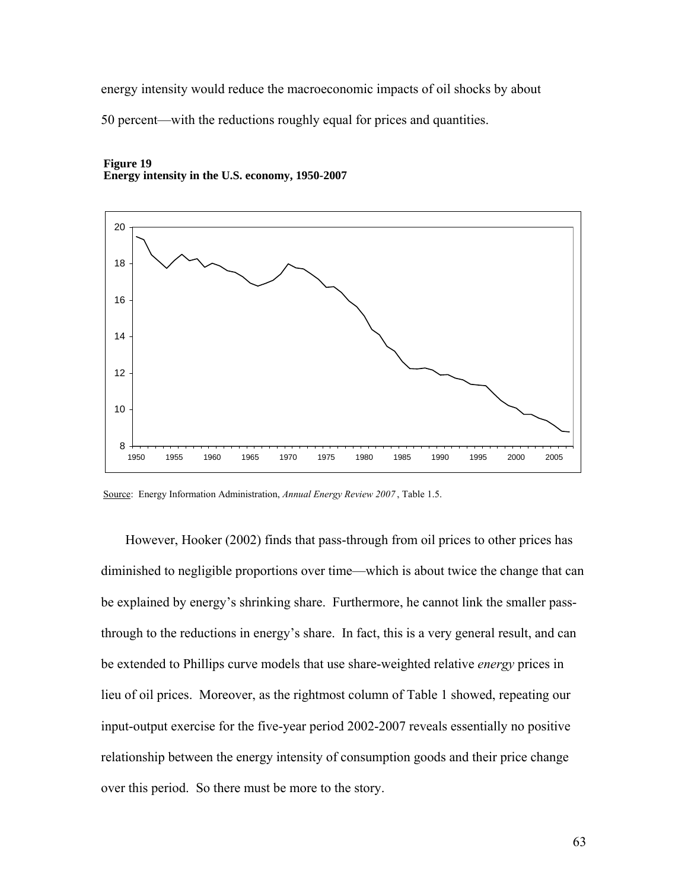energy intensity would reduce the macroeconomic impacts of oil shocks by about 50 percent—with the reductions roughly equal for prices and quantities.

**Figure 19**
**Energy intensity in the U.S. economy, 1950-2007**

Source: Energy Information Administration, *Annual Energy Review 2007*, Table 1.5.

However, Hooker (2002) finds that pass-through from oil prices to other prices has diminished to negligible proportions over time—which is about twice the change that can be explained by energy's shrinking share. Furthermore, he cannot link the smaller pass-through to the reductions in energy's share. In fact, this is a very general result, and can be extended to Phillips curve models that use share-weighted relative *energy* prices in lieu of oil prices. Moreover, as the rightmost column of Table 1 showed, repeating our input-output exercise for the five-year period 2002-2007 reveals essentially no positive relationship between the energy intensity of consumption goods and their price change over this period. So there must be more to the story.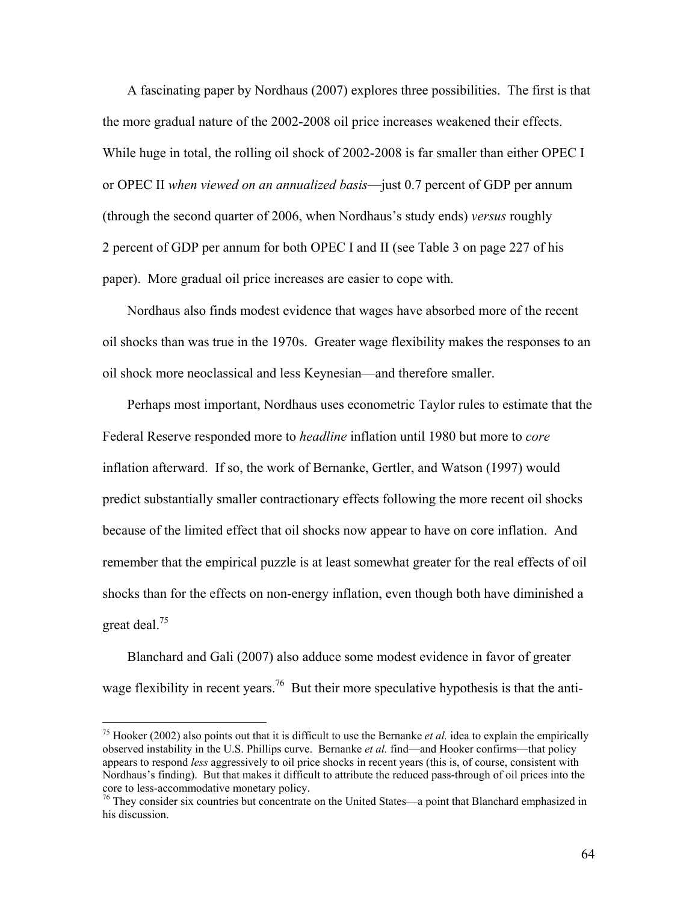A fascinating paper by Nordhaus (2007) explores three possibilities. The first is that the more gradual nature of the 2002-2008 oil price increases weakened their effects. While huge in total, the rolling oil shock of 2002-2008 is far smaller than either OPEC I or OPEC II *when viewed on an annualized basis*—just 0.7 percent of GDP per annum (through the second quarter of 2006, when Nordhaus's study ends) *versus* roughly 2 percent of GDP per annum for both OPEC I and II (see Table 3 on page 227 of his paper). More gradual oil price increases are easier to cope with.

Nordhaus also finds modest evidence that wages have absorbed more of the recent oil shocks than was true in the 1970s. Greater wage flexibility makes the responses to an oil shock more neoclassical and less Keynesian—and therefore smaller.

Perhaps most important, Nordhaus uses econometric Taylor rules to estimate that the Federal Reserve responded more to *headline* inflation until 1980 but more to *core* inflation afterward. If so, the work of Bernanke, Gertler, and Watson (1997) would predict substantially smaller contractionary effects following the more recent oil shocks because of the limited effect that oil shocks now appear to have on core inflation. And remember that the empirical puzzle is at least somewhat greater for the real effects of oil shocks than for the effects on non-energy inflation, even though both have diminished a great deal.[75]

Blanchard and Gali (2007) also adduce some modest evidence in favor of greater wage flexibility in recent years.[76] But their more speculative hypothesis is that the anti-

---

[75] Hooker (2002) also points out that it is difficult to use the Bernanke *et al.* idea to explain the empirically observed instability in the U.S. Phillips curve. Bernanke *et al.* find—and Hooker confirms—that policy appears to respond *less* aggressively to oil price shocks in recent years (this is, of course, consistent with Nordhaus's finding). But that makes it difficult to attribute the reduced pass-through of oil prices into the core to less-accommodative monetary policy.

[76] They consider six countries but concentrate on the United States—a point that Blanchard emphasized in his discussion.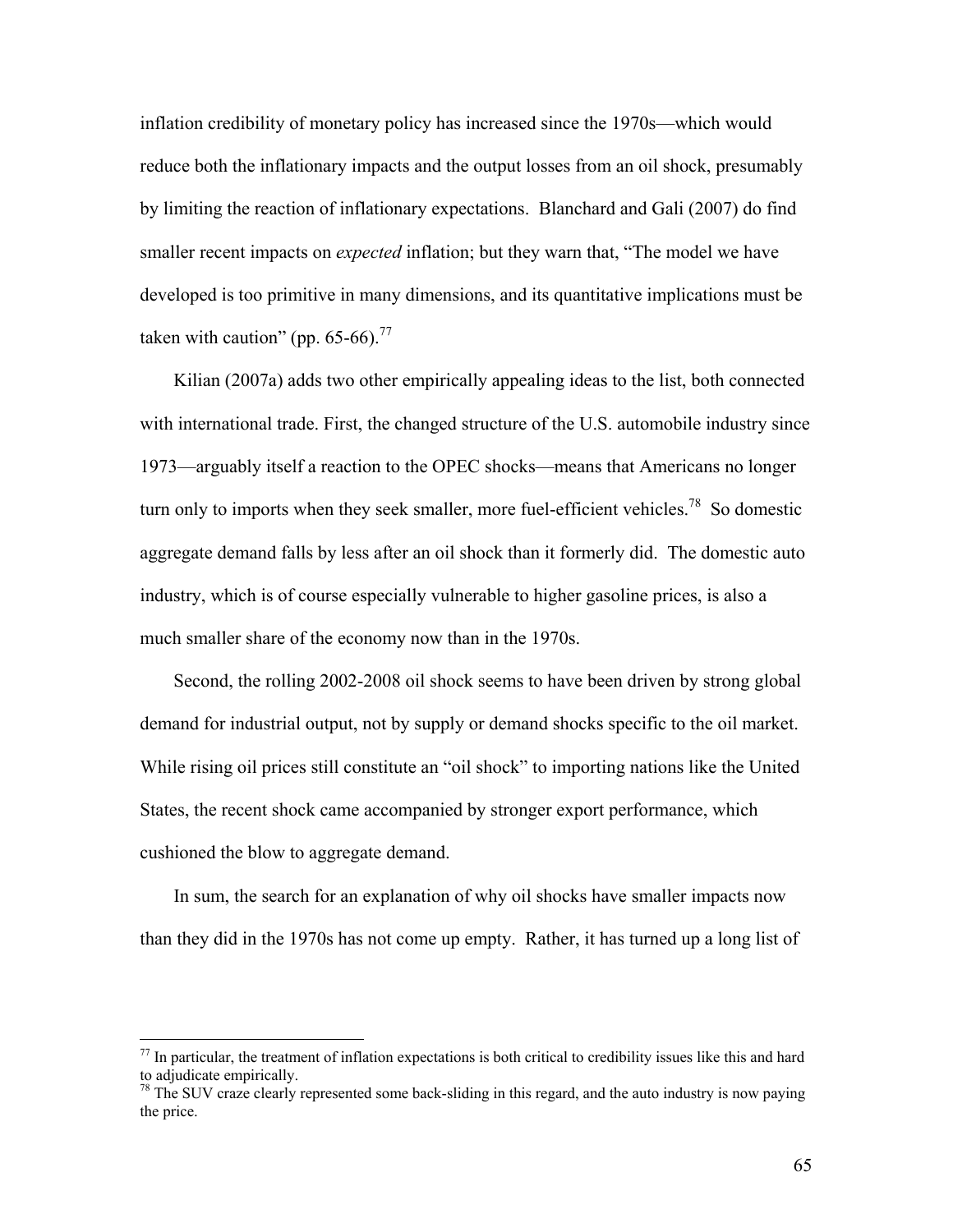inflation credibility of monetary policy has increased since the 1970s—which would reduce both the inflationary impacts and the output losses from an oil shock, presumably by limiting the reaction of inflationary expectations. Blanchard and Gali (2007) do find smaller recent impacts on *expected* inflation; but they warn that, "The model we have developed is too primitive in many dimensions, and its quantitative implications must be taken with caution" (pp. 65-66).[77]

Kilian (2007a) adds two other empirically appealing ideas to the list, both connected with international trade. First, the changed structure of the U.S. automobile industry since 1973—arguably itself a reaction to the OPEC shocks—means that Americans no longer turn only to imports when they seek smaller, more fuel-efficient vehicles.[78] So domestic aggregate demand falls by less after an oil shock than it formerly did. The domestic auto industry, which is of course especially vulnerable to higher gasoline prices, is also a much smaller share of the economy now than in the 1970s.

Second, the rolling 2002-2008 oil shock seems to have been driven by strong global demand for industrial output, not by supply or demand shocks specific to the oil market. While rising oil prices still constitute an "oil shock" to importing nations like the United States, the recent shock came accompanied by stronger export performance, which cushioned the blow to aggregate demand.

In sum, the search for an explanation of why oil shocks have smaller impacts now than they did in the 1970s has not come up empty. Rather, it has turned up a long list of

---

[77] In particular, the treatment of inflation expectations is both critical to credibility issues like this and hard to adjudicate empirically.

[78] The SUV craze clearly represented some back-sliding in this regard, and the auto industry is now paying the price.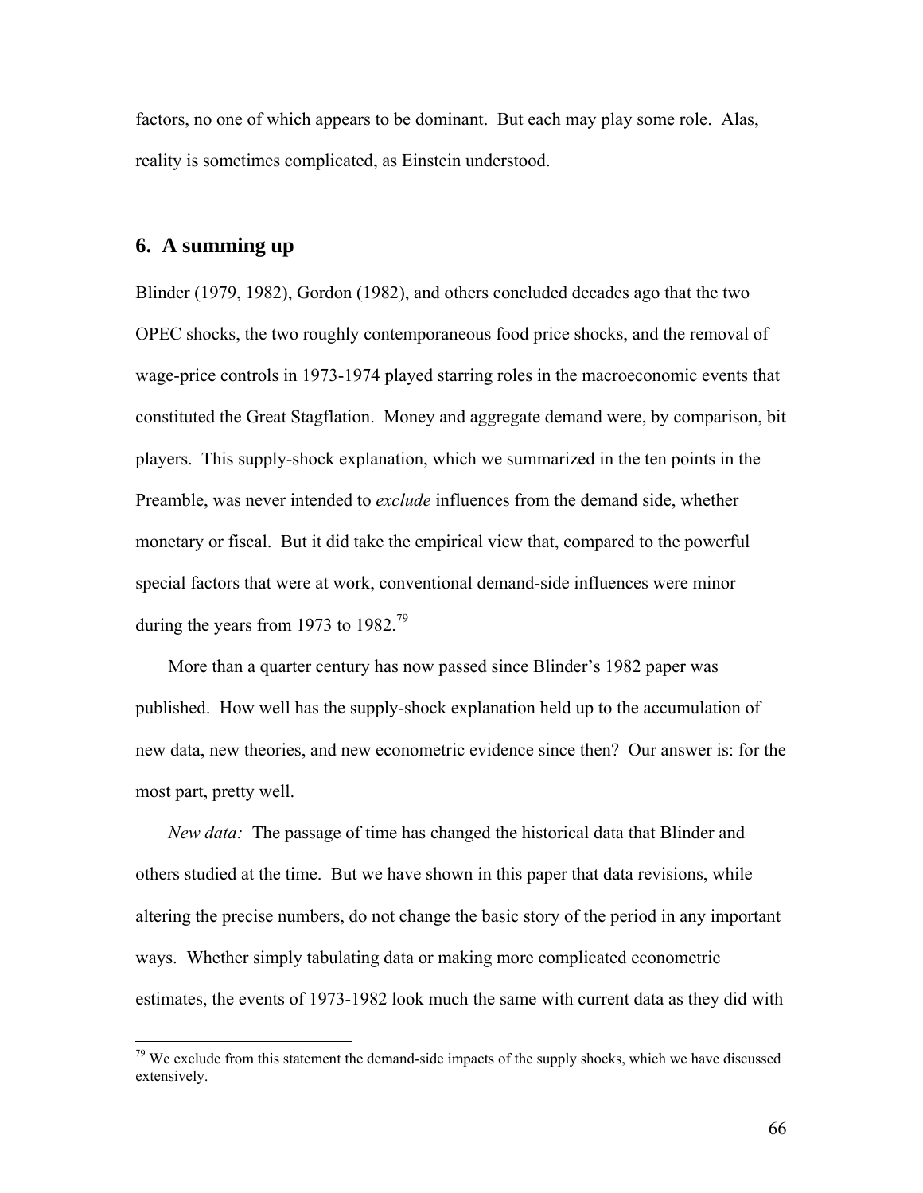factors, no one of which appears to be dominant. But each may play some role. Alas, reality is sometimes complicated, as Einstein understood.

## 6. A summing up

Blinder (1979, 1982), Gordon (1982), and others concluded decades ago that the two OPEC shocks, the two roughly contemporaneous food price shocks, and the removal of wage-price controls in 1973-1974 played starring roles in the macroeconomic events that constituted the Great Stagflation. Money and aggregate demand were, by comparison, bit players. This supply-shock explanation, which we summarized in the ten points in the Preamble, was never intended to *exclude* influences from the demand side, whether monetary or fiscal. But it did take the empirical view that, compared to the powerful special factors that were at work, conventional demand-side influences were minor during the years from 1973 to 1982.[79]

More than a quarter century has now passed since Blinder's 1982 paper was published. How well has the supply-shock explanation held up to the accumulation of new data, new theories, and new econometric evidence since then? Our answer is: for the most part, pretty well.

*New data:* The passage of time has changed the historical data that Blinder and others studied at the time. But we have shown in this paper that data revisions, while altering the precise numbers, do not change the basic story of the period in any important ways. Whether simply tabulating data or making more complicated econometric estimates, the events of 1973-1982 look much the same with current data as they did with

[79] We exclude from this statement the demand-side impacts of the supply shocks, which we have discussed extensively.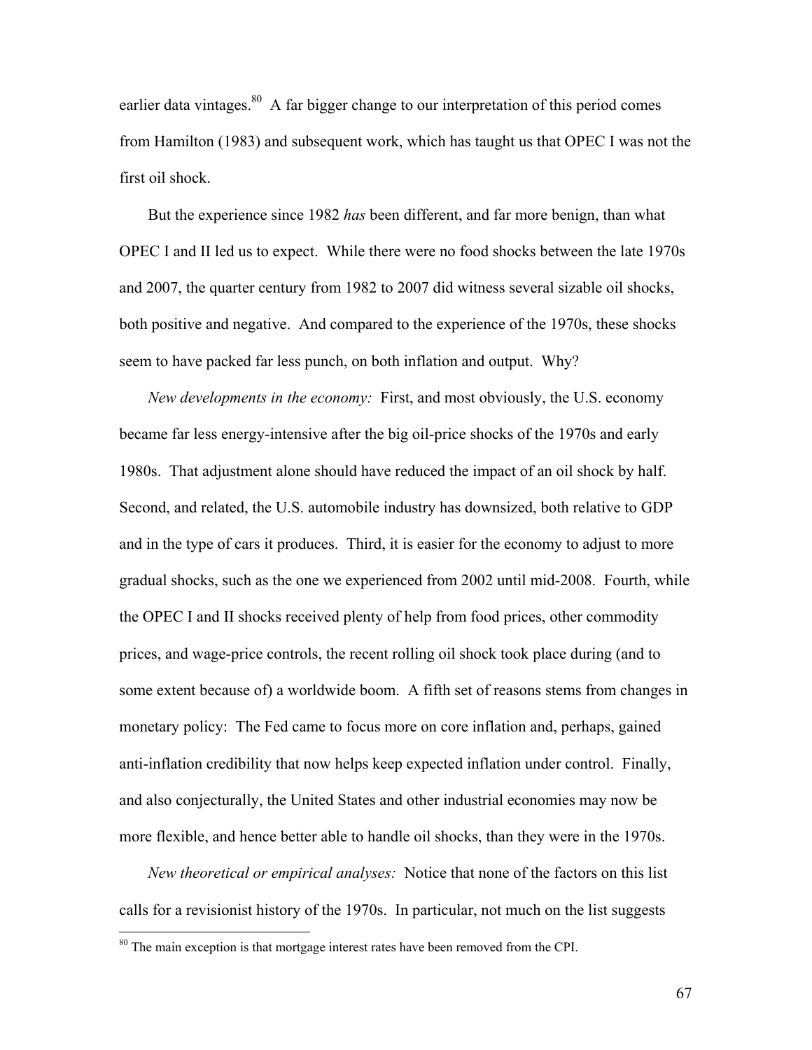earlier data vintages.[80] A far bigger change to our interpretation of this period comes from Hamilton (1983) and subsequent work, which has taught us that OPEC I was not the first oil shock.

But the experience since 1982 *has* been different, and far more benign, than what OPEC I and II led us to expect. While there were no food shocks between the late 1970s and 2007, the quarter century from 1982 to 2007 did witness several sizable oil shocks, both positive and negative. And compared to the experience of the 1970s, these shocks seem to have packed far less punch, on both inflation and output. Why?

*New developments in the economy:* First, and most obviously, the U.S. economy became far less energy-intensive after the big oil-price shocks of the 1970s and early 1980s. That adjustment alone should have reduced the impact of an oil shock by half. Second, and related, the U.S. automobile industry has downsized, both relative to GDP and in the type of cars it produces. Third, it is easier for the economy to adjust to more gradual shocks, such as the one we experienced from 2002 until mid-2008. Fourth, while the OPEC I and II shocks received plenty of help from food prices, other commodity prices, and wage-price controls, the recent rolling oil shock took place during (and to some extent because of) a worldwide boom. A fifth set of reasons stems from changes in monetary policy: The Fed came to focus more on core inflation and, perhaps, gained anti-inflation credibility that now helps keep expected inflation under control. Finally, and also conjecturally, the United States and other industrial economies may now be more flexible, and hence better able to handle oil shocks, than they were in the 1970s.

*New theoretical or empirical analyses:* Notice that none of the factors on this list calls for a revisionist history of the 1970s. In particular, not much on the list suggests

[80] The main exception is that mortgage interest rates have been removed from the CPI.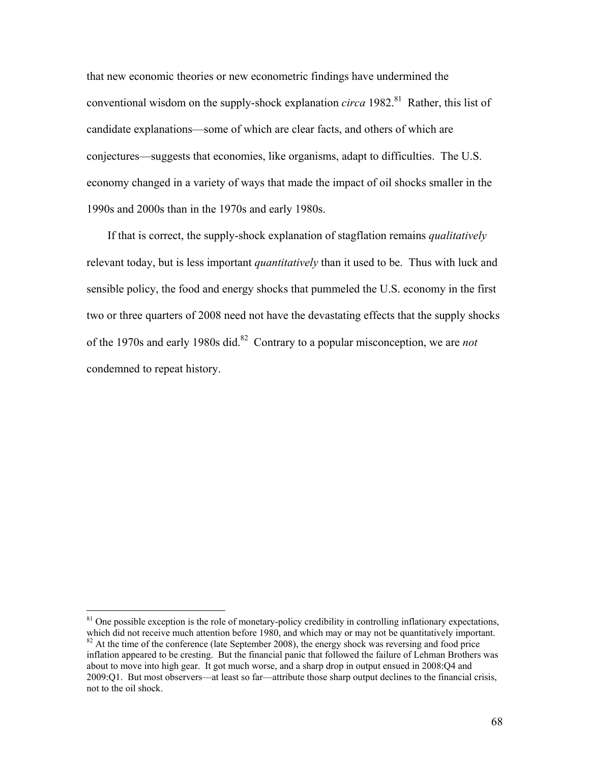that new economic theories or new econometric findings have undermined the conventional wisdom on the supply-shock explanation *circa* 1982.[81] Rather, this list of candidate explanations—some of which are clear facts, and others of which are conjectures—suggests that economies, like organisms, adapt to difficulties. The U.S. economy changed in a variety of ways that made the impact of oil shocks smaller in the 1990s and 2000s than in the 1970s and early 1980s.

If that is correct, the supply-shock explanation of stagflation remains *qualitatively* relevant today, but is less important *quantitatively* than it used to be. Thus with luck and sensible policy, the food and energy shocks that pummeled the U.S. economy in the first two or three quarters of 2008 need not have the devastating effects that the supply shocks of the 1970s and early 1980s did.[82] Contrary to a popular misconception, we are *not* condemned to repeat history.

[81] One possible exception is the role of monetary-policy credibility in controlling inflationary expectations, which did not receive much attention before 1980, and which may or may not be quantitatively important.

[82] At the time of the conference (late September 2008), the energy shock was reversing and food price inflation appeared to be cresting. But the financial panic that followed the failure of Lehman Brothers was about to move into high gear. It got much worse, and a sharp drop in output ensued in 2008:Q4 and 2009:Q1. But most observers—at least so far—attribute those sharp output declines to the financial crisis, not to the oil shock.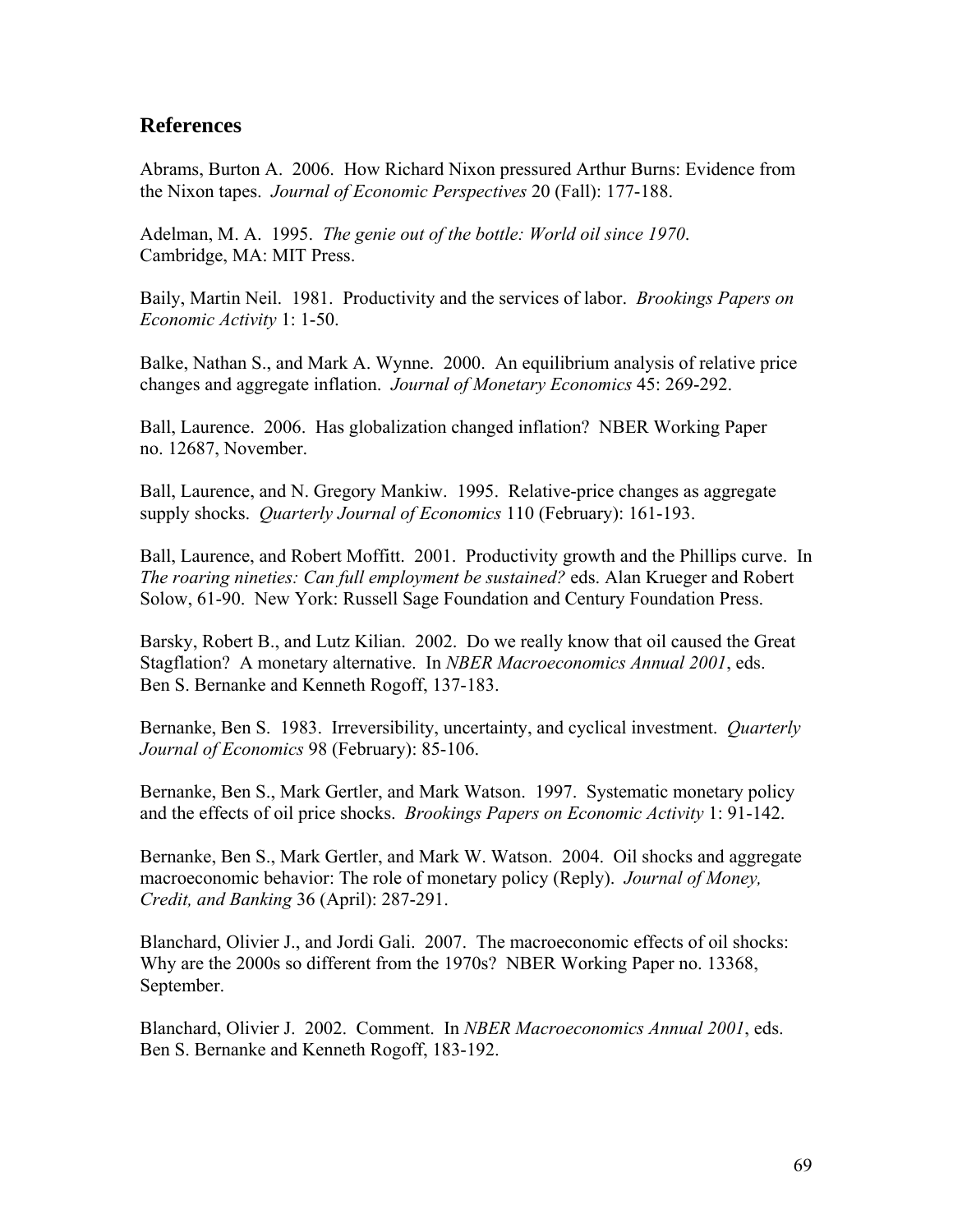## References

Abrams, Burton A. 2006. How Richard Nixon pressured Arthur Burns: Evidence from the Nixon tapes. *Journal of Economic Perspectives* 20 (Fall): 177-188.

Adelman, M. A. 1995. *The genie out of the bottle: World oil since 1970*. Cambridge, MA: MIT Press.

Baily, Martin Neil. 1981. Productivity and the services of labor. *Brookings Papers on Economic Activity* 1: 1-50.

Balke, Nathan S., and Mark A. Wynne. 2000. An equilibrium analysis of relative price changes and aggregate inflation. *Journal of Monetary Economics* 45: 269-292.

Ball, Laurence. 2006. Has globalization changed inflation? NBER Working Paper no. 12687, November.

Ball, Laurence, and N. Gregory Mankiw. 1995. Relative-price changes as aggregate supply shocks. *Quarterly Journal of Economics* 110 (February): 161-193.

Ball, Laurence, and Robert Moffitt. 2001. Productivity growth and the Phillips curve. In *The roaring nineties: Can full employment be sustained?* eds. Alan Krueger and Robert Solow, 61-90. New York: Russell Sage Foundation and Century Foundation Press.

Barsky, Robert B., and Lutz Kilian. 2002. Do we really know that oil caused the Great Stagflation? A monetary alternative. In *NBER Macroeconomics Annual 2001*, eds. Ben S. Bernanke and Kenneth Rogoff, 137-183.

Bernanke, Ben S. 1983. Irreversibility, uncertainty, and cyclical investment. *Quarterly Journal of Economics* 98 (February): 85-106.

Bernanke, Ben S., Mark Gertler, and Mark Watson. 1997. Systematic monetary policy and the effects of oil price shocks. *Brookings Papers on Economic Activity* 1: 91-142.

Bernanke, Ben S., Mark Gertler, and Mark W. Watson. 2004. Oil shocks and aggregate macroeconomic behavior: The role of monetary policy (Reply). *Journal of Money, Credit, and Banking* 36 (April): 287-291.

Blanchard, Olivier J., and Jordi Gali. 2007. The macroeconomic effects of oil shocks: Why are the 2000s so different from the 1970s? NBER Working Paper no. 13368, September.

Blanchard, Olivier J. 2002. Comment. In *NBER Macroeconomics Annual 2001*, eds. Ben S. Bernanke and Kenneth Rogoff, 183-192.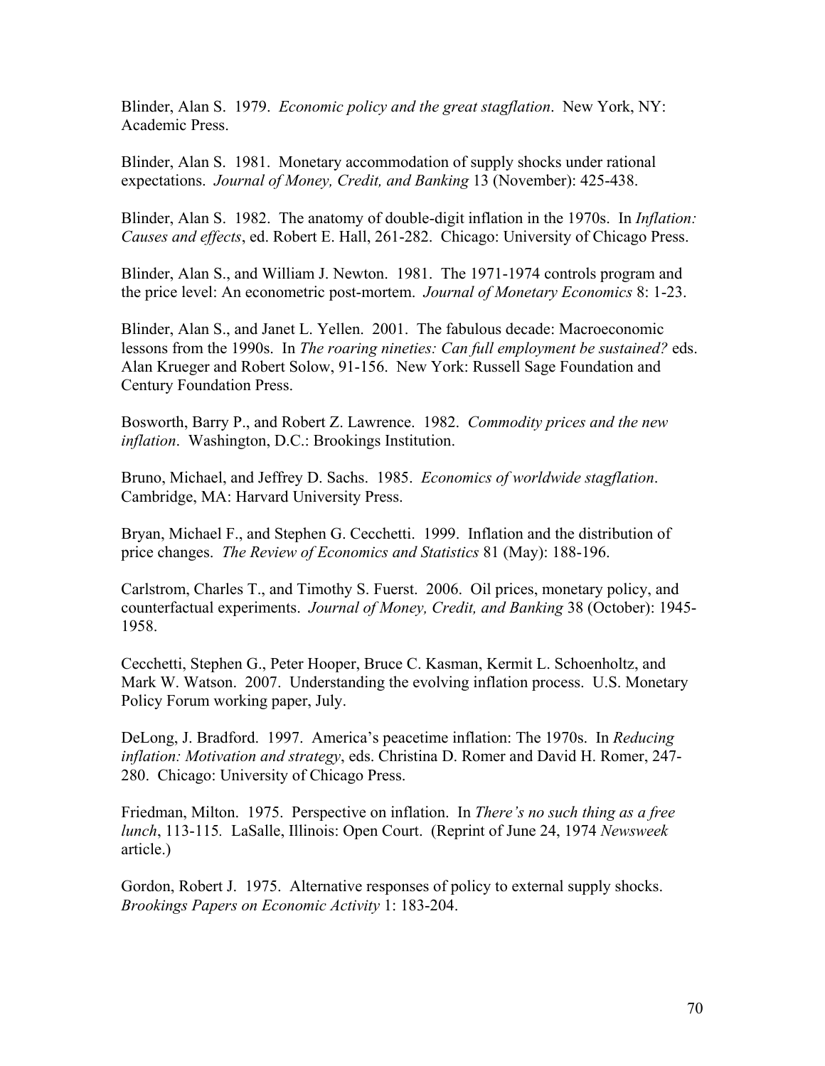Blinder, Alan S. 1979. *Economic policy and the great stagflation*. New York, NY: Academic Press.

Blinder, Alan S. 1981. Monetary accommodation of supply shocks under rational expectations. *Journal of Money, Credit, and Banking* 13 (November): 425-438.

Blinder, Alan S. 1982. The anatomy of double-digit inflation in the 1970s. In *Inflation: Causes and effects*, ed. Robert E. Hall, 261-282. Chicago: University of Chicago Press.

Blinder, Alan S., and William J. Newton. 1981. The 1971-1974 controls program and the price level: An econometric post-mortem. *Journal of Monetary Economics* 8: 1-23.

Blinder, Alan S., and Janet L. Yellen. 2001. The fabulous decade: Macroeconomic lessons from the 1990s. In *The roaring nineties: Can full employment be sustained?* eds. Alan Krueger and Robert Solow, 91-156. New York: Russell Sage Foundation and Century Foundation Press.

Bosworth, Barry P., and Robert Z. Lawrence. 1982. *Commodity prices and the new inflation*. Washington, D.C.: Brookings Institution.

Bruno, Michael, and Jeffrey D. Sachs. 1985. *Economics of worldwide stagflation*. Cambridge, MA: Harvard University Press.

Bryan, Michael F., and Stephen G. Cecchetti. 1999. Inflation and the distribution of price changes. *The Review of Economics and Statistics* 81 (May): 188-196.

Carlstrom, Charles T., and Timothy S. Fuerst. 2006. Oil prices, monetary policy, and counterfactual experiments. *Journal of Money, Credit, and Banking* 38 (October): 1945-1958.

Cecchetti, Stephen G., Peter Hooper, Bruce C. Kasman, Kermit L. Schoenholtz, and Mark W. Watson. 2007. Understanding the evolving inflation process. U.S. Monetary Policy Forum working paper, July.

DeLong, J. Bradford. 1997. America's peacetime inflation: The 1970s. In *Reducing inflation: Motivation and strategy*, eds. Christina D. Romer and David H. Romer, 247-280. Chicago: University of Chicago Press.

Friedman, Milton. 1975. Perspective on inflation. In *There's no such thing as a free lunch*, 113-115. LaSalle, Illinois: Open Court. (Reprint of June 24, 1974 *Newsweek* article.)

Gordon, Robert J. 1975. Alternative responses of policy to external supply shocks. *Brookings Papers on Economic Activity* 1: 183-204.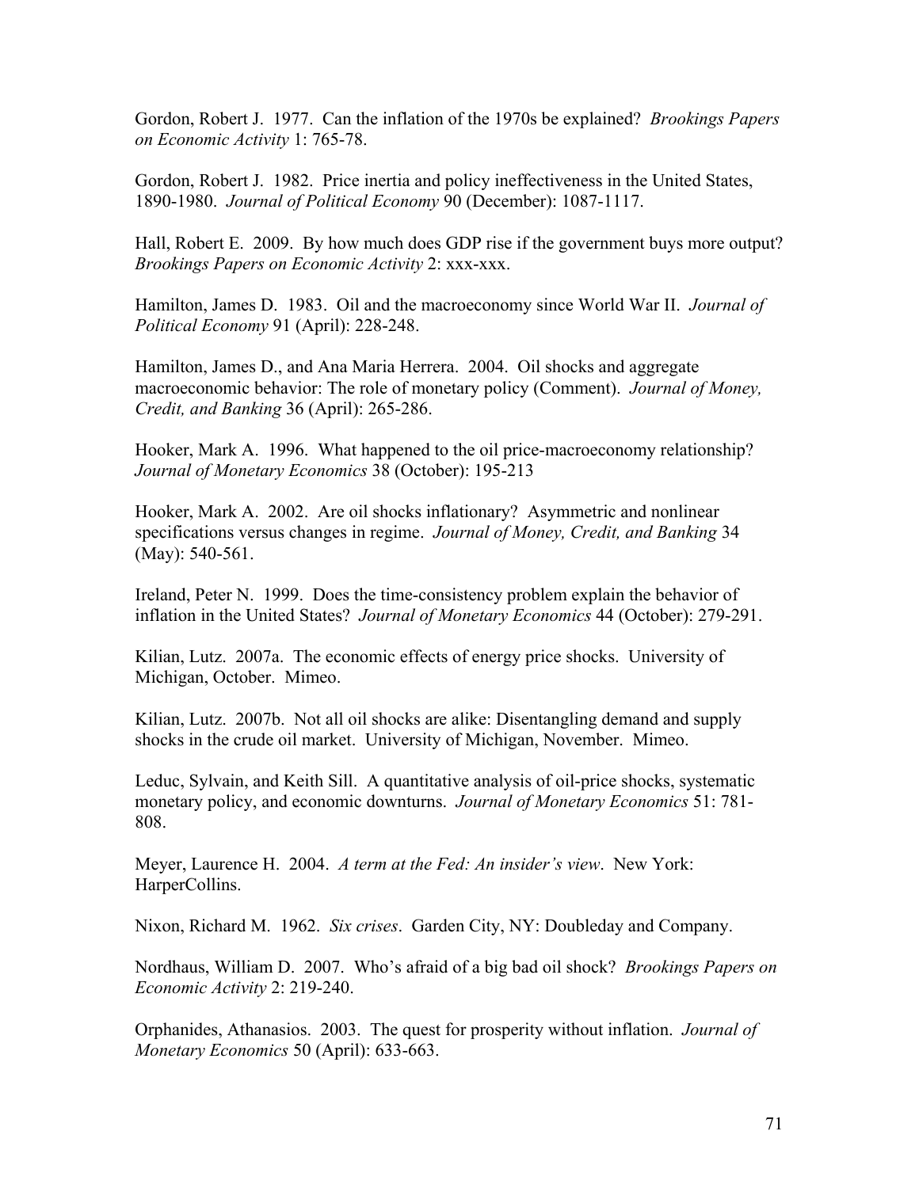Gordon, Robert J. 1977. Can the inflation of the 1970s be explained? *Brookings Papers on Economic Activity* 1: 765-78.

Gordon, Robert J. 1982. Price inertia and policy ineffectiveness in the United States, 1890-1980. *Journal of Political Economy* 90 (December): 1087-1117.

Hall, Robert E. 2009. By how much does GDP rise if the government buys more output? *Brookings Papers on Economic Activity* 2: xxx-xxx.

Hamilton, James D. 1983. Oil and the macroeconomy since World War II. *Journal of Political Economy* 91 (April): 228-248.

Hamilton, James D., and Ana Maria Herrera. 2004. Oil shocks and aggregate macroeconomic behavior: The role of monetary policy (Comment). *Journal of Money, Credit, and Banking* 36 (April): 265-286.

Hooker, Mark A. 1996. What happened to the oil price-macroeconomy relationship? *Journal of Monetary Economics* 38 (October): 195-213

Hooker, Mark A. 2002. Are oil shocks inflationary? Asymmetric and nonlinear specifications versus changes in regime. *Journal of Money, Credit, and Banking* 34 (May): 540-561.

Ireland, Peter N. 1999. Does the time-consistency problem explain the behavior of inflation in the United States? *Journal of Monetary Economics* 44 (October): 279-291.

Kilian, Lutz. 2007a. The economic effects of energy price shocks. University of Michigan, October. Mimeo.

Kilian, Lutz. 2007b. Not all oil shocks are alike: Disentangling demand and supply shocks in the crude oil market. University of Michigan, November. Mimeo.

Leduc, Sylvain, and Keith Sill. A quantitative analysis of oil-price shocks, systematic monetary policy, and economic downturns. *Journal of Monetary Economics* 51: 781-808.

Meyer, Laurence H. 2004. *A term at the Fed: An insider's view*. New York: HarperCollins.

Nixon, Richard M. 1962. *Six crises*. Garden City, NY: Doubleday and Company.

Nordhaus, William D. 2007. Who's afraid of a big bad oil shock? *Brookings Papers on Economic Activity* 2: 219-240.

Orphanides, Athanasios. 2003. The quest for prosperity without inflation. *Journal of Monetary Economics* 50 (April): 633-663.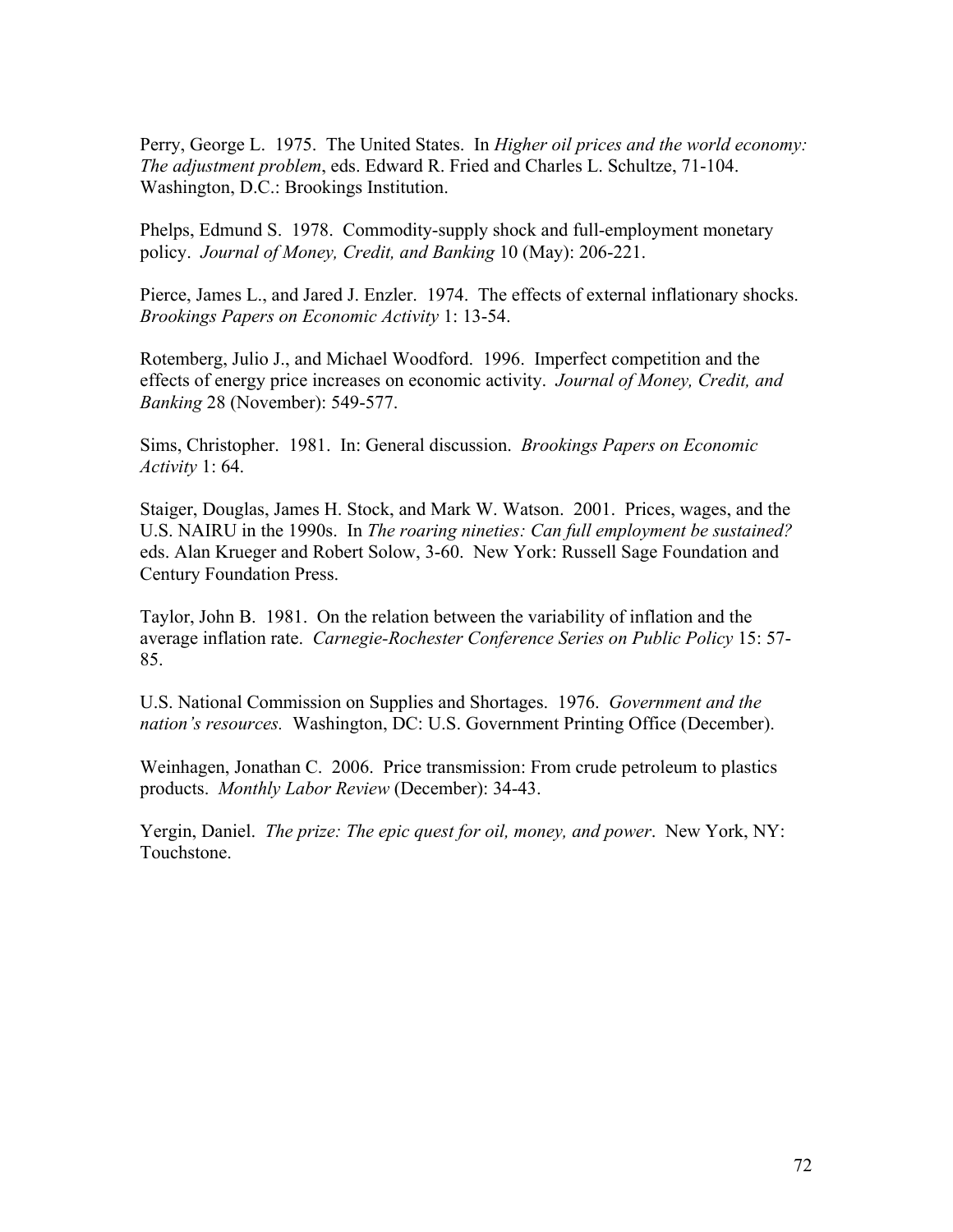Perry, George L. 1975. The United States. In *Higher oil prices and the world economy: The adjustment problem*, eds. Edward R. Fried and Charles L. Schultze, 71-104. Washington, D.C.: Brookings Institution.

Phelps, Edmund S. 1978. Commodity-supply shock and full-employment monetary policy. *Journal of Money, Credit, and Banking* 10 (May): 206-221.

Pierce, James L., and Jared J. Enzler. 1974. The effects of external inflationary shocks. *Brookings Papers on Economic Activity* 1: 13-54.

Rotemberg, Julio J., and Michael Woodford. 1996. Imperfect competition and the effects of energy price increases on economic activity. *Journal of Money, Credit, and Banking* 28 (November): 549-577.

Sims, Christopher. 1981. In: General discussion. *Brookings Papers on Economic Activity* 1: 64.

Staiger, Douglas, James H. Stock, and Mark W. Watson. 2001. Prices, wages, and the U.S. NAIRU in the 1990s. In *The roaring nineties: Can full employment be sustained?* eds. Alan Krueger and Robert Solow, 3-60. New York: Russell Sage Foundation and Century Foundation Press.

Taylor, John B. 1981. On the relation between the variability of inflation and the average inflation rate. *Carnegie-Rochester Conference Series on Public Policy* 15: 57-85.

U.S. National Commission on Supplies and Shortages. 1976. *Government and the nation's resources.* Washington, DC: U.S. Government Printing Office (December).

Weinhagen, Jonathan C. 2006. Price transmission: From crude petroleum to plastics products. *Monthly Labor Review* (December): 34-43.

Yergin, Daniel. *The prize: The epic quest for oil, money, and power*. New York, NY: Touchstone.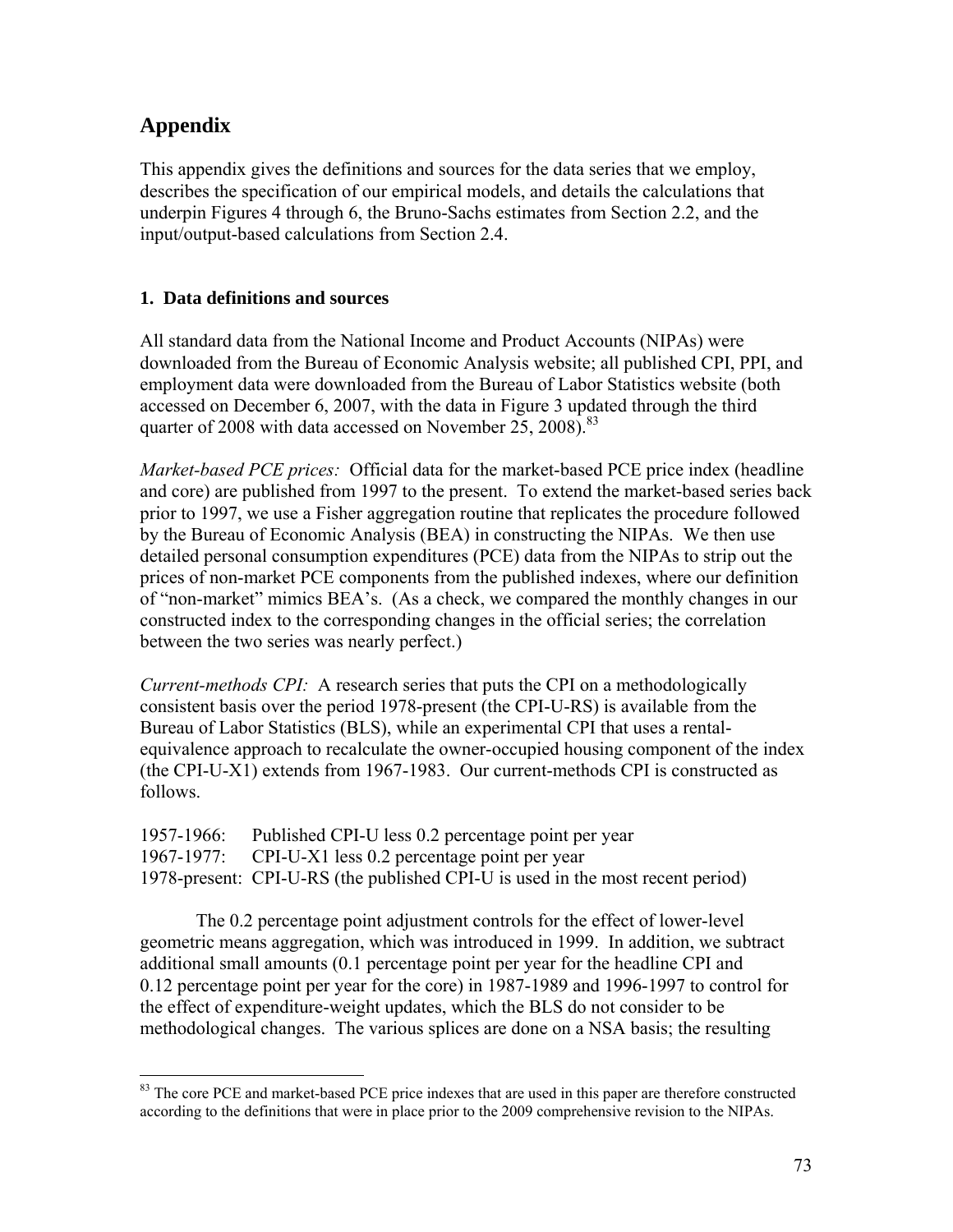# Appendix

This appendix gives the definitions and sources for the data series that we employ, describes the specification of our empirical models, and details the calculations that underpin Figures 4 through 6, the Bruno-Sachs estimates from Section 2.2, and the input/output-based calculations from Section 2.4.

## 1. Data definitions and sources

All standard data from the National Income and Product Accounts (NIPAs) were downloaded from the Bureau of Economic Analysis website; all published CPI, PPI, and employment data were downloaded from the Bureau of Labor Statistics website (both accessed on December 6, 2007, with the data in Figure 3 updated through the third quarter of 2008 with data accessed on November 25, 2008).[83]

*Market-based PCE prices:* Official data for the market-based PCE price index (headline and core) are published from 1997 to the present. To extend the market-based series back prior to 1997, we use a Fisher aggregation routine that replicates the procedure followed by the Bureau of Economic Analysis (BEA) in constructing the NIPAs. We then use detailed personal consumption expenditures (PCE) data from the NIPAs to strip out the prices of non-market PCE components from the published indexes, where our definition of "non-market" mimics BEA's. (As a check, we compared the monthly changes in our constructed index to the corresponding changes in the official series; the correlation between the two series was nearly perfect.)

*Current-methods CPI:* A research series that puts the CPI on a methodologically consistent basis over the period 1978-present (the CPI-U-RS) is available from the Bureau of Labor Statistics (BLS), while an experimental CPI that uses a rental-equivalence approach to recalculate the owner-occupied housing component of the index (the CPI-U-X1) extends from 1967-1983. Our current-methods CPI is constructed as follows.

1957-1966: Published CPI-U less 0.2 percentage point per year
1967-1977: CPI-U-X1 less 0.2 percentage point per year
1978-present: CPI-U-RS (the published CPI-U is used in the most recent period)

The 0.2 percentage point adjustment controls for the effect of lower-level geometric means aggregation, which was introduced in 1999. In addition, we subtract additional small amounts (0.1 percentage point per year for the headline CPI and 0.12 percentage point per year for the core) in 1987-1989 and 1996-1997 to control for the effect of expenditure-weight updates, which the BLS do not consider to be methodological changes. The various splices are done on a NSA basis; the resulting

[83] The core PCE and market-based PCE price indexes that are used in this paper are therefore constructed according to the definitions that were in place prior to the 2009 comprehensive revision to the NIPAs.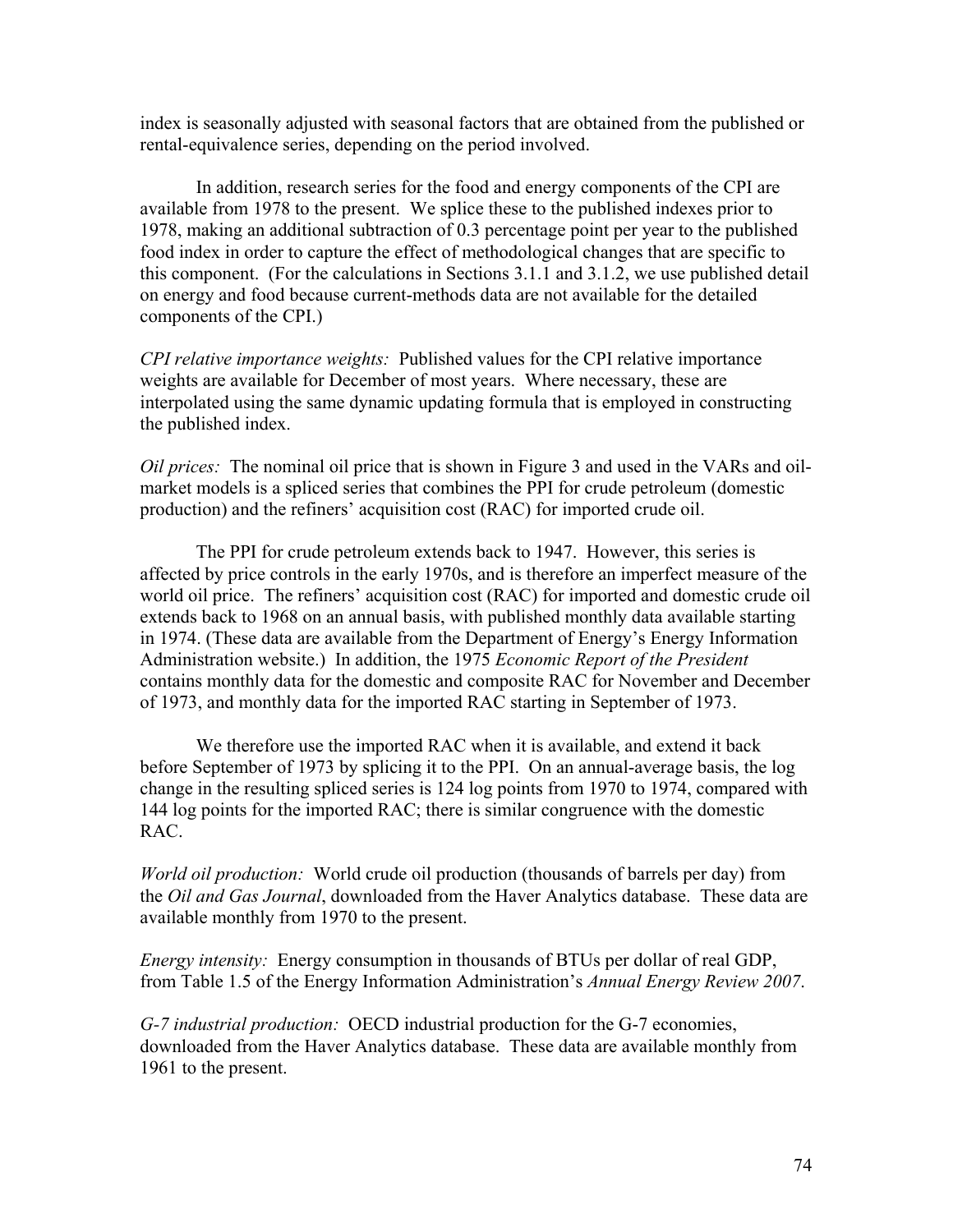index is seasonally adjusted with seasonal factors that are obtained from the published or rental-equivalence series, depending on the period involved.

In addition, research series for the food and energy components of the CPI are available from 1978 to the present. We splice these to the published indexes prior to 1978, making an additional subtraction of 0.3 percentage point per year to the published food index in order to capture the effect of methodological changes that are specific to this component. (For the calculations in Sections 3.1.1 and 3.1.2, we use published detail on energy and food because current-methods data are not available for the detailed components of the CPI.)

*CPI relative importance weights:* Published values for the CPI relative importance weights are available for December of most years. Where necessary, these are interpolated using the same dynamic updating formula that is employed in constructing the published index.

*Oil prices:* The nominal oil price that is shown in Figure 3 and used in the VARs and oil-market models is a spliced series that combines the PPI for crude petroleum (domestic production) and the refiners' acquisition cost (RAC) for imported crude oil.

The PPI for crude petroleum extends back to 1947. However, this series is affected by price controls in the early 1970s, and is therefore an imperfect measure of the world oil price. The refiners' acquisition cost (RAC) for imported and domestic crude oil extends back to 1968 on an annual basis, with published monthly data available starting in 1974. (These data are available from the Department of Energy's Energy Information Administration website.) In addition, the 1975 *Economic Report of the President* contains monthly data for the domestic and composite RAC for November and December of 1973, and monthly data for the imported RAC starting in September of 1973.

We therefore use the imported RAC when it is available, and extend it back before September of 1973 by splicing it to the PPI. On an annual-average basis, the log change in the resulting spliced series is 124 log points from 1970 to 1974, compared with 144 log points for the imported RAC; there is similar congruence with the domestic RAC.

*World oil production:* World crude oil production (thousands of barrels per day) from the *Oil and Gas Journal*, downloaded from the Haver Analytics database. These data are available monthly from 1970 to the present.

*Energy intensity:* Energy consumption in thousands of BTUs per dollar of real GDP, from Table 1.5 of the Energy Information Administration's *Annual Energy Review 2007*.

*G-7 industrial production:* OECD industrial production for the G-7 economies, downloaded from the Haver Analytics database. These data are available monthly from 1961 to the present.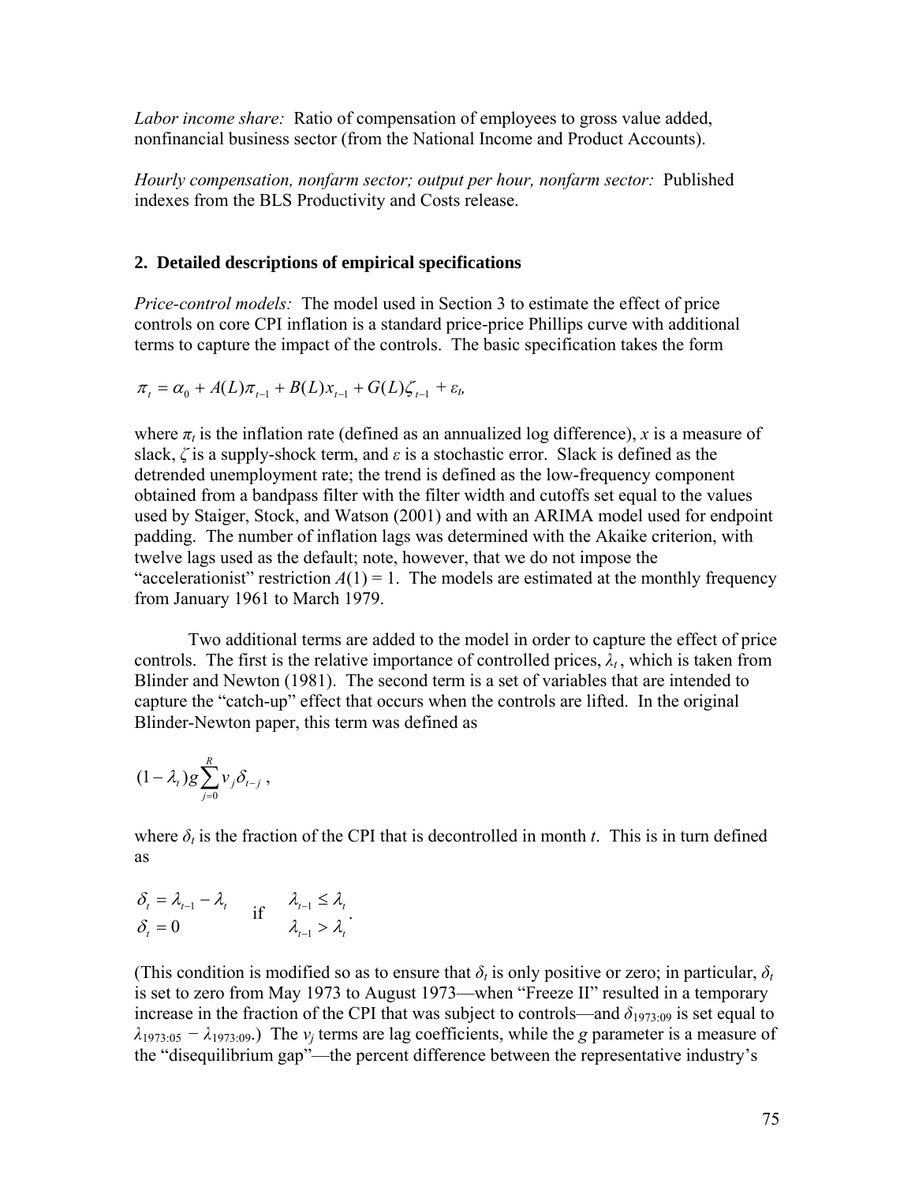*Labor income share:* Ratio of compensation of employees to gross value added, nonfinancial business sector (from the National Income and Product Accounts).

*Hourly compensation, nonfarm sector; output per hour, nonfarm sector:* Published indexes from the BLS Productivity and Costs release.

## 2. Detailed descriptions of empirical specifications

*Price-control models:* The model used in Section 3 to estimate the effect of price controls on core CPI inflation is a standard price-price Phillips curve with additional terms to capture the impact of the controls. The basic specification takes the form

$$\pi_t = \alpha_0 + A(L)\pi_{t-1} + B(L)x_{t-1} + G(L)\zeta_{t-1} + \varepsilon_t,$$

where $\pi_t$ is the inflation rate (defined as an annualized log difference), $x$ is a measure of slack, $\zeta$ is a supply-shock term, and $\varepsilon$ is a stochastic error. Slack is defined as the detrended unemployment rate; the trend is defined as the low-frequency component obtained from a bandpass filter with the filter width and cutoffs set equal to the values used by Staiger, Stock, and Watson (2001) and with an ARIMA model used for endpoint padding. The number of inflation lags was determined with the Akaike criterion, with twelve lags used as the default; note, however, that we do not impose the "accelerationist" restriction $A(1) = 1$. The models are estimated at the monthly frequency from January 1961 to March 1979.

Two additional terms are added to the model in order to capture the effect of price controls. The first is the relative importance of controlled prices, $\lambda_t$, which is taken from Blinder and Newton (1981). The second term is a set of variables that are intended to capture the "catch-up" effect that occurs when the controls are lifted. In the original Blinder-Newton paper, this term was defined as

$$(1-\lambda_t)g\sum_{j=0}^{R} v_j \delta_{t-j},$$

where $\delta_t$ is the fraction of the CPI that is decontrolled in month $t$. This is in turn defined as

$$\begin{array}{ll} \delta_t = \lambda_{t-1} - \lambda_t & \quad \lambda_{t-1} \leq \lambda_t \\ & \text{if} \\ \delta_t = 0 & \quad \lambda_{t-1} > \lambda_t \end{array}.$$

(This condition is modified so as to ensure that $\delta_t$ is only positive or zero; in particular, $\delta_t$ is set to zero from May 1973 to August 1973—when "Freeze II" resulted in a temporary increase in the fraction of the CPI that was subject to controls—and $\delta_{1973:09}$ is set equal to $\lambda_{1973:05} - \lambda_{1973:09}$.) The $v_j$ terms are lag coefficients, while the $g$ parameter is a measure of the "disequilibrium gap"—the percent difference between the representative industry's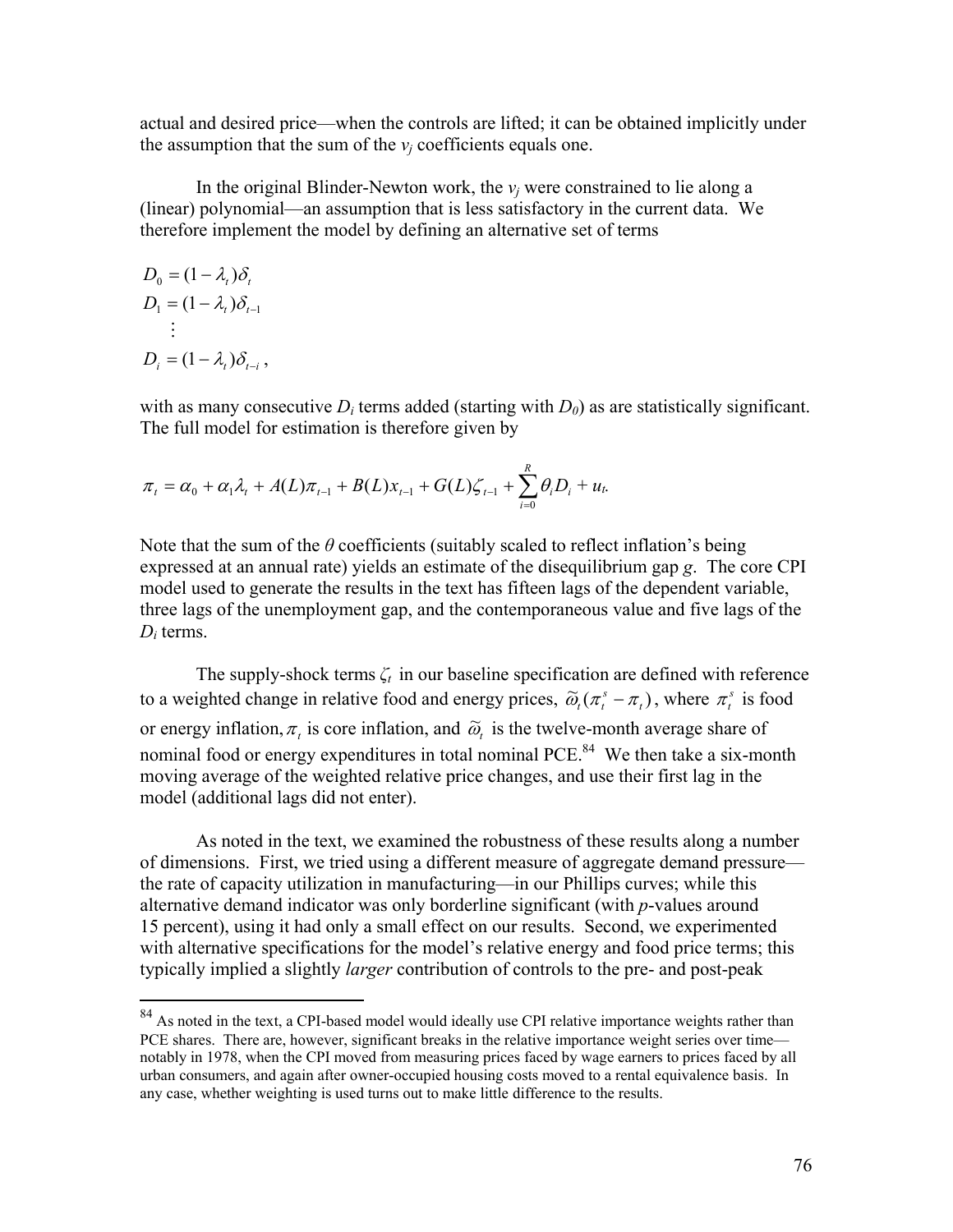actual and desired price—when the controls are lifted; it can be obtained implicitly under the assumption that the sum of the $v_j$ coefficients equals one.

In the original Blinder-Newton work, the $v_j$ were constrained to lie along a (linear) polynomial—an assumption that is less satisfactory in the current data. We therefore implement the model by defining an alternative set of terms

$$
\begin{aligned}
D_0 &= (1-\lambda_t)\delta_t \\
D_1 &= (1-\lambda_t)\delta_{t-1} \\
&\vdots \\
D_i &= (1-\lambda_t)\delta_{t-i}\,,
\end{aligned}
$$

with as many consecutive $D_i$ terms added (starting with $D_0$) as are statistically significant. The full model for estimation is therefore given by

$$\pi_t = \alpha_0 + \alpha_1\lambda_t + A(L)\pi_{t-1} + B(L)x_{t-1} + G(L)\zeta_{t-1} + \sum_{i=0}^{R}\theta_i D_i + u_t.$$

Note that the sum of the $\theta$ coefficients (suitably scaled to reflect inflation's being expressed at an annual rate) yields an estimate of the disequilibrium gap $g$. The core CPI model used to generate the results in the text has fifteen lags of the dependent variable, three lags of the unemployment gap, and the contemporaneous value and five lags of the $D_i$ terms.

The supply-shock terms $\zeta_t$ in our baseline specification are defined with reference to a weighted change in relative food and energy prices, $\tilde{\omega}_t(\pi_t^s - \pi_t)$, where $\pi_t^s$ is food or energy inflation, $\pi_t$ is core inflation, and $\tilde{\omega}_t$ is the twelve-month average share of nominal food or energy expenditures in total nominal PCE.[84] We then take a six-month moving average of the weighted relative price changes, and use their first lag in the model (additional lags did not enter).

As noted in the text, we examined the robustness of these results along a number of dimensions. First, we tried using a different measure of aggregate demand pressure—the rate of capacity utilization in manufacturing—in our Phillips curves; while this alternative demand indicator was only borderline significant (with $p$-values around 15 percent), using it had only a small effect on our results. Second, we experimented with alternative specifications for the model's relative energy and food price terms; this typically implied a slightly *larger* contribution of controls to the pre- and post-peak

---

[84] As noted in the text, a CPI-based model would ideally use CPI relative importance weights rather than PCE shares. There are, however, significant breaks in the relative importance weight series over time—notably in 1978, when the CPI moved from measuring prices faced by wage earners to prices faced by all urban consumers, and again after owner-occupied housing costs moved to a rental equivalence basis. In any case, whether weighting is used turns out to make little difference to the results.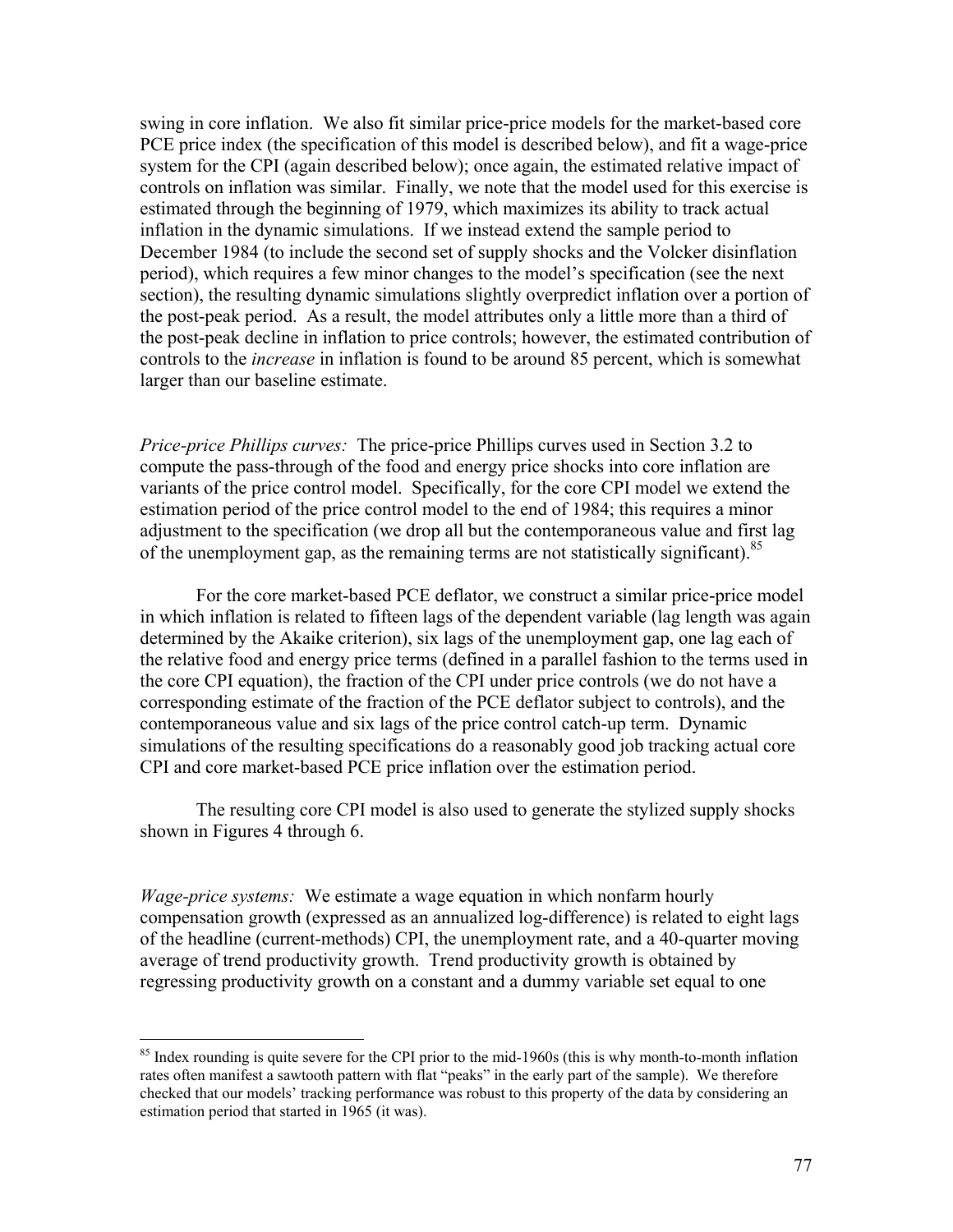swing in core inflation. We also fit similar price-price models for the market-based core PCE price index (the specification of this model is described below), and fit a wage-price system for the CPI (again described below); once again, the estimated relative impact of controls on inflation was similar. Finally, we note that the model used for this exercise is estimated through the beginning of 1979, which maximizes its ability to track actual inflation in the dynamic simulations. If we instead extend the sample period to December 1984 (to include the second set of supply shocks and the Volcker disinflation period), which requires a few minor changes to the model's specification (see the next section), the resulting dynamic simulations slightly overpredict inflation over a portion of the post-peak period. As a result, the model attributes only a little more than a third of the post-peak decline in inflation to price controls; however, the estimated contribution of controls to the *increase* in inflation is found to be around 85 percent, which is somewhat larger than our baseline estimate.

*Price-price Phillips curves:* The price-price Phillips curves used in Section 3.2 to compute the pass-through of the food and energy price shocks into core inflation are variants of the price control model. Specifically, for the core CPI model we extend the estimation period of the price control model to the end of 1984; this requires a minor adjustment to the specification (we drop all but the contemporaneous value and first lag of the unemployment gap, as the remaining terms are not statistically significant).[85]

For the core market-based PCE deflator, we construct a similar price-price model in which inflation is related to fifteen lags of the dependent variable (lag length was again determined by the Akaike criterion), six lags of the unemployment gap, one lag each of the relative food and energy price terms (defined in a parallel fashion to the terms used in the core CPI equation), the fraction of the CPI under price controls (we do not have a corresponding estimate of the fraction of the PCE deflator subject to controls), and the contemporaneous value and six lags of the price control catch-up term. Dynamic simulations of the resulting specifications do a reasonably good job tracking actual core CPI and core market-based PCE price inflation over the estimation period.

The resulting core CPI model is also used to generate the stylized supply shocks shown in Figures 4 through 6.

*Wage-price systems:* We estimate a wage equation in which nonfarm hourly compensation growth (expressed as an annualized log-difference) is related to eight lags of the headline (current-methods) CPI, the unemployment rate, and a 40-quarter moving average of trend productivity growth. Trend productivity growth is obtained by regressing productivity growth on a constant and a dummy variable set equal to one

[85] Index rounding is quite severe for the CPI prior to the mid-1960s (this is why month-to-month inflation rates often manifest a sawtooth pattern with flat "peaks" in the early part of the sample). We therefore checked that our models' tracking performance was robust to this property of the data by considering an estimation period that started in 1965 (it was).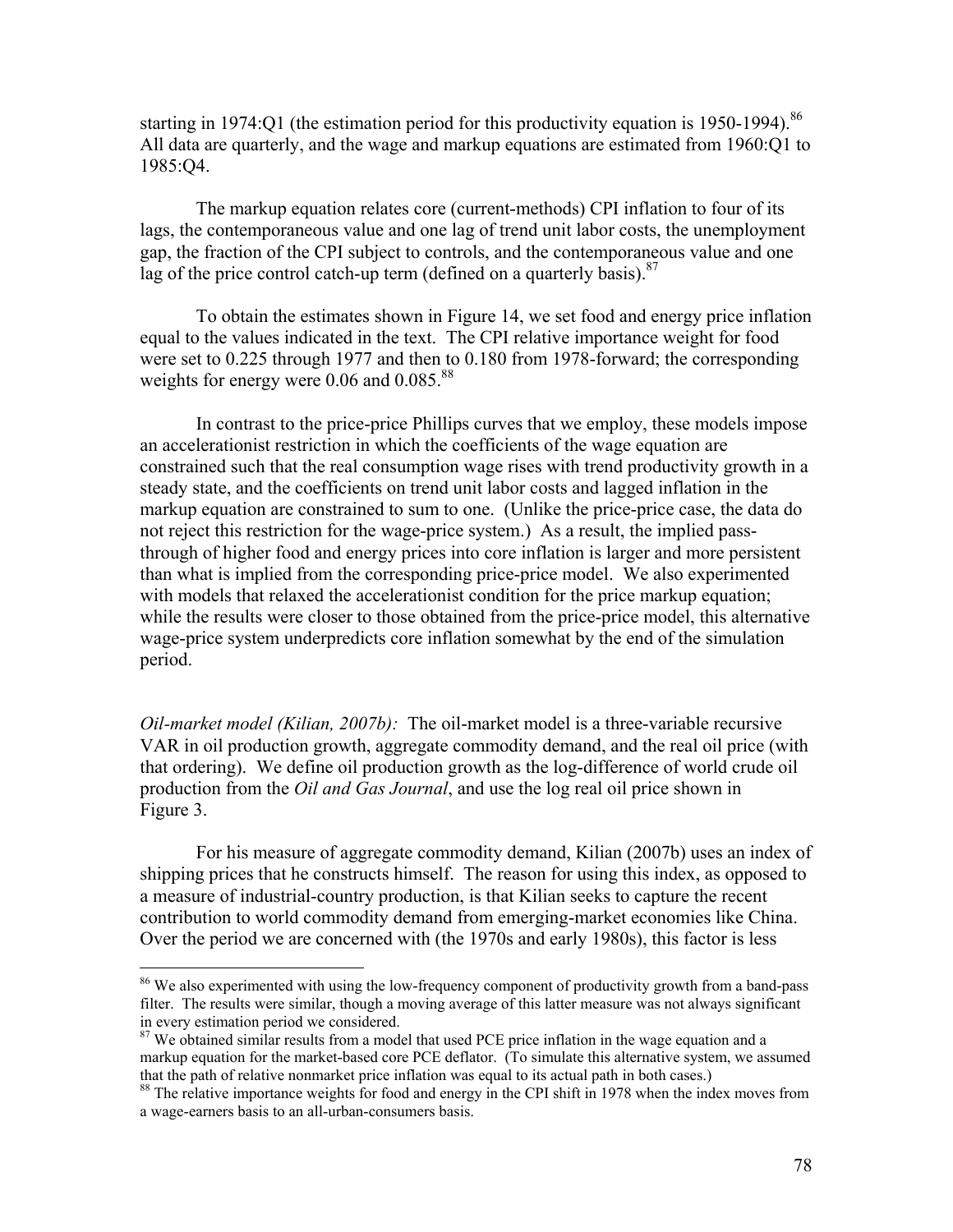starting in 1974:Q1 (the estimation period for this productivity equation is 1950-1994).[86] All data are quarterly, and the wage and markup equations are estimated from 1960:Q1 to 1985:Q4.

The markup equation relates core (current-methods) CPI inflation to four of its lags, the contemporaneous value and one lag of trend unit labor costs, the unemployment gap, the fraction of the CPI subject to controls, and the contemporaneous value and one lag of the price control catch-up term (defined on a quarterly basis).[87]

To obtain the estimates shown in Figure 14, we set food and energy price inflation equal to the values indicated in the text. The CPI relative importance weight for food were set to 0.225 through 1977 and then to 0.180 from 1978-forward; the corresponding weights for energy were 0.06 and 0.085.[88]

In contrast to the price-price Phillips curves that we employ, these models impose an accelerationist restriction in which the coefficients of the wage equation are constrained such that the real consumption wage rises with trend productivity growth in a steady state, and the coefficients on trend unit labor costs and lagged inflation in the markup equation are constrained to sum to one. (Unlike the price-price case, the data do not reject this restriction for the wage-price system.) As a result, the implied pass-through of higher food and energy prices into core inflation is larger and more persistent than what is implied from the corresponding price-price model. We also experimented with models that relaxed the accelerationist condition for the price markup equation; while the results were closer to those obtained from the price-price model, this alternative wage-price system underpredicts core inflation somewhat by the end of the simulation period.

*Oil-market model (Kilian, 2007b):* The oil-market model is a three-variable recursive VAR in oil production growth, aggregate commodity demand, and the real oil price (with that ordering). We define oil production growth as the log-difference of world crude oil production from the *Oil and Gas Journal*, and use the log real oil price shown in Figure 3.

For his measure of aggregate commodity demand, Kilian (2007b) uses an index of shipping prices that he constructs himself. The reason for using this index, as opposed to a measure of industrial-country production, is that Kilian seeks to capture the recent contribution to world commodity demand from emerging-market economies like China. Over the period we are concerned with (the 1970s and early 1980s), this factor is less

---

[86] We also experimented with using the low-frequency component of productivity growth from a band-pass filter. The results were similar, though a moving average of this latter measure was not always significant in every estimation period we considered.

[87] We obtained similar results from a model that used PCE price inflation in the wage equation and a markup equation for the market-based core PCE deflator. (To simulate this alternative system, we assumed that the path of relative nonmarket price inflation was equal to its actual path in both cases.)

[88] The relative importance weights for food and energy in the CPI shift in 1978 when the index moves from a wage-earners basis to an all-urban-consumers basis.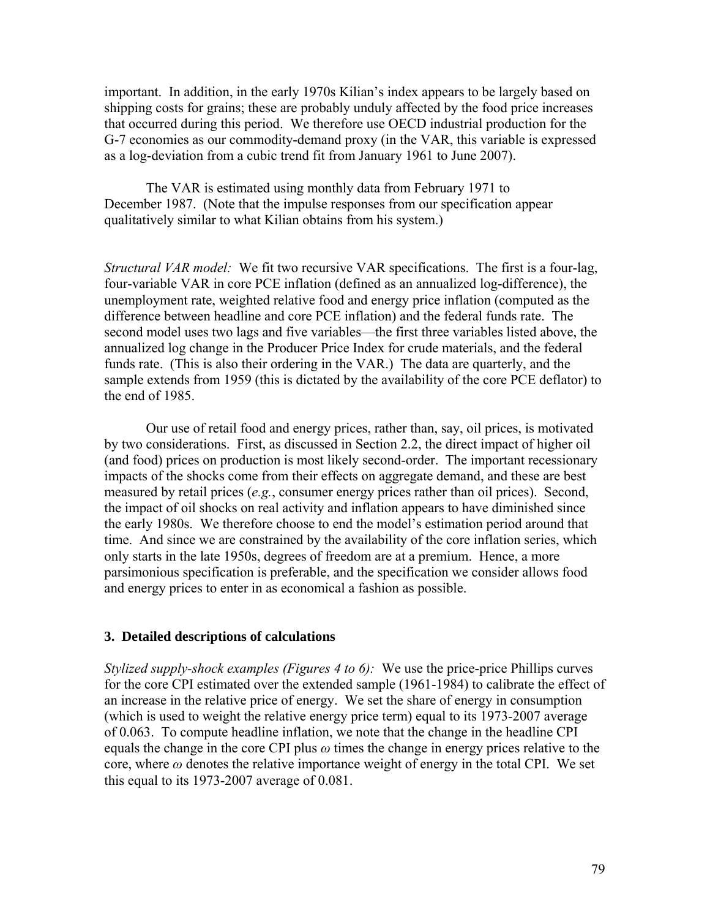important. In addition, in the early 1970s Kilian's index appears to be largely based on shipping costs for grains; these are probably unduly affected by the food price increases that occurred during this period. We therefore use OECD industrial production for the G-7 economies as our commodity-demand proxy (in the VAR, this variable is expressed as a log-deviation from a cubic trend fit from January 1961 to June 2007).

The VAR is estimated using monthly data from February 1971 to December 1987. (Note that the impulse responses from our specification appear qualitatively similar to what Kilian obtains from his system.)

*Structural VAR model:* We fit two recursive VAR specifications. The first is a four-lag, four-variable VAR in core PCE inflation (defined as an annualized log-difference), the unemployment rate, weighted relative food and energy price inflation (computed as the difference between headline and core PCE inflation) and the federal funds rate. The second model uses two lags and five variables—the first three variables listed above, the annualized log change in the Producer Price Index for crude materials, and the federal funds rate. (This is also their ordering in the VAR.) The data are quarterly, and the sample extends from 1959 (this is dictated by the availability of the core PCE deflator) to the end of 1985.

Our use of retail food and energy prices, rather than, say, oil prices, is motivated by two considerations. First, as discussed in Section 2.2, the direct impact of higher oil (and food) prices on production is most likely second-order. The important recessionary impacts of the shocks come from their effects on aggregate demand, and these are best measured by retail prices (*e.g.*, consumer energy prices rather than oil prices). Second, the impact of oil shocks on real activity and inflation appears to have diminished since the early 1980s. We therefore choose to end the model's estimation period around that time. And since we are constrained by the availability of the core inflation series, which only starts in the late 1950s, degrees of freedom are at a premium. Hence, a more parsimonious specification is preferable, and the specification we consider allows food and energy prices to enter in as economical a fashion as possible.

### 3. Detailed descriptions of calculations

*Stylized supply-shock examples (Figures 4 to 6):* We use the price-price Phillips curves for the core CPI estimated over the extended sample (1961-1984) to calibrate the effect of an increase in the relative price of energy. We set the share of energy in consumption (which is used to weight the relative energy price term) equal to its 1973-2007 average of 0.063. To compute headline inflation, we note that the change in the headline CPI equals the change in the core CPI plus $\omega$ times the change in energy prices relative to the core, where $\omega$ denotes the relative importance weight of energy in the total CPI. We set this equal to its 1973-2007 average of 0.081.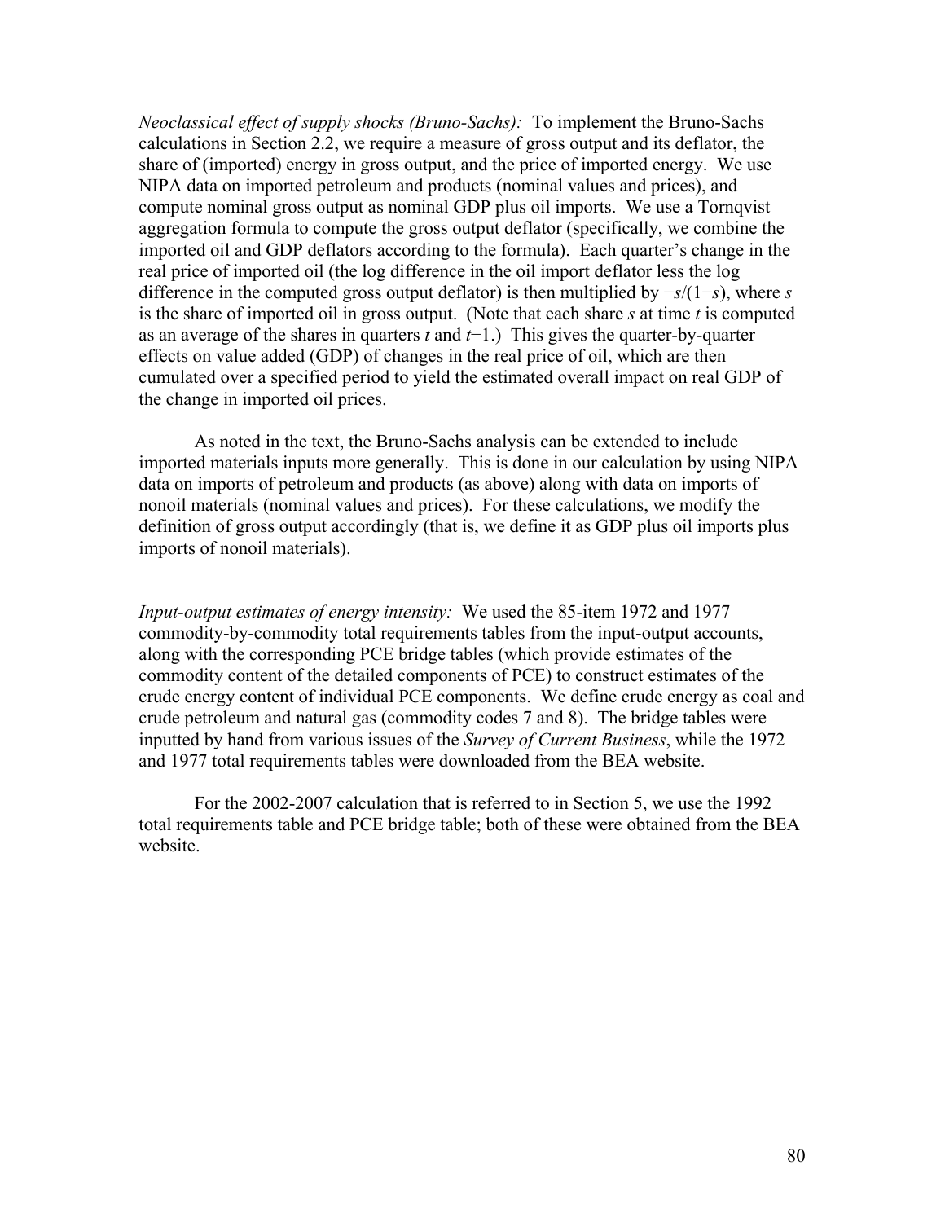*Neoclassical effect of supply shocks (Bruno-Sachs):* To implement the Bruno-Sachs calculations in Section 2.2, we require a measure of gross output and its deflator, the share of (imported) energy in gross output, and the price of imported energy. We use NIPA data on imported petroleum and products (nominal values and prices), and compute nominal gross output as nominal GDP plus oil imports. We use a Tornqvist aggregation formula to compute the gross output deflator (specifically, we combine the imported oil and GDP deflators according to the formula). Each quarter's change in the real price of imported oil (the log difference in the oil import deflator less the log difference in the computed gross output deflator) is then multiplied by $-s/(1-s)$, where $s$ is the share of imported oil in gross output. (Note that each share $s$ at time $t$ is computed as an average of the shares in quarters $t$ and $t-1$.) This gives the quarter-by-quarter effects on value added (GDP) of changes in the real price of oil, which are then cumulated over a specified period to yield the estimated overall impact on real GDP of the change in imported oil prices.

As noted in the text, the Bruno-Sachs analysis can be extended to include imported materials inputs more generally. This is done in our calculation by using NIPA data on imports of petroleum and products (as above) along with data on imports of nonoil materials (nominal values and prices). For these calculations, we modify the definition of gross output accordingly (that is, we define it as GDP plus oil imports plus imports of nonoil materials).

*Input-output estimates of energy intensity:* We used the 85-item 1972 and 1977 commodity-by-commodity total requirements tables from the input-output accounts, along with the corresponding PCE bridge tables (which provide estimates of the commodity content of the detailed components of PCE) to construct estimates of the crude energy content of individual PCE components. We define crude energy as coal and crude petroleum and natural gas (commodity codes 7 and 8). The bridge tables were inputted by hand from various issues of the *Survey of Current Business*, while the 1972 and 1977 total requirements tables were downloaded from the BEA website.

For the 2002-2007 calculation that is referred to in Section 5, we use the 1992 total requirements table and PCE bridge table; both of these were obtained from the BEA website.